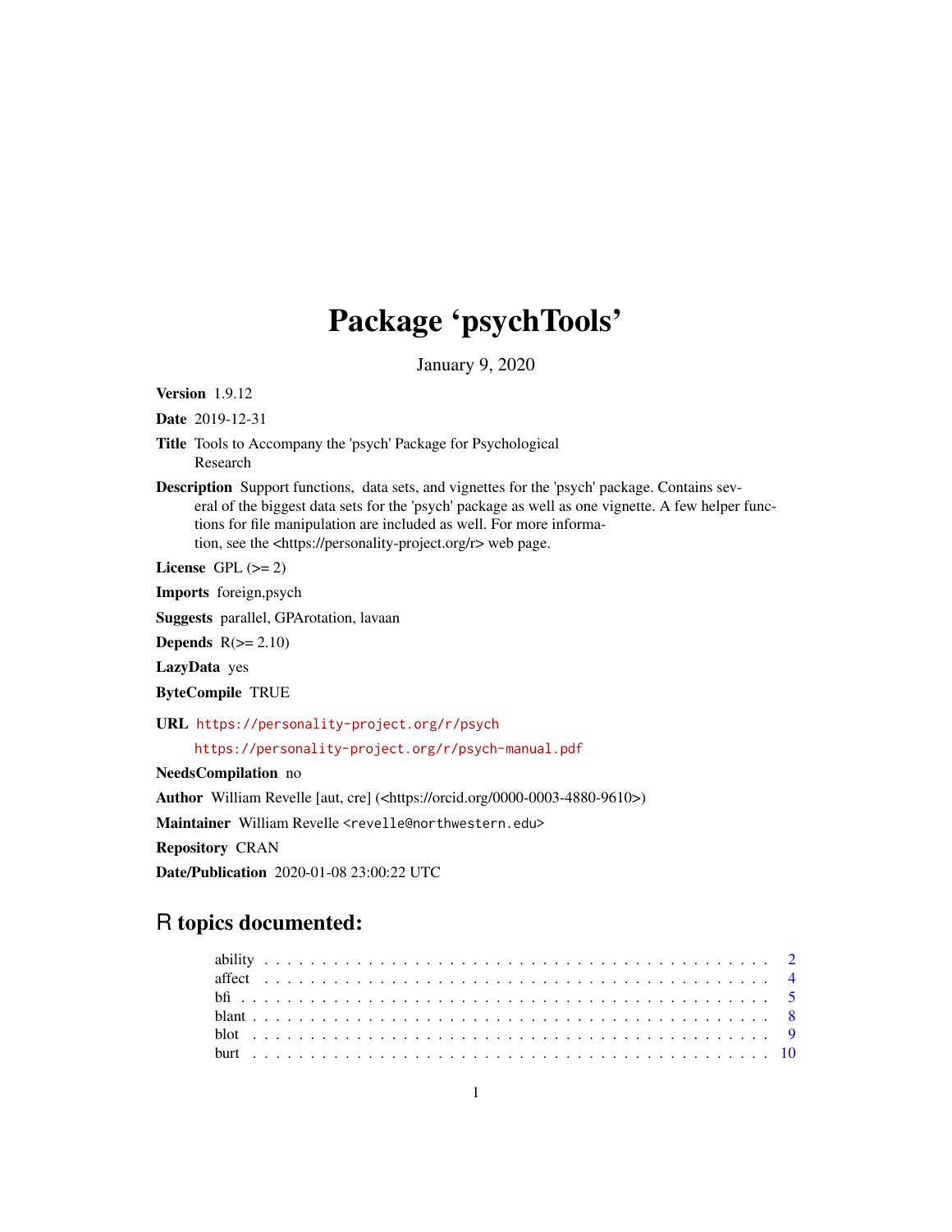# Package 'psychTools'

January 9, 2020

**Version** 1.9.12

**Date** 2019-12-31

**Title** Tools to Accompany the 'psych' Package for Psychological Research

**Description** Support functions, data sets, and vignettes for the 'psych' package. Contains several of the biggest data sets for the 'psych' package as well as one vignette. A few helper functions for file manipulation are included as well. For more information, see the <https://personality-project.org/r> web page.

**License** GPL (>= 2)

**Imports** foreign,psych

**Suggests** parallel, GPArotation, lavaan

**Depends** R(>= 2.10)

**LazyData** yes

**ByteCompile** TRUE

**URL** https://personality-project.org/r/psych

https://personality-project.org/r/psych-manual.pdf

**NeedsCompilation** no

**Author** William Revelle [aut, cre] (<https://orcid.org/0000-0003-4880-9610>)

**Maintainer** William Revelle <revelle@northwestern.edu>

**Repository** CRAN

**Date/Publication** 2020-01-08 23:00:22 UTC

## R topics documented:

| | |
|---|---|
| ability | 2 |
| affect | 4 |
| bfi | 5 |
| blant | 8 |
| blot | 9 |
| burt | 10 |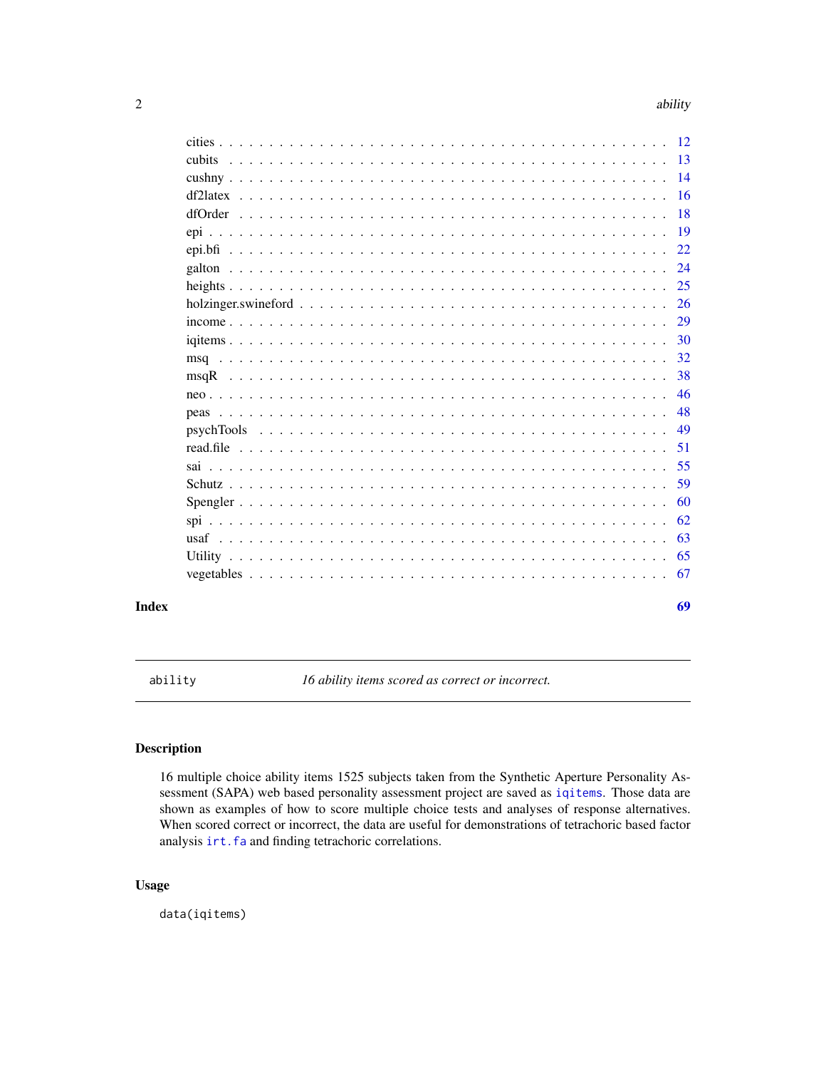cities . . . . . . . . . . . . . . . . . . . . . . . . . . . . . . . . . . . . . . . . . 12
cubits . . . . . . . . . . . . . . . . . . . . . . . . . . . . . . . . . . . . . . . . . 13
cushny . . . . . . . . . . . . . . . . . . . . . . . . . . . . . . . . . . . . . . . . . 14
df2latex . . . . . . . . . . . . . . . . . . . . . . . . . . . . . . . . . . . . . . . . 16
dfOrder . . . . . . . . . . . . . . . . . . . . . . . . . . . . . . . . . . . . . . . . 18
epi . . . . . . . . . . . . . . . . . . . . . . . . . . . . . . . . . . . . . . . . . . . 19
epi.bfi . . . . . . . . . . . . . . . . . . . . . . . . . . . . . . . . . . . . . . . . . 22
galton . . . . . . . . . . . . . . . . . . . . . . . . . . . . . . . . . . . . . . . . . 24
heights . . . . . . . . . . . . . . . . . . . . . . . . . . . . . . . . . . . . . . . . 25
holzinger.swineford . . . . . . . . . . . . . . . . . . . . . . . . . . . . . . . . . . 26
income . . . . . . . . . . . . . . . . . . . . . . . . . . . . . . . . . . . . . . . . . 29
iqitems . . . . . . . . . . . . . . . . . . . . . . . . . . . . . . . . . . . . . . . . 30
msq . . . . . . . . . . . . . . . . . . . . . . . . . . . . . . . . . . . . . . . . . . . 32
msqR . . . . . . . . . . . . . . . . . . . . . . . . . . . . . . . . . . . . . . . . . . 38
neo . . . . . . . . . . . . . . . . . . . . . . . . . . . . . . . . . . . . . . . . . . . 46
peas . . . . . . . . . . . . . . . . . . . . . . . . . . . . . . . . . . . . . . . . . . 48
psychTools . . . . . . . . . . . . . . . . . . . . . . . . . . . . . . . . . . . . . . . 49
read.file . . . . . . . . . . . . . . . . . . . . . . . . . . . . . . . . . . . . . . . . 51
sai . . . . . . . . . . . . . . . . . . . . . . . . . . . . . . . . . . . . . . . . . . . 55
Schutz . . . . . . . . . . . . . . . . . . . . . . . . . . . . . . . . . . . . . . . . . 59
Spengler . . . . . . . . . . . . . . . . . . . . . . . . . . . . . . . . . . . . . . . . 60
spi . . . . . . . . . . . . . . . . . . . . . . . . . . . . . . . . . . . . . . . . . . . 62
usaf . . . . . . . . . . . . . . . . . . . . . . . . . . . . . . . . . . . . . . . . . . 63
Utility . . . . . . . . . . . . . . . . . . . . . . . . . . . . . . . . . . . . . . . . . 65
vegetables . . . . . . . . . . . . . . . . . . . . . . . . . . . . . . . . . . . . . . . 67

**Index** **69**

---

`ability` *16 ability items scored as correct or incorrect.*

---

## Description

16 multiple choice ability items 1525 subjects taken from the Synthetic Aperture Personality Assessment (SAPA) web based personality assessment project are saved as `iqitems`. Those data are shown as examples of how to score multiple choice tests and analyses of response alternatives. When scored correct or incorrect, the data are useful for demonstrations of tetrachoric based factor analysis `irt.fa` and finding tetrachoric correlations.

## Usage

```
data(iqitems)
```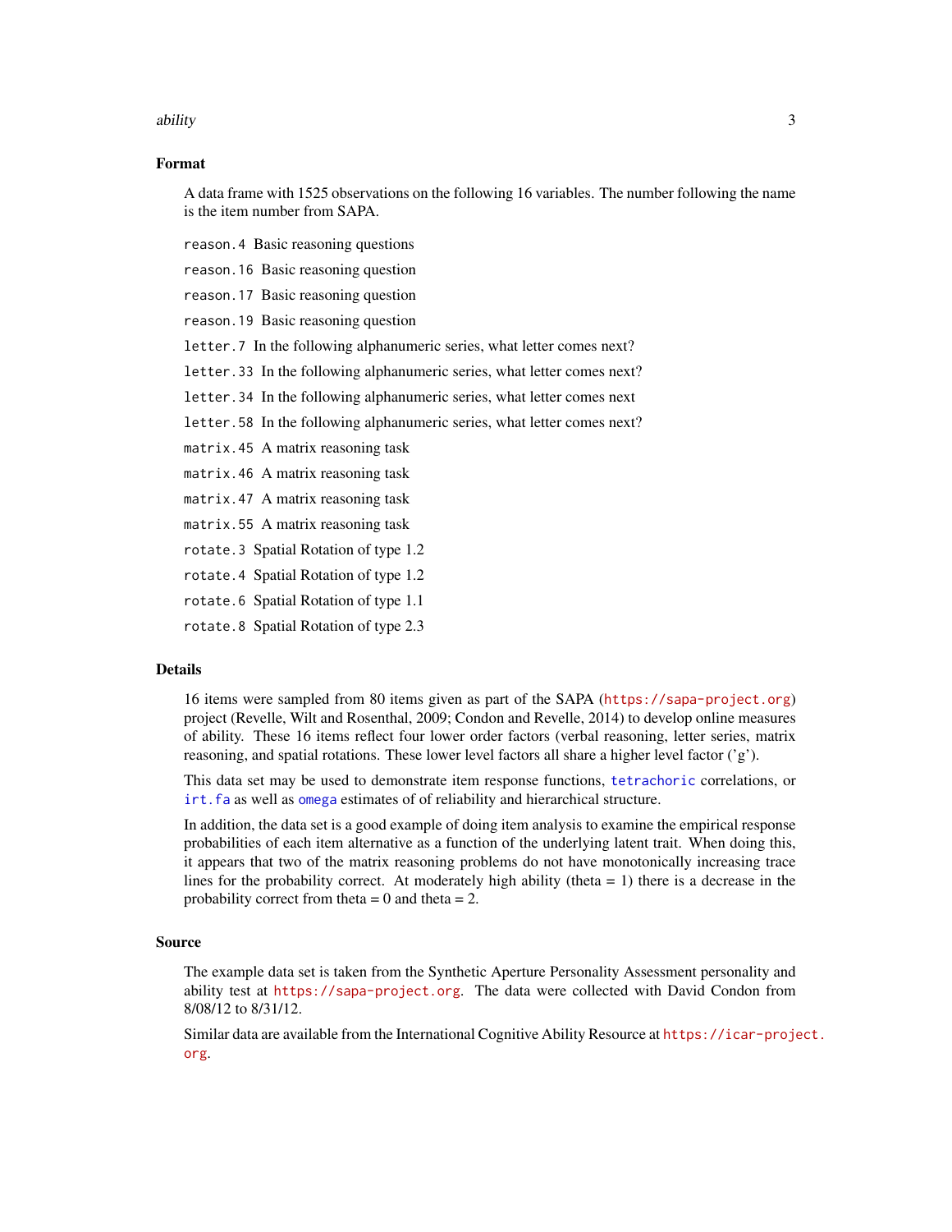## Format

A data frame with 1525 observations on the following 16 variables. The number following the name is the item number from SAPA.

- `reason.4` Basic reasoning questions
- `reason.16` Basic reasoning question
- `reason.17` Basic reasoning question
- `reason.19` Basic reasoning question
- `letter.7` In the following alphanumeric series, what letter comes next?
- `letter.33` In the following alphanumeric series, what letter comes next?
- `letter.34` In the following alphanumeric series, what letter comes next
- `letter.58` In the following alphanumeric series, what letter comes next?
- `matrix.45` A matrix reasoning task
- `matrix.46` A matrix reasoning task
- `matrix.47` A matrix reasoning task
- `matrix.55` A matrix reasoning task
- `rotate.3` Spatial Rotation of type 1.2
- `rotate.4` Spatial Rotation of type 1.2
- `rotate.6` Spatial Rotation of type 1.1
- `rotate.8` Spatial Rotation of type 2.3

## Details

16 items were sampled from 80 items given as part of the SAPA (https://sapa-project.org) project (Revelle, Wilt and Rosenthal, 2009; Condon and Revelle, 2014) to develop online measures of ability. These 16 items reflect four lower order factors (verbal reasoning, letter series, matrix reasoning, and spatial rotations. These lower level factors all share a higher level factor ('g').

This data set may be used to demonstrate item response functions, `tetrachoric` correlations, or `irt.fa` as well as `omega` estimates of of reliability and hierarchical structure.

In addition, the data set is a good example of doing item analysis to examine the empirical response probabilities of each item alternative as a function of the underlying latent trait. When doing this, it appears that two of the matrix reasoning problems do not have monotonically increasing trace lines for the probability correct. At moderately high ability (theta = 1) there is a decrease in the probability correct from theta = 0 and theta = 2.

## Source

The example data set is taken from the Synthetic Aperture Personality Assessment personality and ability test at https://sapa-project.org. The data were collected with David Condon from 8/08/12 to 8/31/12.

Similar data are available from the International Cognitive Ability Resource at https://icar-project.org.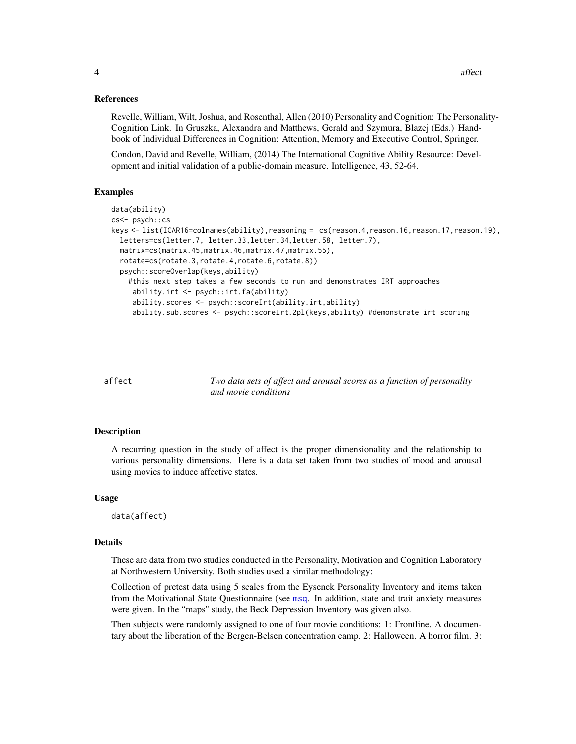### References

Revelle, William, Wilt, Joshua, and Rosenthal, Allen (2010) Personality and Cognition: The Personality-Cognition Link. In Gruszka, Alexandra and Matthews, Gerald and Szymura, Blazej (Eds.) Handbook of Individual Differences in Cognition: Attention, Memory and Executive Control, Springer.

Condon, David and Revelle, William, (2014) The International Cognitive Ability Resource: Development and initial validation of a public-domain measure. Intelligence, 43, 52-64.

### Examples

```
data(ability)
cs<- psych::cs
keys <- list(ICAR16=colnames(ability),reasoning = cs(reason.4,reason.16,reason.17,reason.19),
  letters=cs(letter.7, letter.33,letter.34,letter.58, letter.7),
  matrix=cs(matrix.45,matrix.46,matrix.47,matrix.55),
  rotate=cs(rotate.3,rotate.4,rotate.6,rotate.8))
  psych::scoreOverlap(keys,ability)
    #this next step takes a few seconds to run and demonstrates IRT approaches
     ability.irt <- psych::irt.fa(ability)
     ability.scores <- psych::scoreIrt(ability.irt,ability)
     ability.sub.scores <- psych::scoreIrt.2pl(keys,ability) #demonstrate irt scoring
```

---

## affect — *Two data sets of affect and arousal scores as a function of personality and movie conditions*

### Description

A recurring question in the study of affect is the proper dimensionality and the relationship to various personality dimensions. Here is a data set taken from two studies of mood and arousal using movies to induce affective states.

### Usage

```
data(affect)
```

### Details

These are data from two studies conducted in the Personality, Motivation and Cognition Laboratory at Northwestern University. Both studies used a similar methodology:

Collection of pretest data using 5 scales from the Eysenck Personality Inventory and items taken from the Motivational State Questionnaire (see msq. In addition, state and trait anxiety measures were given. In the "maps" study, the Beck Depression Inventory was given also.

Then subjects were randomly assigned to one of four movie conditions: 1: Frontline. A documentary about the liberation of the Bergen-Belsen concentration camp. 2: Halloween. A horror film. 3: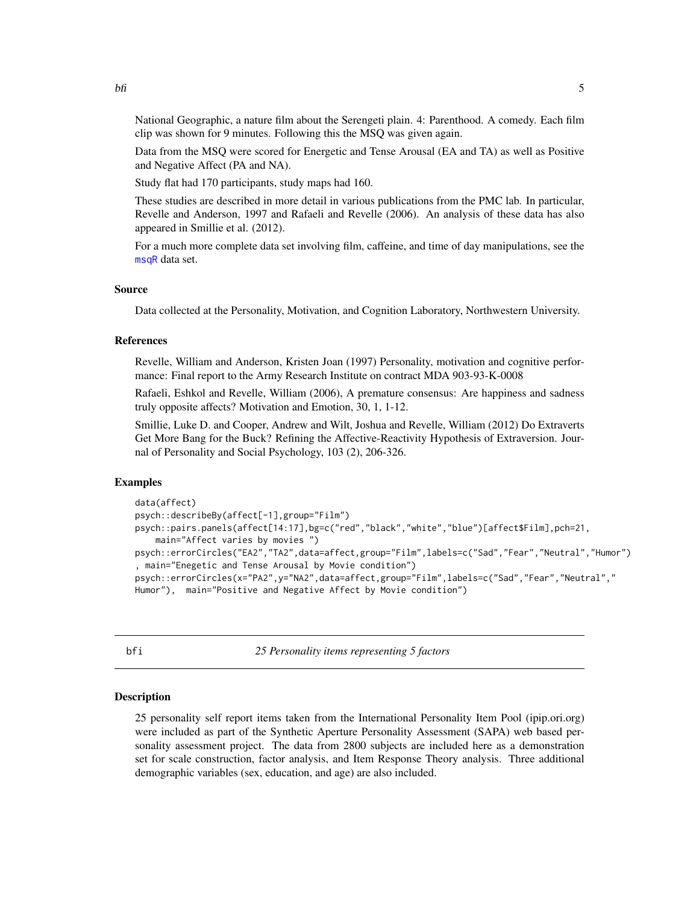National Geographic, a nature film about the Serengeti plain. 4: Parenthood. A comedy. Each film clip was shown for 9 minutes. Following this the MSQ was given again.

Data from the MSQ were scored for Energetic and Tense Arousal (EA and TA) as well as Positive and Negative Affect (PA and NA).

Study flat had 170 participants, study maps had 160.

These studies are described in more detail in various publications from the PMC lab. In particular, Revelle and Anderson, 1997 and Rafaeli and Revelle (2006). An analysis of these data has also appeared in Smillie et al. (2012).

For a much more complete data set involving film, caffeine, and time of day manipulations, see the msqR data set.

### Source

Data collected at the Personality, Motivation, and Cognition Laboratory, Northwestern University.

### References

Revelle, William and Anderson, Kristen Joan (1997) Personality, motivation and cognitive performance: Final report to the Army Research Institute on contract MDA 903-93-K-0008

Rafaeli, Eshkol and Revelle, William (2006), A premature consensus: Are happiness and sadness truly opposite affects? Motivation and Emotion, 30, 1, 1-12.

Smillie, Luke D. and Cooper, Andrew and Wilt, Joshua and Revelle, William (2012) Do Extraverts Get More Bang for the Buck? Refining the Affective-Reactivity Hypothesis of Extraversion. Journal of Personality and Social Psychology, 103 (2), 206-326.

### Examples

```
data(affect)
psych::describeBy(affect[-1],group="Film")
psych::pairs.panels(affect[14:17],bg=c("red","black","white","blue")[affect$Film],pch=21,
    main="Affect varies by movies ")
psych::errorCircles("EA2","TA2",data=affect,group="Film",labels=c("Sad","Fear","Neutral","Humor")
, main="Enegetic and Tense Arousal by Movie condition")
psych::errorCircles(x="PA2",y="NA2",data=affect,group="Film",labels=c("Sad","Fear","Neutral","
Humor"),  main="Positive and Negative Affect by Movie condition")
```

---

## bfi — *25 Personality items representing 5 factors*

### Description

25 personality self report items taken from the International Personality Item Pool (ipip.ori.org) were included as part of the Synthetic Aperture Personality Assessment (SAPA) web based personality assessment project. The data from 2800 subjects are included here as a demonstration set for scale construction, factor analysis, and Item Response Theory analysis. Three additional demographic variables (sex, education, and age) are also included.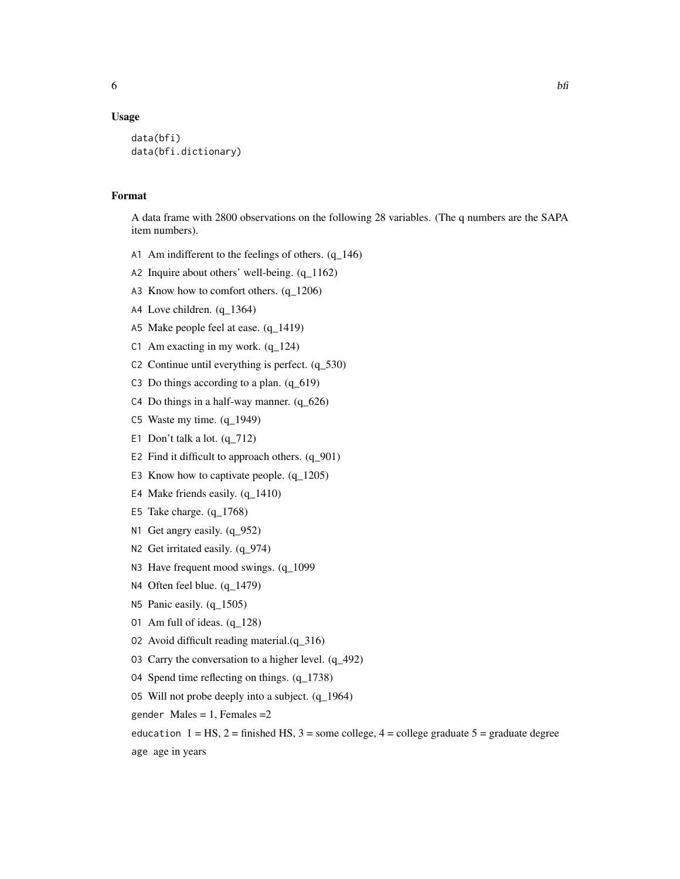### Usage

```
data(bfi)
data(bfi.dictionary)
```

### Format

A data frame with 2800 observations on the following 28 variables. (The q numbers are the SAPA item numbers).

- `A1` Am indifferent to the feelings of others. (q_146)
- `A2` Inquire about others' well-being. (q_1162)
- `A3` Know how to comfort others. (q_1206)
- `A4` Love children. (q_1364)
- `A5` Make people feel at ease. (q_1419)
- `C1` Am exacting in my work. (q_124)
- `C2` Continue until everything is perfect. (q_530)
- `C3` Do things according to a plan. (q_619)
- `C4` Do things in a half-way manner. (q_626)
- `C5` Waste my time. (q_1949)
- `E1` Don't talk a lot. (q_712)
- `E2` Find it difficult to approach others. (q_901)
- `E3` Know how to captivate people. (q_1205)
- `E4` Make friends easily. (q_1410)
- `E5` Take charge. (q_1768)
- `N1` Get angry easily. (q_952)
- `N2` Get irritated easily. (q_974)
- `N3` Have frequent mood swings. (q_1099
- `N4` Often feel blue. (q_1479)
- `N5` Panic easily. (q_1505)
- `O1` Am full of ideas. (q_128)
- `O2` Avoid difficult reading material.(q_316)
- `O3` Carry the conversation to a higher level. (q_492)
- `O4` Spend time reflecting on things. (q_1738)
- `O5` Will not probe deeply into a subject. (q_1964)
- `gender` Males = 1, Females =2
- `education` 1 = HS, 2 = finished HS, 3 = some college, 4 = college graduate 5 = graduate degree
- `age` age in years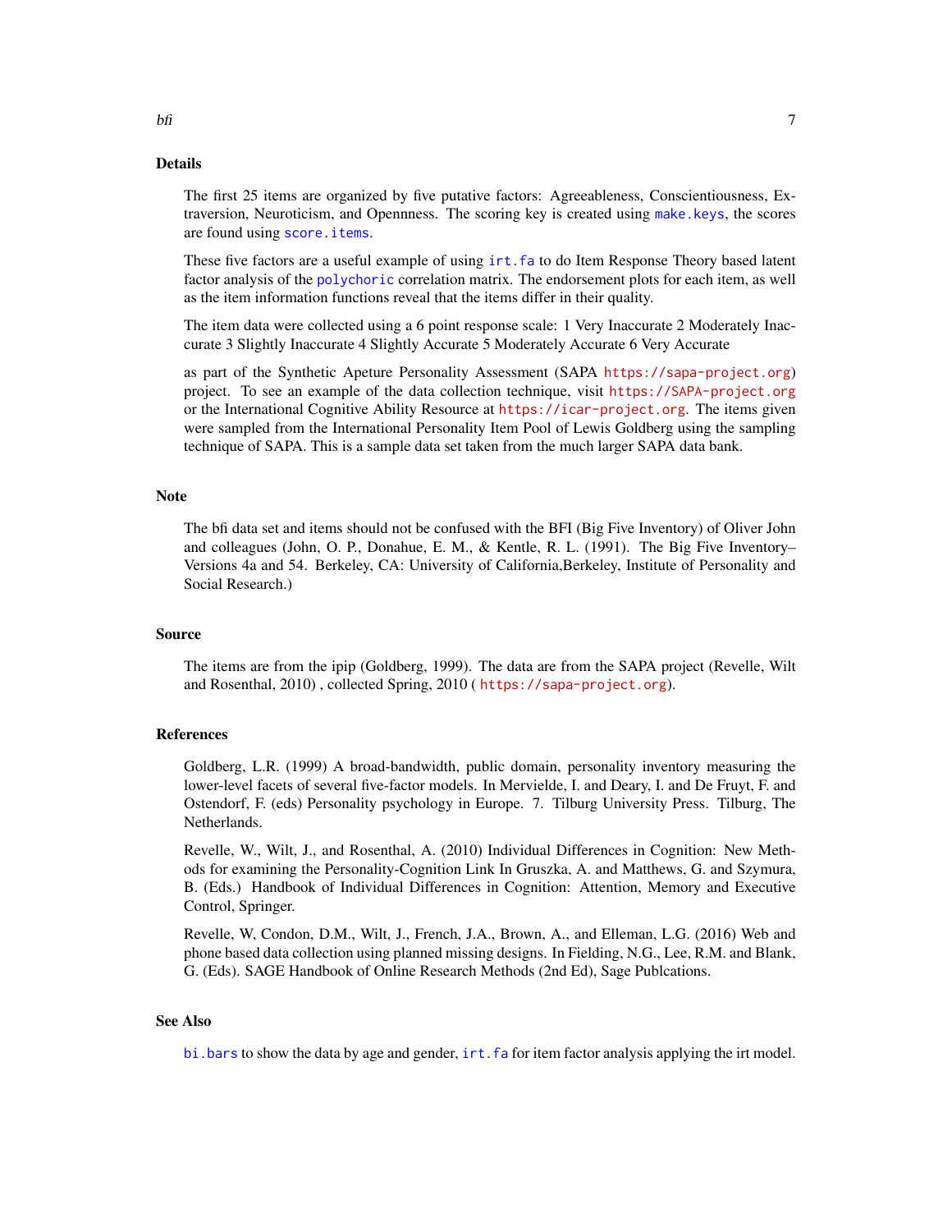## Details

The first 25 items are organized by five putative factors: Agreeableness, Conscientiousness, Extraversion, Neuroticism, and Opennness. The scoring key is created using `make.keys`, the scores are found using `score.items`.

These five factors are a useful example of using `irt.fa` to do Item Response Theory based latent factor analysis of the `polychoric` correlation matrix. The endorsement plots for each item, as well as the item information functions reveal that the items differ in their quality.

The item data were collected using a 6 point response scale: 1 Very Inaccurate 2 Moderately Inaccurate 3 Slightly Inaccurate 4 Slightly Accurate 5 Moderately Accurate 6 Very Accurate

as part of the Synthetic Apeture Personality Assessment (SAPA `https://sapa-project.org`) project. To see an example of the data collection technique, visit `https://SAPA-project.org` or the International Cognitive Ability Resource at `https://icar-project.org`. The items given were sampled from the International Personality Item Pool of Lewis Goldberg using the sampling technique of SAPA. This is a sample data set taken from the much larger SAPA data bank.

## Note

The bfi data set and items should not be confused with the BFI (Big Five Inventory) of Oliver John and colleagues (John, O. P., Donahue, E. M., & Kentle, R. L. (1991). The Big Five Inventory–Versions 4a and 54. Berkeley, CA: University of California,Berkeley, Institute of Personality and Social Research.)

## Source

The items are from the ipip (Goldberg, 1999). The data are from the SAPA project (Revelle, Wilt and Rosenthal, 2010) , collected Spring, 2010 ( `https://sapa-project.org`).

## References

Goldberg, L.R. (1999) A broad-bandwidth, public domain, personality inventory measuring the lower-level facets of several five-factor models. In Mervielde, I. and Deary, I. and De Fruyt, F. and Ostendorf, F. (eds) Personality psychology in Europe. 7. Tilburg University Press. Tilburg, The Netherlands.

Revelle, W., Wilt, J., and Rosenthal, A. (2010) Individual Differences in Cognition: New Methods for examining the Personality-Cognition Link In Gruszka, A. and Matthews, G. and Szymura, B. (Eds.) Handbook of Individual Differences in Cognition: Attention, Memory and Executive Control, Springer.

Revelle, W, Condon, D.M., Wilt, J., French, J.A., Brown, A., and Elleman, L.G. (2016) Web and phone based data collection using planned missing designs. In Fielding, N.G., Lee, R.M. and Blank, G. (Eds). SAGE Handbook of Online Research Methods (2nd Ed), Sage Publcations.

## See Also

`bi.bars` to show the data by age and gender, `irt.fa` for item factor analysis applying the irt model.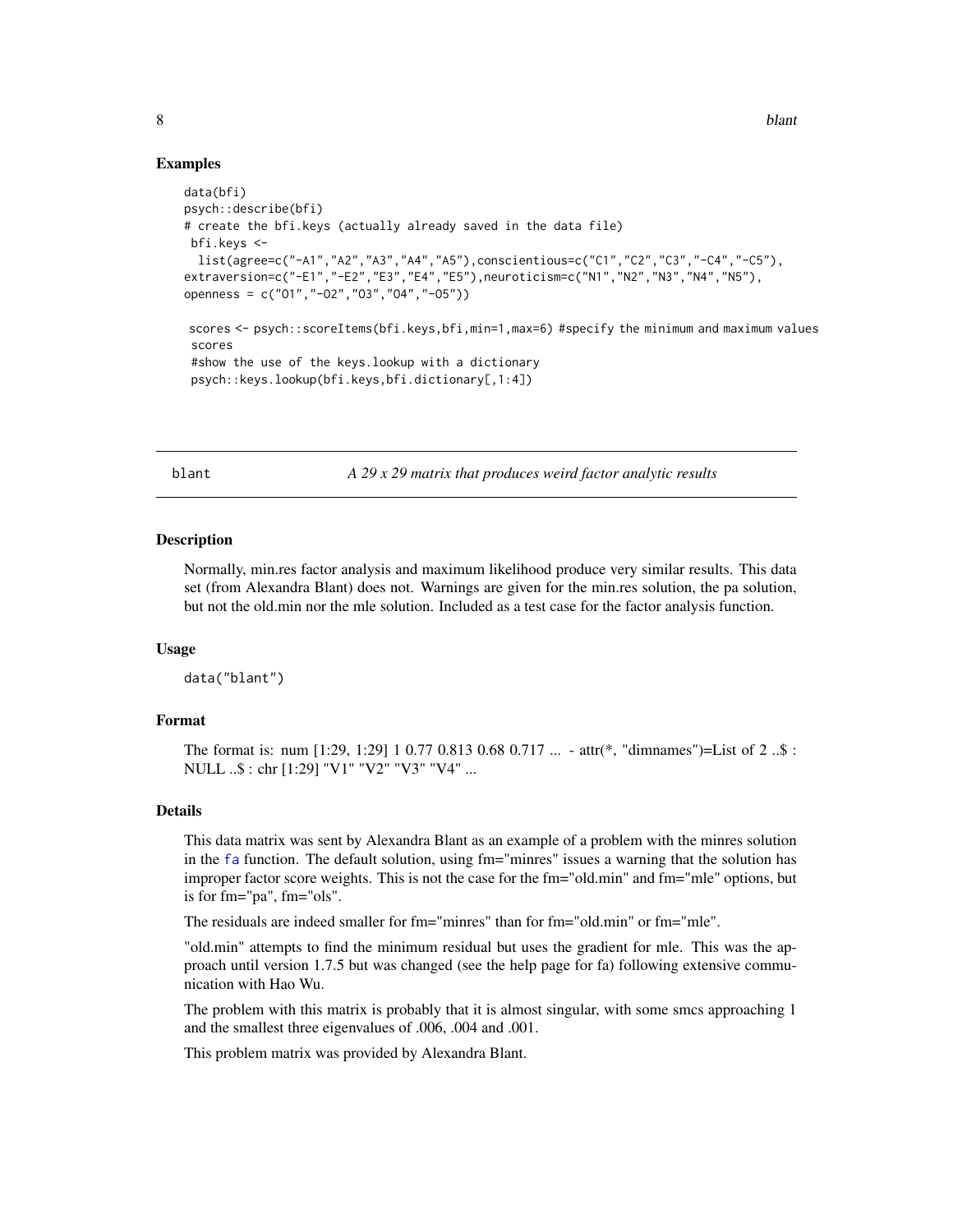## Examples

```
data(bfi)
psych::describe(bfi)
# create the bfi.keys (actually already saved in the data file)
 bfi.keys <-
  list(agree=c("-A1","A2","A3","A4","A5"),conscientious=c("C1","C2","C3","-C4","-C5"),
extraversion=c("-E1","-E2","E3","E4","E5"),neuroticism=c("N1","N2","N3","N4","N5"),
openness = c("O1","-O2","O3","O4","-O5"))

 scores <- psych::scoreItems(bfi.keys,bfi,min=1,max=6) #specify the minimum and maximum values
 scores
 #show the use of the keys.lookup with a dictionary
 psych::keys.lookup(bfi.keys,bfi.dictionary[,1:4])
```

---

# blant — *A 29 x 29 matrix that produces weird factor analytic results*

---

## Description

Normally, min.res factor analysis and maximum likelihood produce very similar results. This data set (from Alexandra Blant) does not. Warnings are given for the min.res solution, the pa solution, but not the old.min nor the mle solution. Included as a test case for the factor analysis function.

## Usage

```
data("blant")
```

## Format

The format is: num [1:29, 1:29] 1 0.77 0.813 0.68 0.717 ... - attr(*, "dimnames")=List of 2 ..$ : NULL ..$ : chr [1:29] "V1" "V2" "V3" "V4" ...

## Details

This data matrix was sent by Alexandra Blant as an example of a problem with the minres solution in the fa function. The default solution, using fm="minres" issues a warning that the solution has improper factor score weights. This is not the case for the fm="old.min" and fm="mle" options, but is for fm="pa", fm="ols".

The residuals are indeed smaller for fm="minres" than for fm="old.min" or fm="mle".

"old.min" attempts to find the minimum residual but uses the gradient for mle. This was the approach until version 1.7.5 but was changed (see the help page for fa) following extensive communication with Hao Wu.

The problem with this matrix is probably that it is almost singular, with some smcs approaching 1 and the smallest three eigenvalues of .006, .004 and .001.

This problem matrix was provided by Alexandra Blant.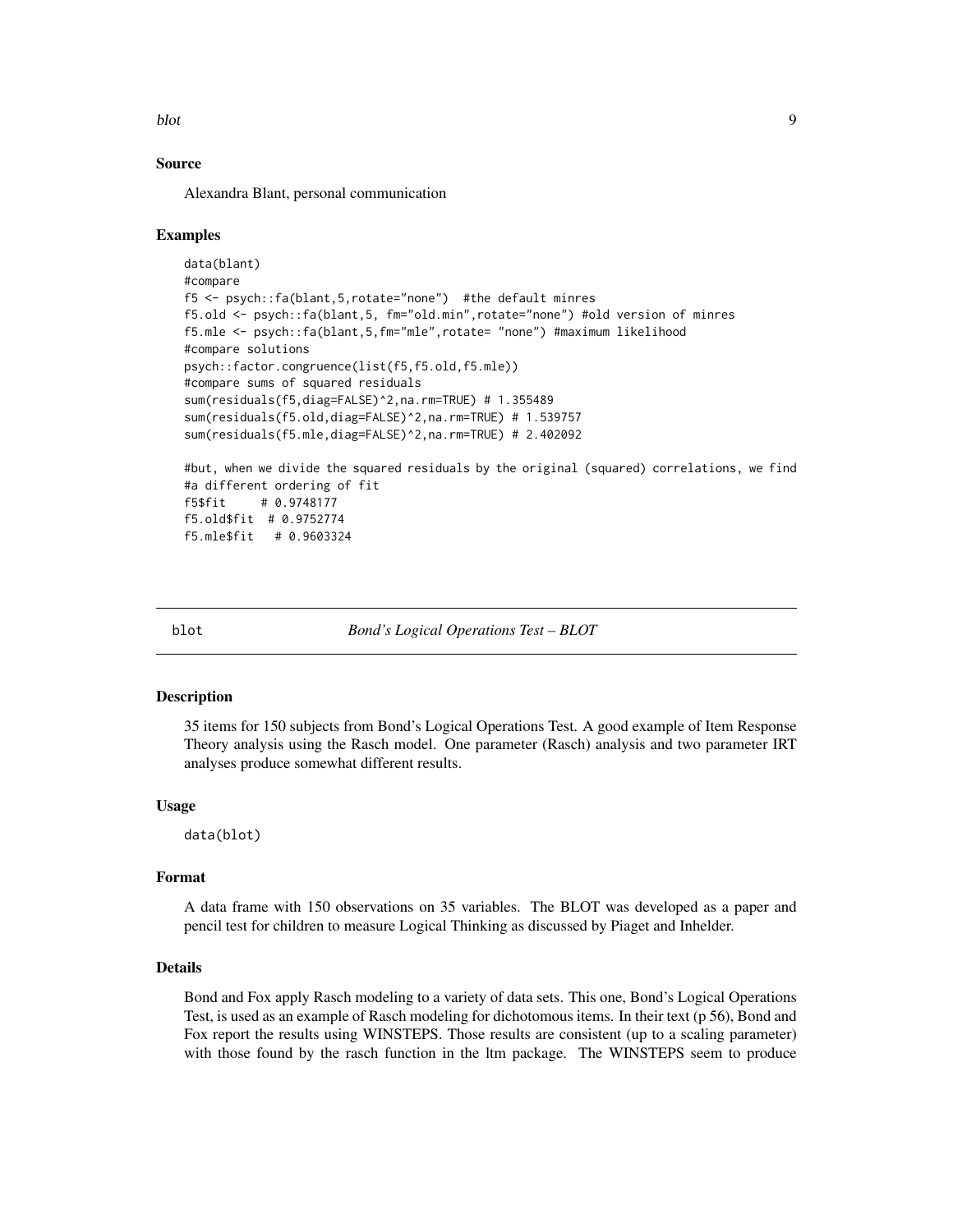### Source

Alexandra Blant, personal communication

### Examples

```
data(blant)
#compare
f5 <- psych::fa(blant,5,rotate="none")  #the default minres
f5.old <- psych::fa(blant,5, fm="old.min",rotate="none") #old version of minres
f5.mle <- psych::fa(blant,5,fm="mle",rotate= "none") #maximum likelihood
#compare solutions
psych::factor.congruence(list(f5,f5.old,f5.mle))
#compare sums of squared residuals
sum(residuals(f5,diag=FALSE)^2,na.rm=TRUE) # 1.355489
sum(residuals(f5.old,diag=FALSE)^2,na.rm=TRUE) # 1.539757
sum(residuals(f5.mle,diag=FALSE)^2,na.rm=TRUE) # 2.402092

#but, when we divide the squared residuals by the original (squared) correlations, we find
#a different ordering of fit
f5$fit     # 0.9748177
f5.old$fit  # 0.9752774
f5.mle$fit   # 0.9603324
```

---

## blot — *Bond's Logical Operations Test – BLOT*

### Description

35 items for 150 subjects from Bond's Logical Operations Test. A good example of Item Response Theory analysis using the Rasch model. One parameter (Rasch) analysis and two parameter IRT analyses produce somewhat different results.

### Usage

```
data(blot)
```

### Format

A data frame with 150 observations on 35 variables. The BLOT was developed as a paper and pencil test for children to measure Logical Thinking as discussed by Piaget and Inhelder.

### Details

Bond and Fox apply Rasch modeling to a variety of data sets. This one, Bond's Logical Operations Test, is used as an example of Rasch modeling for dichotomous items. In their text (p 56), Bond and Fox report the results using WINSTEPS. Those results are consistent (up to a scaling parameter) with those found by the rasch function in the ltm package. The WINSTEPS seem to produce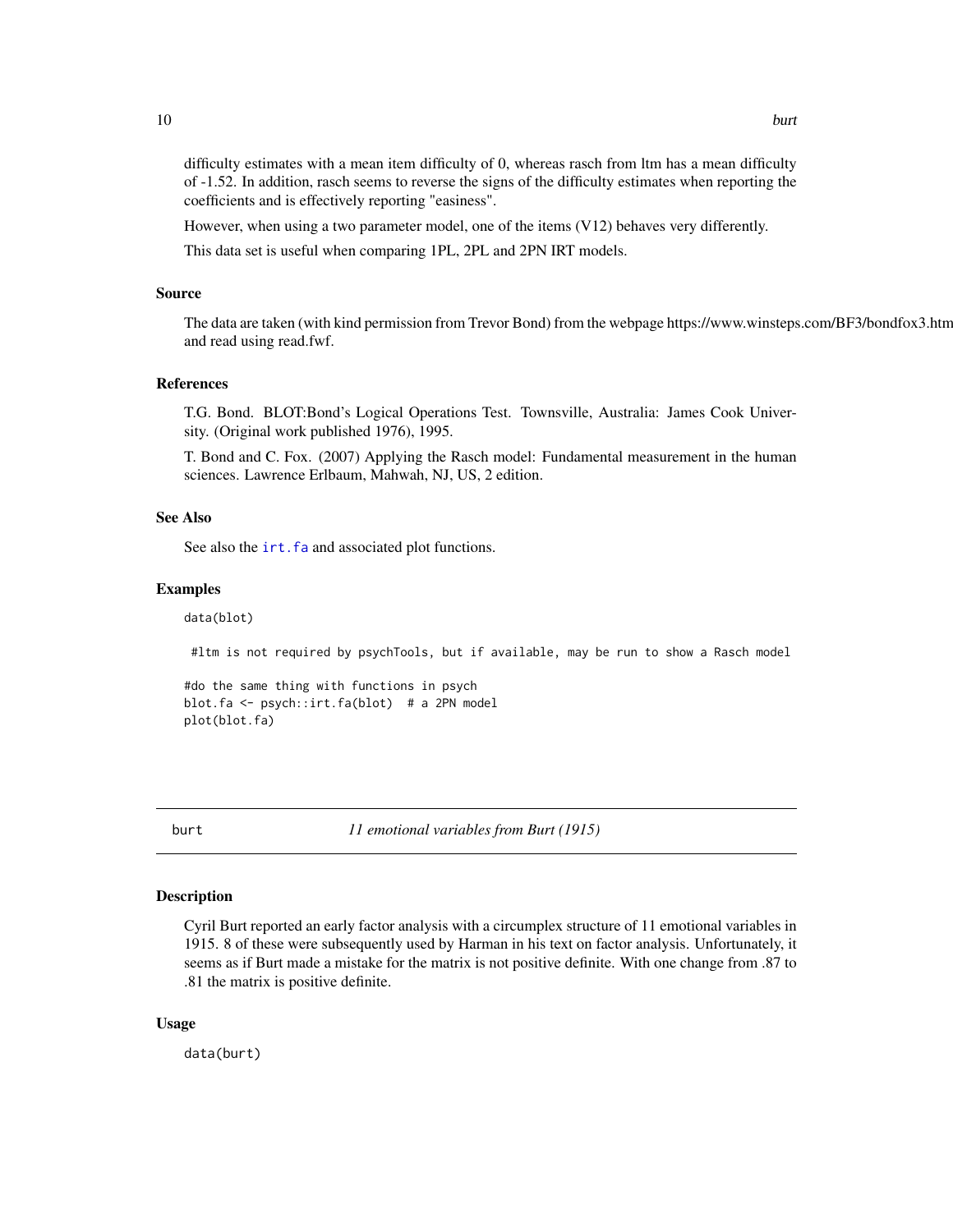difficulty estimates with a mean item difficulty of 0, whereas rasch from ltm has a mean difficulty of -1.52. In addition, rasch seems to reverse the signs of the difficulty estimates when reporting the coefficients and is effectively reporting "easiness".

However, when using a two parameter model, one of the items (V12) behaves very differently.

This data set is useful when comparing 1PL, 2PL and 2PN IRT models.

### Source

The data are taken (with kind permission from Trevor Bond) from the webpage https://www.winsteps.com/BF3/bondfox3.htm and read using read.fwf.

### References

T.G. Bond. BLOT:Bond's Logical Operations Test. Townsville, Australia: James Cook University. (Original work published 1976), 1995.

T. Bond and C. Fox. (2007) Applying the Rasch model: Fundamental measurement in the human sciences. Lawrence Erlbaum, Mahwah, NJ, US, 2 edition.

### See Also

See also the irt.fa and associated plot functions.

### Examples

```
data(blot)

 #ltm is not required by psychTools, but if available, may be run to show a Rasch model

#do the same thing with functions in psych
blot.fa <- psych::irt.fa(blot)  # a 2PN model
plot(blot.fa)
```

---

## burt — *11 emotional variables from Burt (1915)*

### Description

Cyril Burt reported an early factor analysis with a circumplex structure of 11 emotional variables in 1915. 8 of these were subsequently used by Harman in his text on factor analysis. Unfortunately, it seems as if Burt made a mistake for the matrix is not positive definite. With one change from .87 to .81 the matrix is positive definite.

### Usage

```
data(burt)
```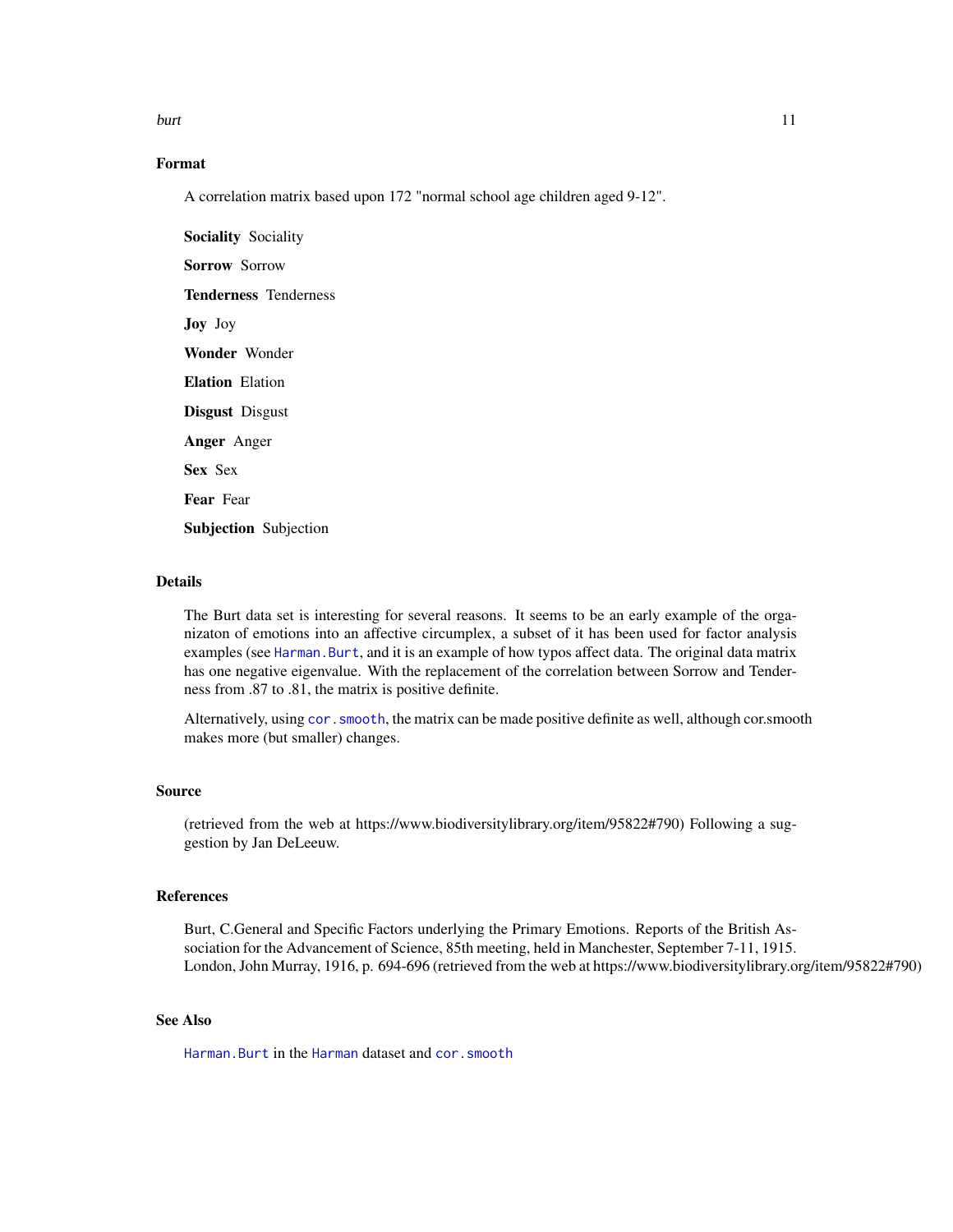## Format

A correlation matrix based upon 172 "normal school age children aged 9-12".

**Sociality** Sociality

**Sorrow** Sorrow

**Tenderness** Tenderness

**Joy** Joy

**Wonder** Wonder

**Elation** Elation

**Disgust** Disgust

**Anger** Anger

**Sex** Sex

**Fear** Fear

**Subjection** Subjection

## Details

The Burt data set is interesting for several reasons. It seems to be an early example of the organizaton of emotions into an affective circumplex, a subset of it has been used for factor analysis examples (see `Harman.Burt`, and it is an example of how typos affect data. The original data matrix has one negative eigenvalue. With the replacement of the correlation between Sorrow and Tenderness from .87 to .81, the matrix is positive definite.

Alternatively, using `cor.smooth`, the matrix can be made positive definite as well, although cor.smooth makes more (but smaller) changes.

## Source

(retrieved from the web at https://www.biodiversitylibrary.org/item/95822#790) Following a suggestion by Jan DeLeeuw.

## References

Burt, C.General and Specific Factors underlying the Primary Emotions. Reports of the British Association for the Advancement of Science, 85th meeting, held in Manchester, September 7-11, 1915. London, John Murray, 1916, p. 694-696 (retrieved from the web at https://www.biodiversitylibrary.org/item/95822#790)

## See Also

`Harman.Burt` in the `Harman` dataset and `cor.smooth`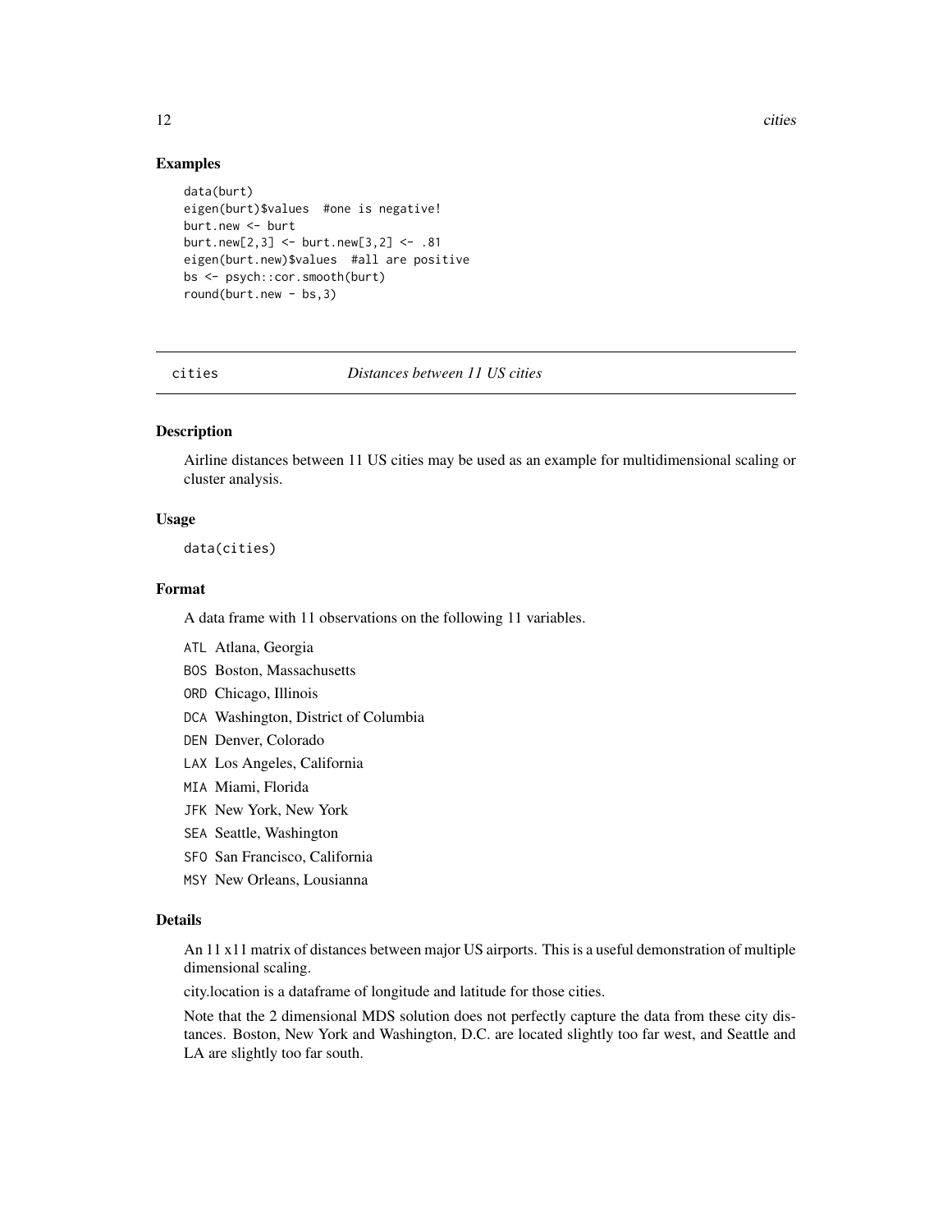### Examples

```
data(burt)
eigen(burt)$values  #one is negative!
burt.new <- burt
burt.new[2,3] <- burt.new[3,2] <- .81
eigen(burt.new)$values  #all are positive
bs <- psych::cor.smooth(burt)
round(burt.new - bs,3)
```

---

## cities *Distances between 11 US cities*

### Description

Airline distances between 11 US cities may be used as an example for multidimensional scaling or cluster analysis.

### Usage

```
data(cities)
```

### Format

A data frame with 11 observations on the following 11 variables.

- `ATL` Atlana, Georgia
- `BOS` Boston, Massachusetts
- `ORD` Chicago, Illinois
- `DCA` Washington, District of Columbia
- `DEN` Denver, Colorado
- `LAX` Los Angeles, California
- `MIA` Miami, Florida
- `JFK` New York, New York
- `SEA` Seattle, Washington
- `SFO` San Francisco, California
- `MSY` New Orleans, Lousianna

### Details

An 11 x11 matrix of distances between major US airports. This is a useful demonstration of multiple dimensional scaling.

city.location is a dataframe of longitude and latitude for those cities.

Note that the 2 dimensional MDS solution does not perfectly capture the data from these city distances. Boston, New York and Washington, D.C. are located slightly too far west, and Seattle and LA are slightly too far south.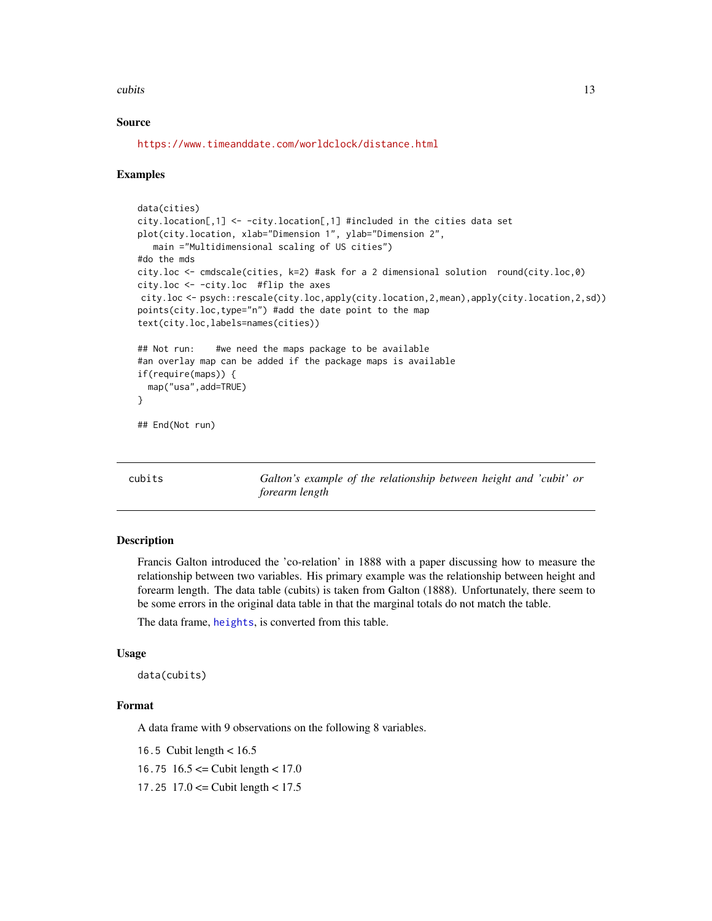### Source

https://www.timeanddate.com/worldclock/distance.html

### Examples

```
data(cities)
city.location[,1] <- -city.location[,1] #included in the cities data set
plot(city.location, xlab="Dimension 1", ylab="Dimension 2",
   main ="Multidimensional scaling of US cities")
#do the mds
city.loc <- cmdscale(cities, k=2) #ask for a 2 dimensional solution  round(city.loc,0)
city.loc <- -city.loc  #flip the axes
 city.loc <- psych::rescale(city.loc,apply(city.location,2,mean),apply(city.location,2,sd))
points(city.loc,type="n") #add the date point to the map
text(city.loc,labels=names(cities))

## Not run:    #we need the maps package to be available
#an overlay map can be added if the package maps is available
if(require(maps)) {
  map("usa",add=TRUE)
}

## End(Not run)
```

---

## cubits — *Galton's example of the relationship between height and 'cubit' or forearm length*

### Description

Francis Galton introduced the 'co-relation' in 1888 with a paper discussing how to measure the relationship between two variables. His primary example was the relationship between height and forearm length. The data table (cubits) is taken from Galton (1888). Unfortunately, there seem to be some errors in the original data table in that the marginal totals do not match the table.

The data frame, heights, is converted from this table.

### Usage

```
data(cubits)
```

### Format

A data frame with 9 observations on the following 8 variables.

- `16.5` Cubit length < 16.5
- `16.75` 16.5 <= Cubit length < 17.0
- `17.25` 17.0 <= Cubit length < 17.5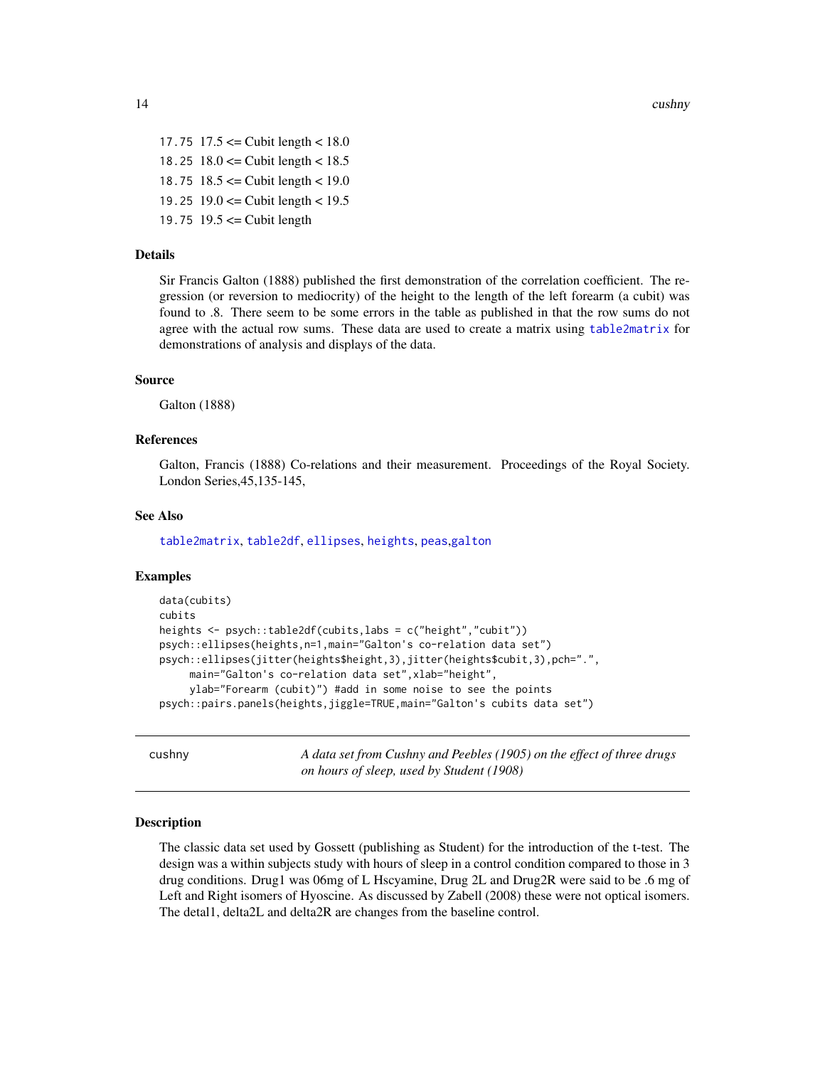```
17.75  17.5 <= Cubit length < 18.0
18.25  18.0 <= Cubit length < 18.5
18.75  18.5 <= Cubit length < 19.0
19.25  19.0 <= Cubit length < 19.5
19.75  19.5 <= Cubit length
```

### Details

Sir Francis Galton (1888) published the first demonstration of the correlation coefficient. The regression (or reversion to mediocrity) of the height to the length of the left forearm (a cubit) was found to .8. There seem to be some errors in the table as published in that the row sums do not agree with the actual row sums. These data are used to create a matrix using `table2matrix` for demonstrations of analysis and displays of the data.

### Source

Galton (1888)

### References

Galton, Francis (1888) Co-relations and their measurement. Proceedings of the Royal Society. London Series,45,135-145,

### See Also

`table2matrix`, `table2df`, `ellipses`, `heights`, `peas`,`galton`

### Examples

```
data(cubits)
cubits
heights <- psych::table2df(cubits,labs = c("height","cubit"))
psych::ellipses(heights,n=1,main="Galton's co-relation data set")
psych::ellipses(jitter(heights$height,3),jitter(heights$cubit,3),pch=".",
     main="Galton's co-relation data set",xlab="height",
     ylab="Forearm (cubit)") #add in some noise to see the points
psych::pairs.panels(heights,jiggle=TRUE,main="Galton's cubits data set")
```

---

## cushny — *A data set from Cushny and Peebles (1905) on the effect of three drugs on hours of sleep, used by Student (1908)*

### Description

The classic data set used by Gossett (publishing as Student) for the introduction of the t-test. The design was a within subjects study with hours of sleep in a control condition compared to those in 3 drug conditions. Drug1 was 06mg of L Hscyamine, Drug 2L and Drug2R were said to be .6 mg of Left and Right isomers of Hyoscine. As discussed by Zabell (2008) these were not optical isomers. The detal1, delta2L and delta2R are changes from the baseline control.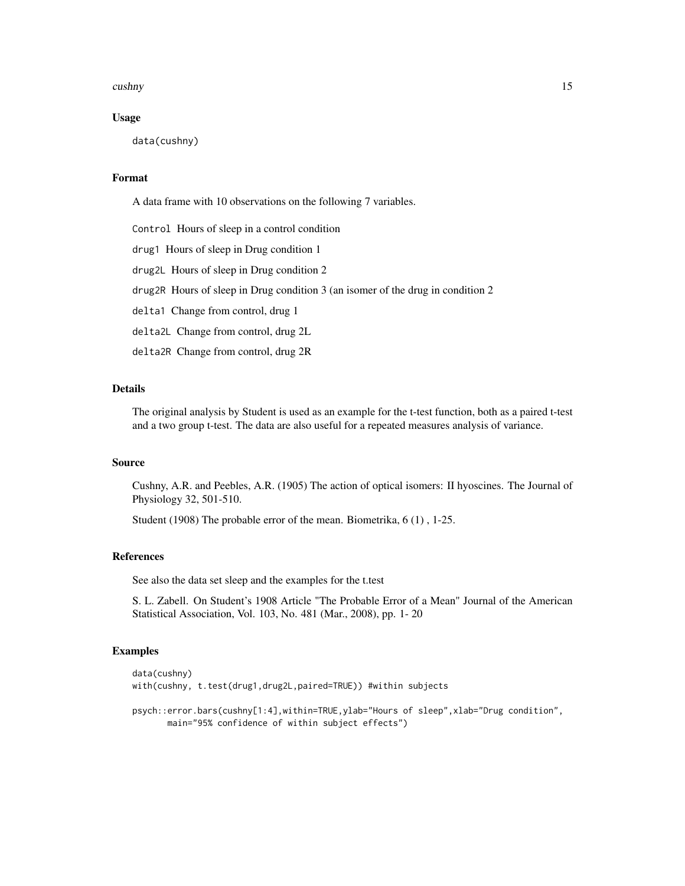### Usage

```
data(cushny)
```

### Format

A data frame with 10 observations on the following 7 variables.

`Control` Hours of sleep in a control condition

`drug1` Hours of sleep in Drug condition 1

`drug2L` Hours of sleep in Drug condition 2

`drug2R` Hours of sleep in Drug condition 3 (an isomer of the drug in condition 2

`delta1` Change from control, drug 1

`delta2L` Change from control, drug 2L

`delta2R` Change from control, drug 2R

### Details

The original analysis by Student is used as an example for the t-test function, both as a paired t-test and a two group t-test. The data are also useful for a repeated measures analysis of variance.

### Source

Cushny, A.R. and Peebles, A.R. (1905) The action of optical isomers: II hyoscines. The Journal of Physiology 32, 501-510.

Student (1908) The probable error of the mean. Biometrika, 6 (1) , 1-25.

### References

See also the data set sleep and the examples for the t.test

S. L. Zabell. On Student's 1908 Article "The Probable Error of a Mean" Journal of the American Statistical Association, Vol. 103, No. 481 (Mar., 2008), pp. 1- 20

### Examples

```
data(cushny)
with(cushny, t.test(drug1,drug2L,paired=TRUE)) #within subjects

psych::error.bars(cushny[1:4],within=TRUE,ylab="Hours of sleep",xlab="Drug condition",
       main="95% confidence of within subject effects")
```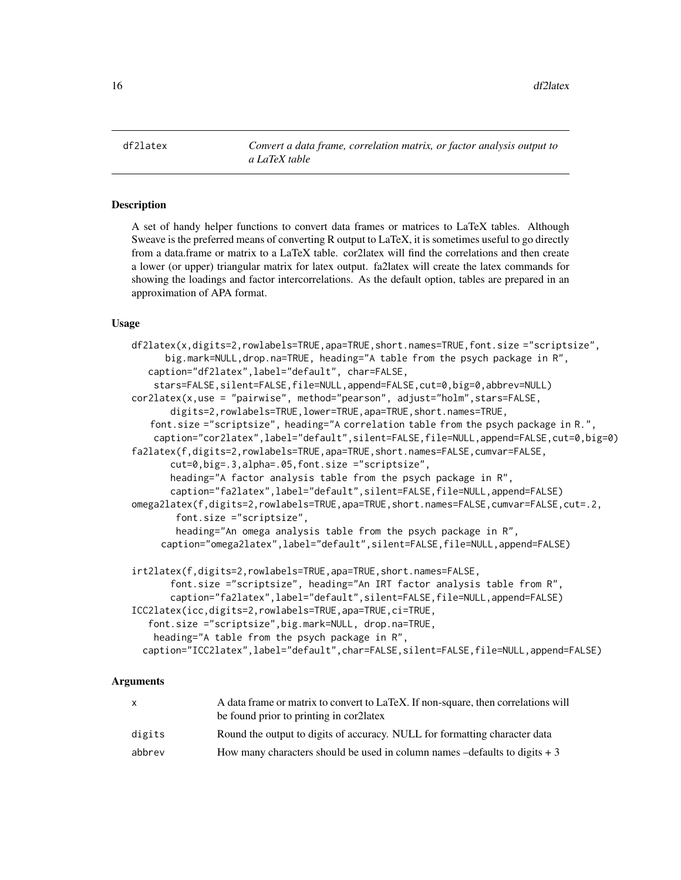## df2latex — *Convert a data frame, correlation matrix, or factor analysis output to a LaTeX table*

### Description

A set of handy helper functions to convert data frames or matrices to LaTeX tables. Although Sweave is the preferred means of converting R output to LaTeX, it is sometimes useful to go directly from a data.frame or matrix to a LaTeX table. cor2latex will find the correlations and then create a lower (or upper) triangular matrix for latex output. fa2latex will create the latex commands for showing the loadings and factor intercorrelations. As the default option, tables are prepared in an approximation of APA format.

### Usage

```
df2latex(x,digits=2,rowlabels=TRUE,apa=TRUE,short.names=TRUE,font.size ="scriptsize",
      big.mark=NULL,drop.na=TRUE, heading="A table from the psych package in R",
   caption="df2latex",label="default", char=FALSE,
    stars=FALSE,silent=FALSE,file=NULL,append=FALSE,cut=0,big=0,abbrev=NULL)
cor2latex(x,use = "pairwise", method="pearson", adjust="holm",stars=FALSE,
       digits=2,rowlabels=TRUE,lower=TRUE,apa=TRUE,short.names=TRUE,
    font.size ="scriptsize", heading="A correlation table from the psych package in R.",
     caption="cor2latex",label="default",silent=FALSE,file=NULL,append=FALSE,cut=0,big=0)
fa2latex(f,digits=2,rowlabels=TRUE,apa=TRUE,short.names=FALSE,cumvar=FALSE,
       cut=0,big=.3,alpha=.05,font.size ="scriptsize",
       heading="A factor analysis table from the psych package in R",
       caption="fa2latex",label="default",silent=FALSE,file=NULL,append=FALSE)
omega2latex(f,digits=2,rowlabels=TRUE,apa=TRUE,short.names=FALSE,cumvar=FALSE,cut=.2,
        font.size ="scriptsize",
        heading="An omega analysis table from the psych package in R",
      caption="omega2latex",label="default",silent=FALSE,file=NULL,append=FALSE)

irt2latex(f,digits=2,rowlabels=TRUE,apa=TRUE,short.names=FALSE,
       font.size ="scriptsize", heading="An IRT factor analysis table from R",
       caption="fa2latex",label="default",silent=FALSE,file=NULL,append=FALSE)
ICC2latex(icc,digits=2,rowlabels=TRUE,apa=TRUE,ci=TRUE,
   font.size ="scriptsize",big.mark=NULL, drop.na=TRUE,
    heading="A table from the psych package in R",
  caption="ICC2latex",label="default",char=FALSE,silent=FALSE,file=NULL,append=FALSE)
```

### Arguments

| | |
|---|---|
| x | A data frame or matrix to convert to LaTeX. If non-square, then correlations will be found prior to printing in cor2latex |
| digits | Round the output to digits of accuracy. NULL for formatting character data |
| abbrev | How many characters should be used in column names –defaults to digits + 3 |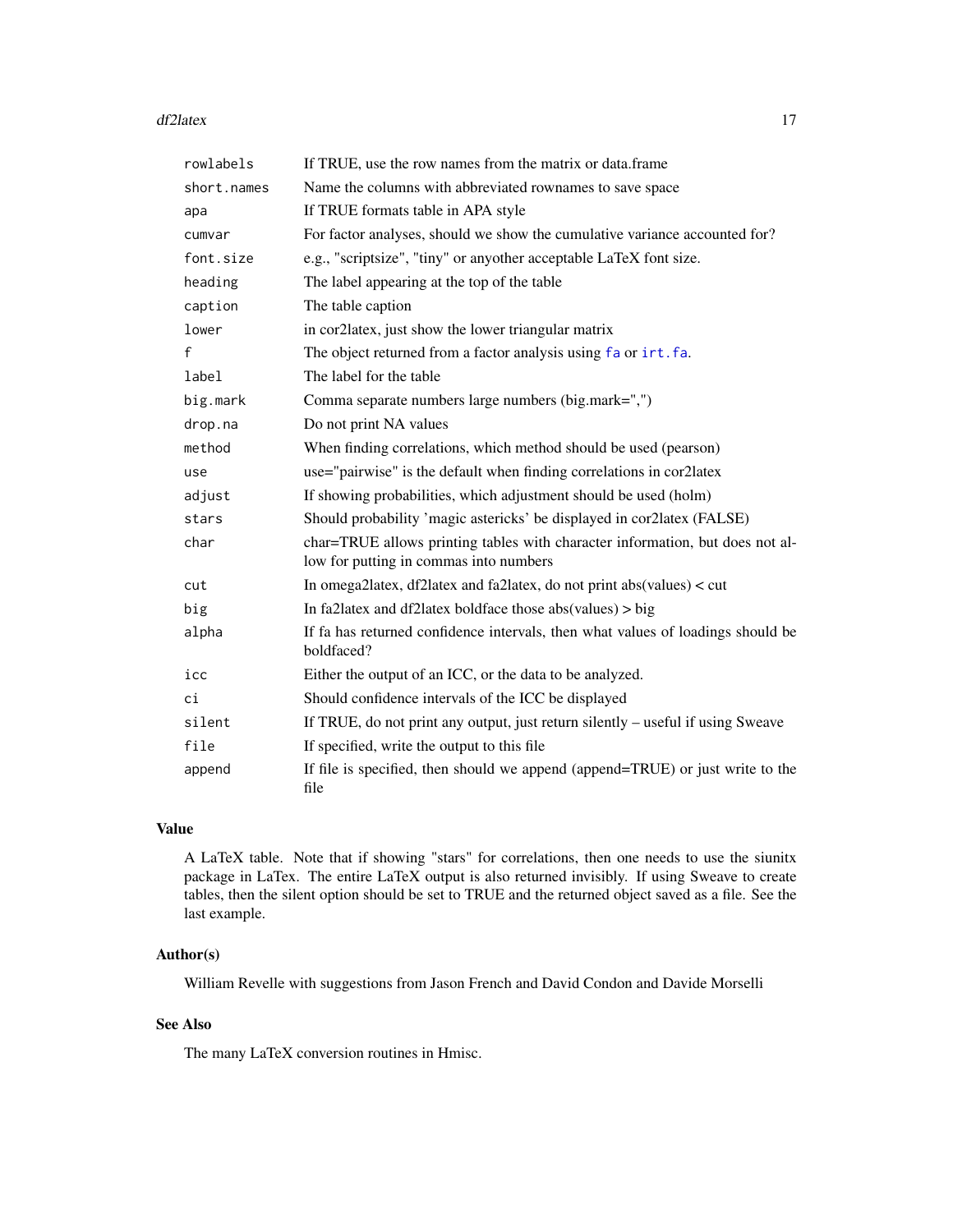| | |
|---|---|
| `rowlabels` | If TRUE, use the row names from the matrix or data.frame |
| `short.names` | Name the columns with abbreviated rownames to save space |
| `apa` | If TRUE formats table in APA style |
| `cumvar` | For factor analyses, should we show the cumulative variance accounted for? |
| `font.size` | e.g., "scriptsize", "tiny" or anyother acceptable LaTeX font size. |
| `heading` | The label appearing at the top of the table |
| `caption` | The table caption |
| `lower` | in cor2latex, just show the lower triangular matrix |
| `f` | The object returned from a factor analysis using `fa` or `irt.fa`. |
| `label` | The label for the table |
| `big.mark` | Comma separate numbers large numbers (big.mark=",") |
| `drop.na` | Do not print NA values |
| `method` | When finding correlations, which method should be used (pearson) |
| `use` | use="pairwise" is the default when finding correlations in cor2latex |
| `adjust` | If showing probabilities, which adjustment should be used (holm) |
| `stars` | Should probability 'magic astericks' be displayed in cor2latex (FALSE) |
| `char` | char=TRUE allows printing tables with character information, but does not allow for putting in commas into numbers |
| `cut` | In omega2latex, df2latex and fa2latex, do not print abs(values) < cut |
| `big` | In fa2latex and df2latex boldface those abs(values) > big |
| `alpha` | If fa has returned confidence intervals, then what values of loadings should be boldfaced? |
| `icc` | Either the output of an ICC, or the data to be analyzed. |
| `ci` | Should confidence intervals of the ICC be displayed |
| `silent` | If TRUE, do not print any output, just return silently – useful if using Sweave |
| `file` | If specified, write the output to this file |
| `append` | If file is specified, then should we append (append=TRUE) or just write to the file |

## Value

A LaTeX table. Note that if showing "stars" for correlations, then one needs to use the siunitx package in LaTex. The entire LaTeX output is also returned invisibly. If using Sweave to create tables, then the silent option should be set to TRUE and the returned object saved as a file. See the last example.

## Author(s)

William Revelle with suggestions from Jason French and David Condon and Davide Morselli

## See Also

The many LaTeX conversion routines in Hmisc.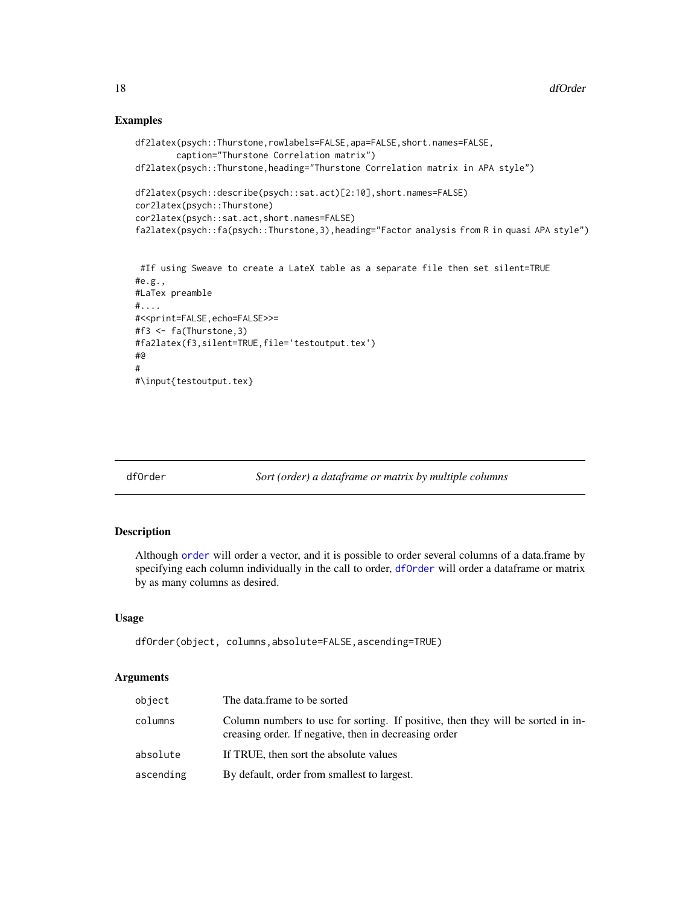## Examples

```
df2latex(psych::Thurstone,rowlabels=FALSE,apa=FALSE,short.names=FALSE,
        caption="Thurstone Correlation matrix")
df2latex(psych::Thurstone,heading="Thurstone Correlation matrix in APA style")

df2latex(psych::describe(psych::sat.act)[2:10],short.names=FALSE)
cor2latex(psych::Thurstone)
cor2latex(psych::sat.act,short.names=FALSE)
fa2latex(psych::fa(psych::Thurstone,3),heading="Factor analysis from R in quasi APA style")


 #If using Sweave to create a LateX table as a separate file then set silent=TRUE
#e.g.,
#LaTex preamble
#....
#<<print=FALSE,echo=FALSE>>=
#f3 <- fa(Thurstone,3)
#fa2latex(f3,silent=TRUE,file='testoutput.tex')
#@
#
#\input{testoutput.tex}
```

---

# dfOrder — *Sort (order) a dataframe or matrix by multiple columns*

## Description

Although `order` will order a vector, and it is possible to order several columns of a data.frame by specifying each column individually in the call to order, `dfOrder` will order a dataframe or matrix by as many columns as desired.

## Usage

```
dfOrder(object, columns,absolute=FALSE,ascending=TRUE)
```

## Arguments

| | |
|---|---|
| `object` | The data.frame to be sorted |
| `columns` | Column numbers to use for sorting. If positive, then they will be sorted in increasing order. If negative, then in decreasing order |
| `absolute` | If TRUE, then sort the absolute values |
| `ascending` | By default, order from smallest to largest. |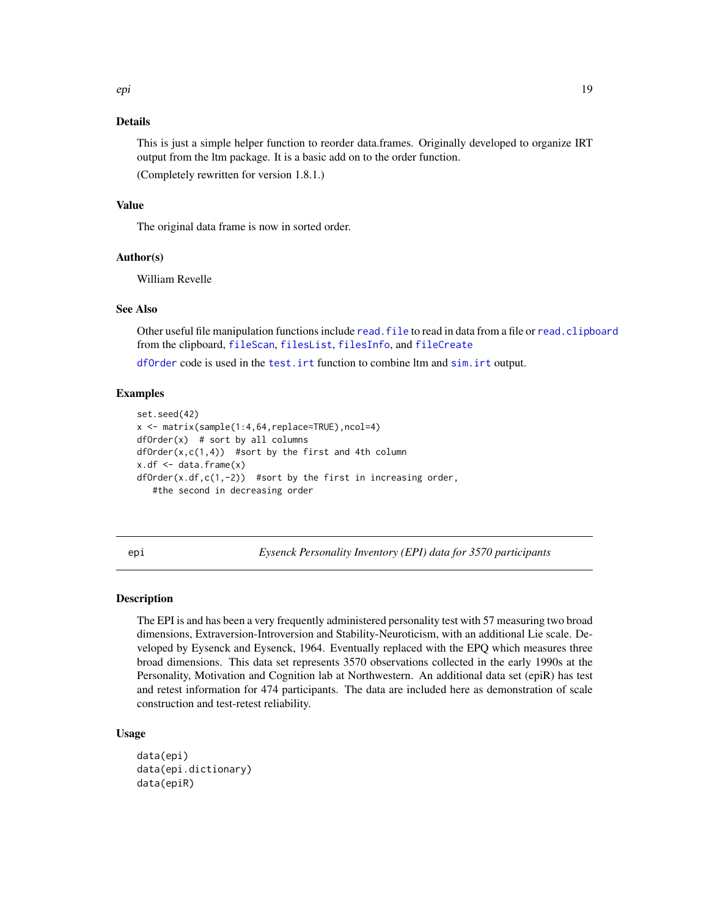### Details

This is just a simple helper function to reorder data.frames. Originally developed to organize IRT output from the ltm package. It is a basic add on to the order function.

(Completely rewritten for version 1.8.1.)

### Value

The original data frame is now in sorted order.

### Author(s)

William Revelle

### See Also

Other useful file manipulation functions include read.file to read in data from a file or read.clipboard from the clipboard, fileScan, filesList, filesInfo, and fileCreate

dfOrder code is used in the test.irt function to combine ltm and sim.irt output.

### Examples

```
set.seed(42)
x <- matrix(sample(1:4,64,replace=TRUE),ncol=4)
dfOrder(x)  # sort by all columns
dfOrder(x,c(1,4))  #sort by the first and 4th column
x.df <- data.frame(x)
dfOrder(x.df,c(1,-2))  #sort by the first in increasing order,
   #the second in decreasing order
```

---

## epi — *Eysenck Personality Inventory (EPI) data for 3570 participants*

### Description

The EPI is and has been a very frequently administered personality test with 57 measuring two broad dimensions, Extraversion-Introversion and Stability-Neuroticism, with an additional Lie scale. Developed by Eysenck and Eysenck, 1964. Eventually replaced with the EPQ which measures three broad dimensions. This data set represents 3570 observations collected in the early 1990s at the Personality, Motivation and Cognition lab at Northwestern. An additional data set (epiR) has test and retest information for 474 participants. The data are included here as demonstration of scale construction and test-retest reliability.

### Usage

```
data(epi)
data(epi.dictionary)
data(epiR)
```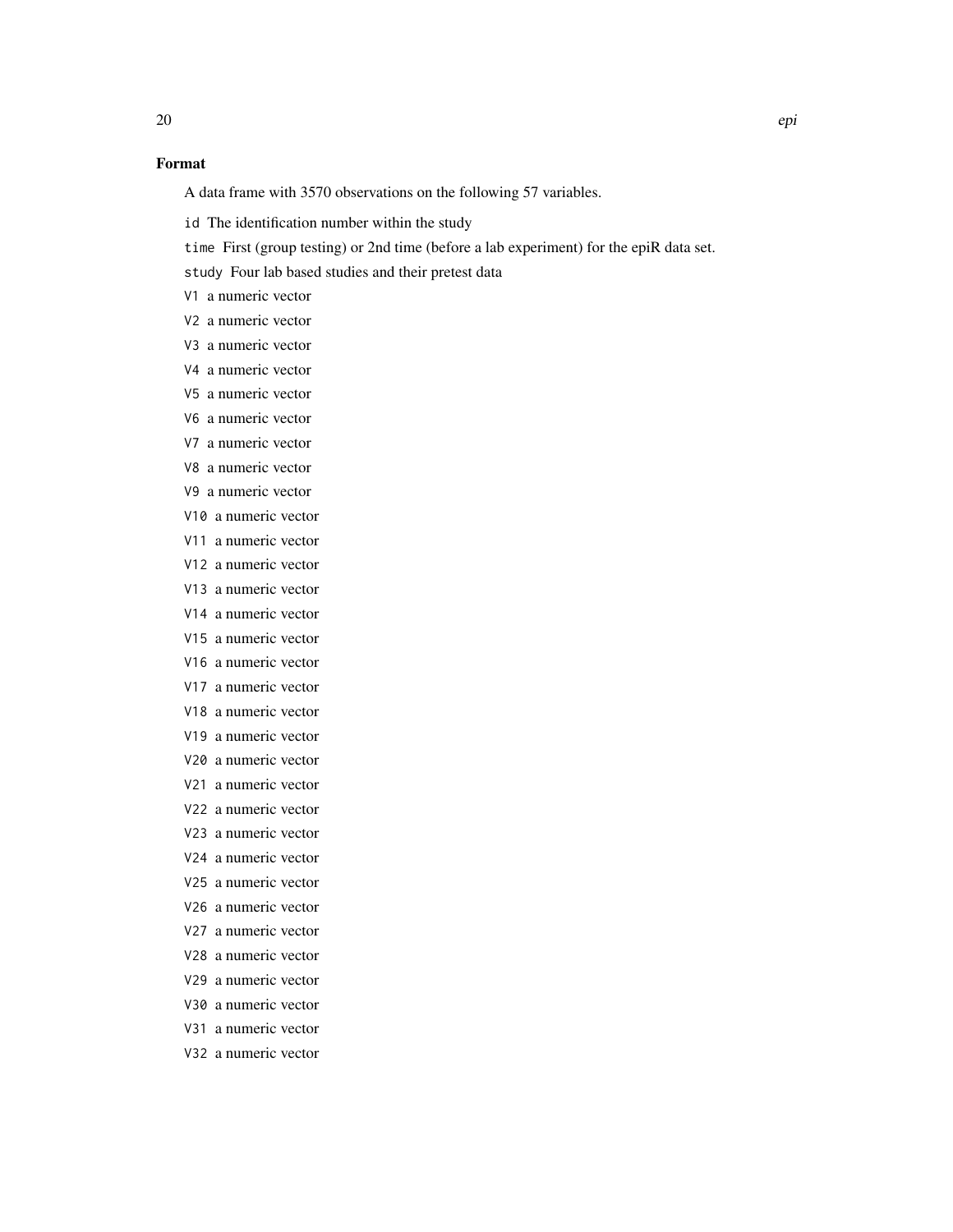### Format

A data frame with 3570 observations on the following 57 variables.

`id` The identification number within the study

`time` First (group testing) or 2nd time (before a lab experiment) for the epiR data set.

`study` Four lab based studies and their pretest data

`V1` a numeric vector

`V2` a numeric vector

`V3` a numeric vector

`V4` a numeric vector

`V5` a numeric vector

`V6` a numeric vector

`V7` a numeric vector

`V8` a numeric vector

`V9` a numeric vector

`V10` a numeric vector

`V11` a numeric vector

`V12` a numeric vector

`V13` a numeric vector

`V14` a numeric vector

`V15` a numeric vector

`V16` a numeric vector

`V17` a numeric vector

`V18` a numeric vector

`V19` a numeric vector

`V20` a numeric vector

`V21` a numeric vector

`V22` a numeric vector

`V23` a numeric vector

`V24` a numeric vector

`V25` a numeric vector

`V26` a numeric vector

`V27` a numeric vector

`V28` a numeric vector

`V29` a numeric vector

`V30` a numeric vector

`V31` a numeric vector

`V32` a numeric vector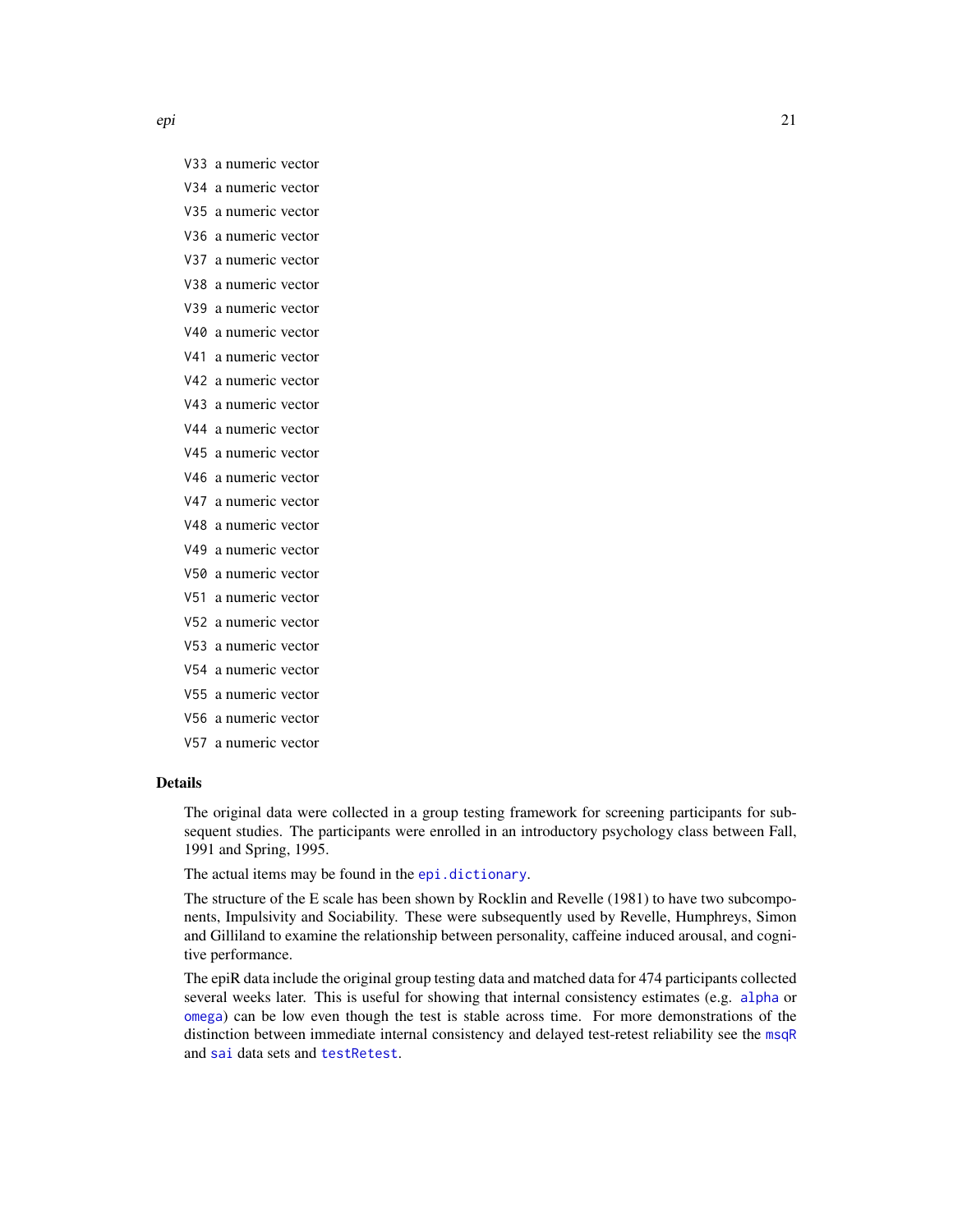V33 a numeric vector

V34 a numeric vector

V35 a numeric vector

V36 a numeric vector

V37 a numeric vector

V38 a numeric vector

V39 a numeric vector

V40 a numeric vector

V41 a numeric vector

V42 a numeric vector

V43 a numeric vector

V44 a numeric vector

V45 a numeric vector

V46 a numeric vector

V47 a numeric vector

V48 a numeric vector

V49 a numeric vector

V50 a numeric vector

V51 a numeric vector

V52 a numeric vector

V53 a numeric vector

V54 a numeric vector

V55 a numeric vector

V56 a numeric vector

V57 a numeric vector

### Details

The original data were collected in a group testing framework for screening participants for subsequent studies. The participants were enrolled in an introductory psychology class between Fall, 1991 and Spring, 1995.

The actual items may be found in the `epi.dictionary`.

The structure of the E scale has been shown by Rocklin and Revelle (1981) to have two subcomponents, Impulsivity and Sociability. These were subsequently used by Revelle, Humphreys, Simon and Gilliland to examine the relationship between personality, caffeine induced arousal, and cognitive performance.

The epiR data include the original group testing data and matched data for 474 participants collected several weeks later. This is useful for showing that internal consistency estimates (e.g. `alpha` or `omega`) can be low even though the test is stable across time. For more demonstrations of the distinction between immediate internal consistency and delayed test-retest reliability see the `msqR` and `sai` data sets and `testRetest`.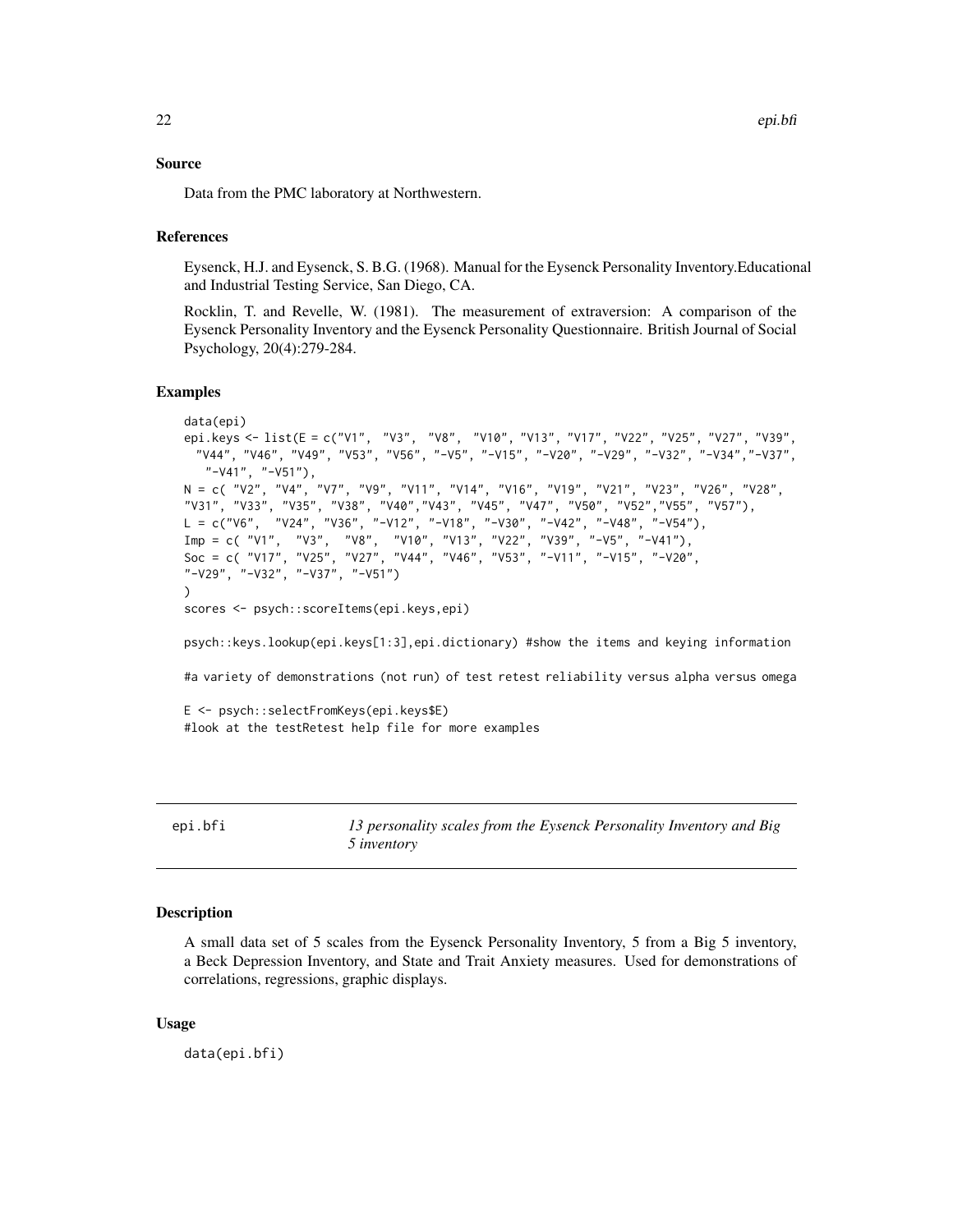## Source

Data from the PMC laboratory at Northwestern.

## References

Eysenck, H.J. and Eysenck, S. B.G. (1968). Manual for the Eysenck Personality Inventory.Educational and Industrial Testing Service, San Diego, CA.

Rocklin, T. and Revelle, W. (1981). The measurement of extraversion: A comparison of the Eysenck Personality Inventory and the Eysenck Personality Questionnaire. British Journal of Social Psychology, 20(4):279-284.

## Examples

```
data(epi)
epi.keys <- list(E = c("V1",  "V3",  "V8",  "V10", "V13", "V17", "V22", "V25", "V27", "V39",
  "V44", "V46", "V49", "V53", "V56", "-V5", "-V15", "-V20", "-V29", "-V32", "-V34","-V37",
    "-V41", "-V51"),
N = c( "V2", "V4", "V7", "V9", "V11", "V14", "V16", "V19", "V21", "V23", "V26", "V28",
"V31", "V33", "V35", "V38", "V40","V43", "V45", "V47", "V50", "V52","V55", "V57"),
L = c("V6",  "V24", "V36", "-V12", "-V18", "-V30", "-V42", "-V48", "-V54"),
Imp = c( "V1",  "V3",  "V8",  "V10", "V13", "V22", "V39", "-V5", "-V41"),
Soc = c( "V17", "V25", "V27", "V44", "V46", "V53", "-V11", "-V15", "-V20",
"-V29", "-V32", "-V37", "-V51")
)
scores <- psych::scoreItems(epi.keys,epi)

psych::keys.lookup(epi.keys[1:3],epi.dictionary) #show the items and keying information

#a variety of demonstrations (not run) of test retest reliability versus alpha versus omega

E <- psych::selectFromKeys(epi.keys$E)
#look at the testRetest help file for more examples
```

---

# epi.bfi — *13 personality scales from the Eysenck Personality Inventory and Big 5 inventory*

## Description

A small data set of 5 scales from the Eysenck Personality Inventory, 5 from a Big 5 inventory, a Beck Depression Inventory, and State and Trait Anxiety measures. Used for demonstrations of correlations, regressions, graphic displays.

## Usage

```
data(epi.bfi)
```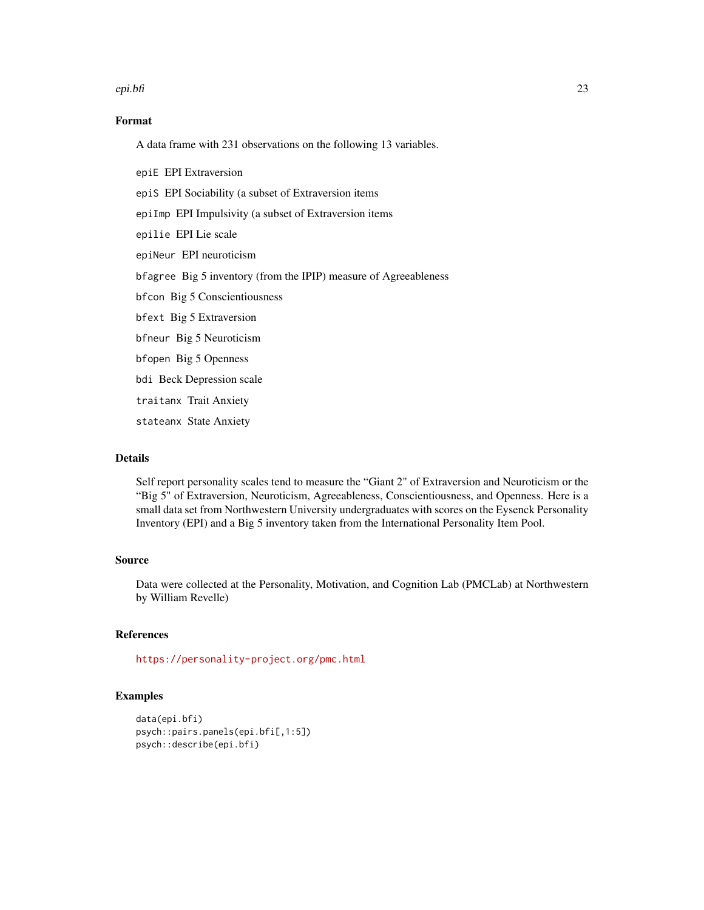## Format

A data frame with 231 observations on the following 13 variables.

`epiE` EPI Extraversion

`epiS` EPI Sociability (a subset of Extraversion items

`epiImp` EPI Impulsivity (a subset of Extraversion items

`epilie` EPI Lie scale

`epiNeur` EPI neuroticism

`bfagree` Big 5 inventory (from the IPIP) measure of Agreeableness

`bfcon` Big 5 Conscientiousness

`bfext` Big 5 Extraversion

`bfneur` Big 5 Neuroticism

`bfopen` Big 5 Openness

`bdi` Beck Depression scale

`traitanx` Trait Anxiety

`stateanx` State Anxiety

## Details

Self report personality scales tend to measure the "Giant 2" of Extraversion and Neuroticism or the "Big 5" of Extraversion, Neuroticism, Agreeableness, Conscientiousness, and Openness. Here is a small data set from Northwestern University undergraduates with scores on the Eysenck Personality Inventory (EPI) and a Big 5 inventory taken from the International Personality Item Pool.

## Source

Data were collected at the Personality, Motivation, and Cognition Lab (PMCLab) at Northwestern by William Revelle)

## References

https://personality-project.org/pmc.html

## Examples

```
data(epi.bfi)
psych::pairs.panels(epi.bfi[,1:5])
psych::describe(epi.bfi)
```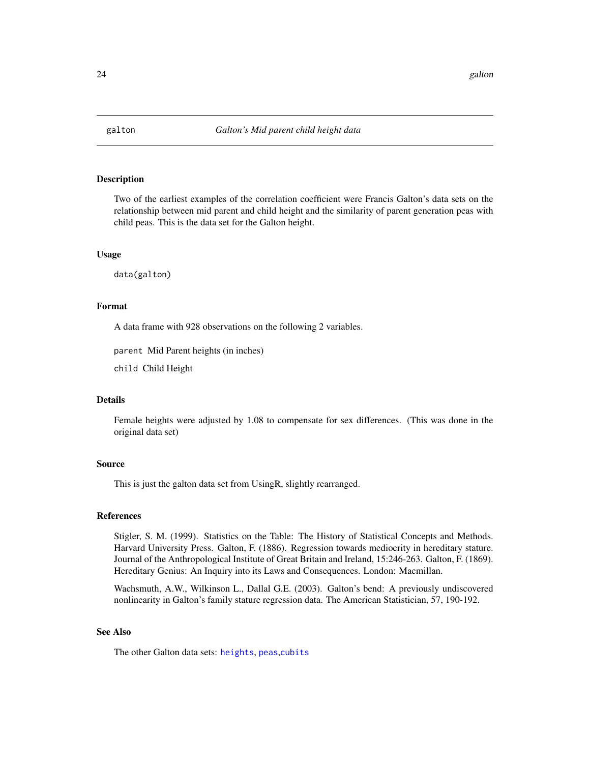# galton — *Galton's Mid parent child height data*

## Description

Two of the earliest examples of the correlation coefficient were Francis Galton's data sets on the relationship between mid parent and child height and the similarity of parent generation peas with child peas. This is the data set for the Galton height.

## Usage

```
data(galton)
```

## Format

A data frame with 928 observations on the following 2 variables.

`parent` Mid Parent heights (in inches)

`child` Child Height

## Details

Female heights were adjusted by 1.08 to compensate for sex differences. (This was done in the original data set)

## Source

This is just the galton data set from UsingR, slightly rearranged.

## References

Stigler, S. M. (1999). Statistics on the Table: The History of Statistical Concepts and Methods. Harvard University Press. Galton, F. (1886). Regression towards mediocrity in hereditary stature. Journal of the Anthropological Institute of Great Britain and Ireland, 15:246-263. Galton, F. (1869). Hereditary Genius: An Inquiry into its Laws and Consequences. London: Macmillan.

Wachsmuth, A.W., Wilkinson L., Dallal G.E. (2003). Galton's bend: A previously undiscovered nonlinearity in Galton's family stature regression data. The American Statistician, 57, 190-192.

## See Also

The other Galton data sets: `heights`, `peas`,`cubits`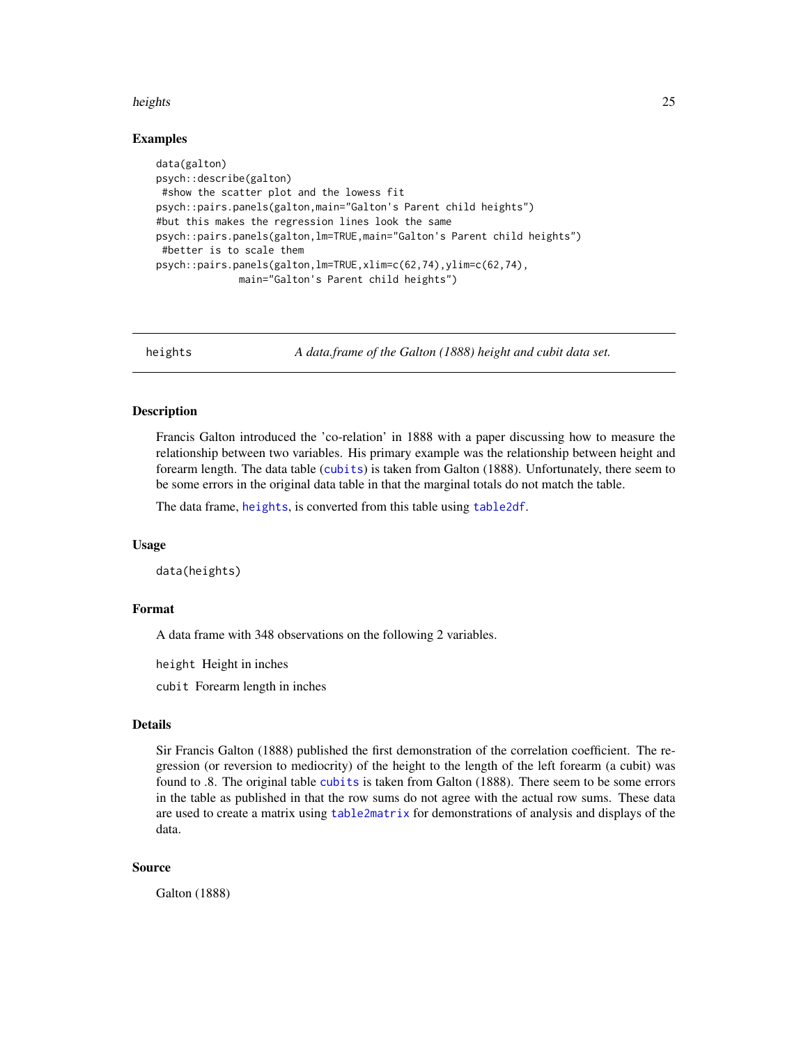### Examples

```
data(galton)
psych::describe(galton)
 #show the scatter plot and the lowess fit
psych::pairs.panels(galton,main="Galton's Parent child heights")
#but this makes the regression lines look the same
psych::pairs.panels(galton,lm=TRUE,main="Galton's Parent child heights")
 #better is to scale them
psych::pairs.panels(galton,lm=TRUE,xlim=c(62,74),ylim=c(62,74),
              main="Galton's Parent child heights")
```

---

## heights — *A data.frame of the Galton (1888) height and cubit data set.*

---

### Description

Francis Galton introduced the 'co-relation' in 1888 with a paper discussing how to measure the relationship between two variables. His primary example was the relationship between height and forearm length. The data table (cubits) is taken from Galton (1888). Unfortunately, there seem to be some errors in the original data table in that the marginal totals do not match the table.

The data frame, heights, is converted from this table using table2df.

### Usage

```
data(heights)
```

### Format

A data frame with 348 observations on the following 2 variables.

`height` Height in inches

`cubit` Forearm length in inches

### Details

Sir Francis Galton (1888) published the first demonstration of the correlation coefficient. The regression (or reversion to mediocrity) of the height to the length of the left forearm (a cubit) was found to .8. The original table cubits is taken from Galton (1888). There seem to be some errors in the table as published in that the row sums do not agree with the actual row sums. These data are used to create a matrix using table2matrix for demonstrations of analysis and displays of the data.

### Source

Galton (1888)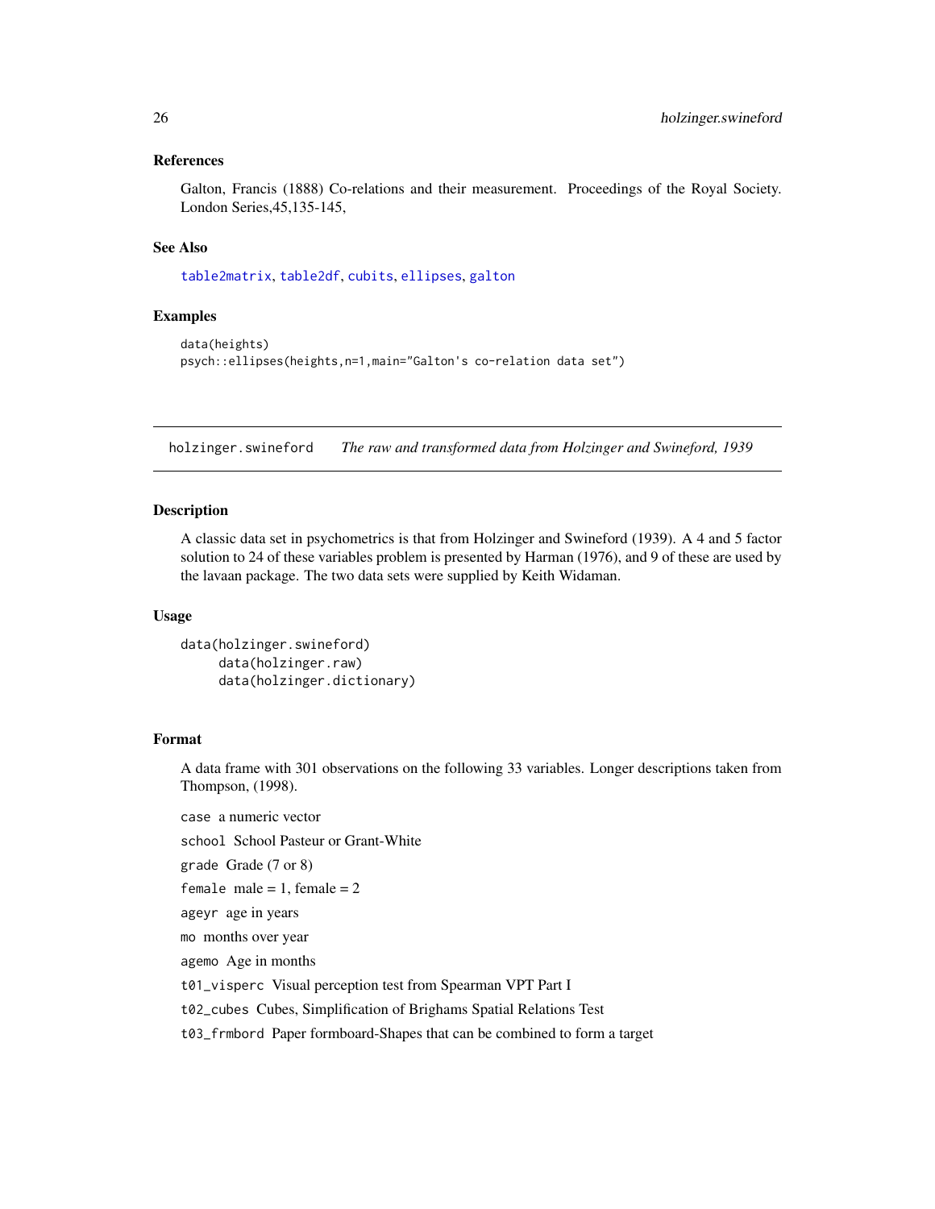### References

Galton, Francis (1888) Co-relations and their measurement. Proceedings of the Royal Society. London Series,45,135-145,

### See Also

table2matrix, table2df, cubits, ellipses, galton

### Examples

```
data(heights)
psych::ellipses(heights,n=1,main="Galton's co-relation data set")
```

---

## holzinger.swineford *The raw and transformed data from Holzinger and Swineford, 1939*

### Description

A classic data set in psychometrics is that from Holzinger and Swineford (1939). A 4 and 5 factor solution to 24 of these variables problem is presented by Harman (1976), and 9 of these are used by the lavaan package. The two data sets were supplied by Keith Widaman.

### Usage

```
data(holzinger.swineford)
     data(holzinger.raw)
     data(holzinger.dictionary)
```

### Format

A data frame with 301 observations on the following 33 variables. Longer descriptions taken from Thompson, (1998).

`case` a numeric vector

`school` School Pasteur or Grant-White

`grade` Grade (7 or 8)

`female` male = 1, female = 2

`ageyr` age in years

`mo` months over year

`agemo` Age in months

`t01_visperc` Visual perception test from Spearman VPT Part I

`t02_cubes` Cubes, Simplification of Brighams Spatial Relations Test

`t03_frmbord` Paper formboard-Shapes that can be combined to form a target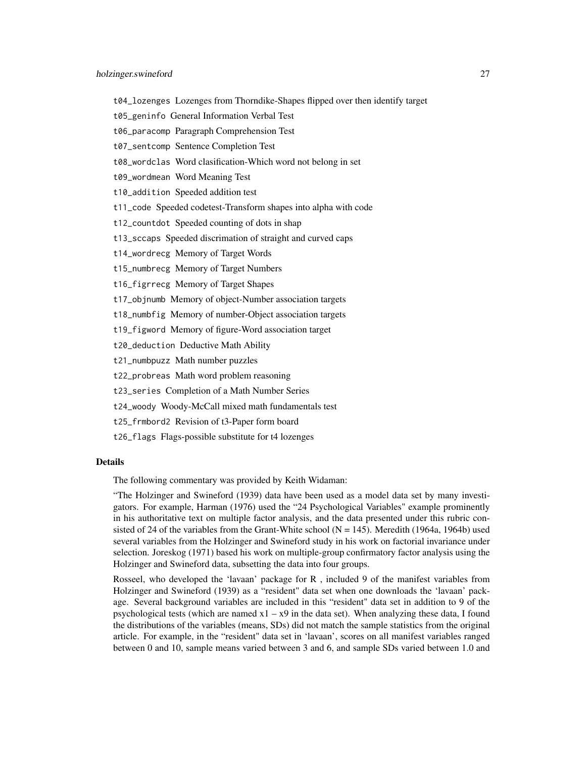t04_lozenges Lozenges from Thorndike-Shapes flipped over then identify target

t05_geninfo General Information Verbal Test

t06_paracomp Paragraph Comprehension Test

t07_sentcomp Sentence Completion Test

t08_wordclas Word clasification-Which word not belong in set

t09_wordmean Word Meaning Test

t10_addition Speeded addition test

t11_code Speeded codetest-Transform shapes into alpha with code

t12_countdot Speeded counting of dots in shap

t13_sccaps Speeded discrimation of straight and curved caps

t14_wordrecg Memory of Target Words

t15_numbrecg Memory of Target Numbers

t16_figrrecg Memory of Target Shapes

t17_objnumb Memory of object-Number association targets

t18_numbfig Memory of number-Object association targets

t19_figword Memory of figure-Word association target

t20_deduction Deductive Math Ability

t21_numbpuzz Math number puzzles

t22_probreas Math word problem reasoning

t23_series Completion of a Math Number Series

t24_woody Woody-McCall mixed math fundamentals test

t25_frmbord2 Revision of t3-Paper form board

t26_flags Flags-possible substitute for t4 lozenges

### Details

The following commentary was provided by Keith Widaman:

"The Holzinger and Swineford (1939) data have been used as a model data set by many investigators. For example, Harman (1976) used the "24 Psychological Variables" example prominently in his authoritative text on multiple factor analysis, and the data presented under this rubric consisted of 24 of the variables from the Grant-White school (N = 145). Meredith (1964a, 1964b) used several variables from the Holzinger and Swineford study in his work on factorial invariance under selection. Joreskog (1971) based his work on multiple-group confirmatory factor analysis using the Holzinger and Swineford data, subsetting the data into four groups.

Rosseel, who developed the 'lavaan' package for R , included 9 of the manifest variables from Holzinger and Swineford (1939) as a "resident" data set when one downloads the 'lavaan' package. Several background variables are included in this "resident" data set in addition to 9 of the psychological tests (which are named x1 – x9 in the data set). When analyzing these data, I found the distributions of the variables (means, SDs) did not match the sample statistics from the original article. For example, in the "resident" data set in 'lavaan', scores on all manifest variables ranged between 0 and 10, sample means varied between 3 and 6, and sample SDs varied between 1.0 and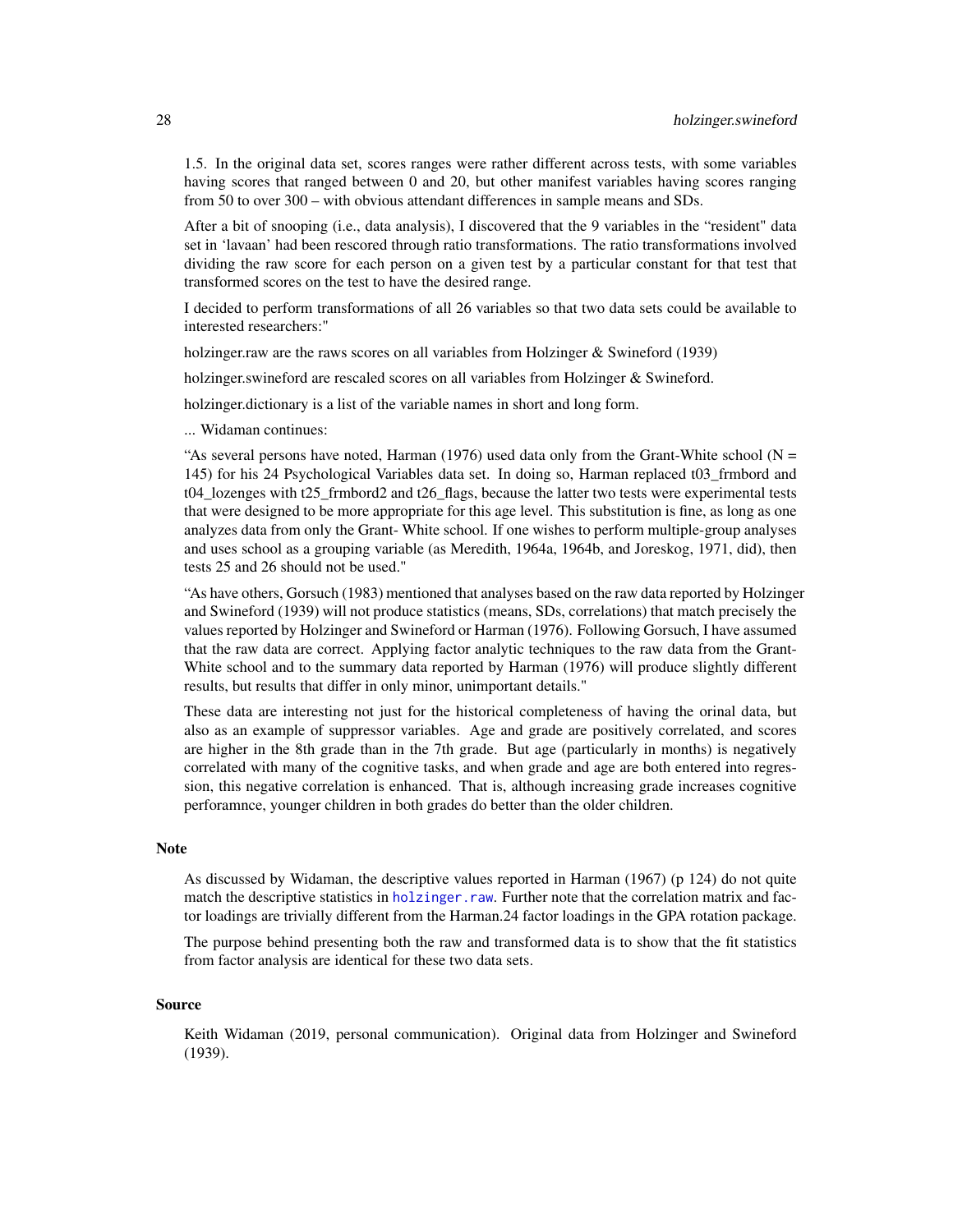1.5. In the original data set, scores ranges were rather different across tests, with some variables having scores that ranged between 0 and 20, but other manifest variables having scores ranging from 50 to over 300 – with obvious attendant differences in sample means and SDs.

After a bit of snooping (i.e., data analysis), I discovered that the 9 variables in the "resident" data set in 'lavaan' had been rescored through ratio transformations. The ratio transformations involved dividing the raw score for each person on a given test by a particular constant for that test that transformed scores on the test to have the desired range.

I decided to perform transformations of all 26 variables so that two data sets could be available to interested researchers:"

holzinger.raw are the raws scores on all variables from Holzinger & Swineford (1939)

holzinger.swineford are rescaled scores on all variables from Holzinger & Swineford.

holzinger.dictionary is a list of the variable names in short and long form.

... Widaman continues:

"As several persons have noted, Harman (1976) used data only from the Grant-White school (N = 145) for his 24 Psychological Variables data set. In doing so, Harman replaced t03_frmbord and t04_lozenges with t25_frmbord2 and t26_flags, because the latter two tests were experimental tests that were designed to be more appropriate for this age level. This substitution is fine, as long as one analyzes data from only the Grant- White school. If one wishes to perform multiple-group analyses and uses school as a grouping variable (as Meredith, 1964a, 1964b, and Joreskog, 1971, did), then tests 25 and 26 should not be used."

"As have others, Gorsuch (1983) mentioned that analyses based on the raw data reported by Holzinger and Swineford (1939) will not produce statistics (means, SDs, correlations) that match precisely the values reported by Holzinger and Swineford or Harman (1976). Following Gorsuch, I have assumed that the raw data are correct. Applying factor analytic techniques to the raw data from the Grant-White school and to the summary data reported by Harman (1976) will produce slightly different results, but results that differ in only minor, unimportant details."

These data are interesting not just for the historical completeness of having the orinal data, but also as an example of suppressor variables. Age and grade are positively correlated, and scores are higher in the 8th grade than in the 7th grade. But age (particularly in months) is negatively correlated with many of the cognitive tasks, and when grade and age are both entered into regression, this negative correlation is enhanced. That is, although increasing grade increases cognitive perforamnce, younger children in both grades do better than the older children.

## Note

As discussed by Widaman, the descriptive values reported in Harman (1967) (p 124) do not quite match the descriptive statistics in holzinger.raw. Further note that the correlation matrix and factor loadings are trivially different from the Harman.24 factor loadings in the GPA rotation package.

The purpose behind presenting both the raw and transformed data is to show that the fit statistics from factor analysis are identical for these two data sets.

## Source

Keith Widaman (2019, personal communication). Original data from Holzinger and Swineford (1939).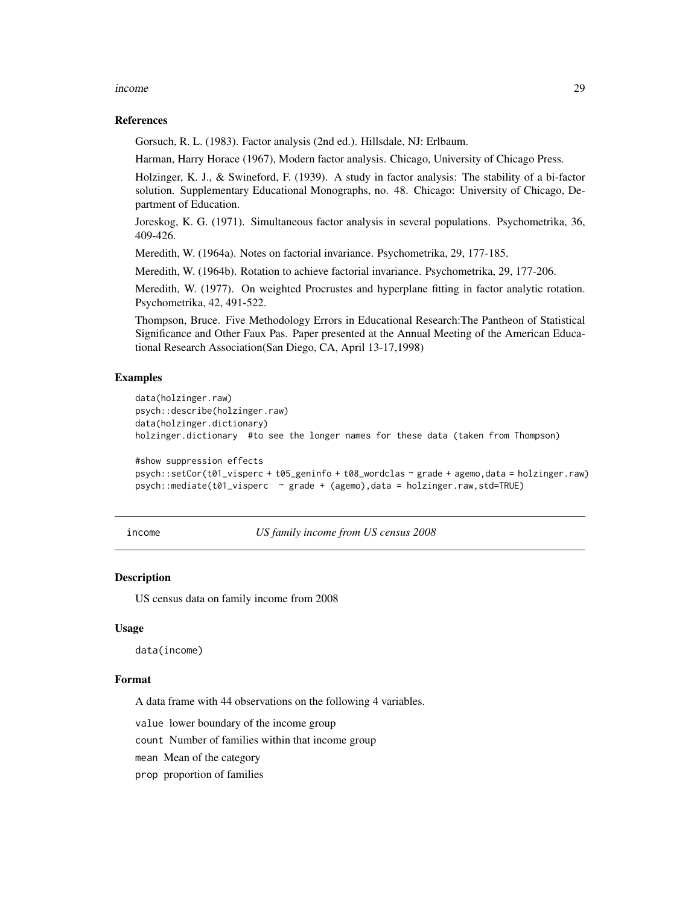## References

Gorsuch, R. L. (1983). Factor analysis (2nd ed.). Hillsdale, NJ: Erlbaum.

Harman, Harry Horace (1967), Modern factor analysis. Chicago, University of Chicago Press.

Holzinger, K. J., & Swineford, F. (1939). A study in factor analysis: The stability of a bi-factor solution. Supplementary Educational Monographs, no. 48. Chicago: University of Chicago, Department of Education.

Joreskog, K. G. (1971). Simultaneous factor analysis in several populations. Psychometrika, 36, 409-426.

Meredith, W. (1964a). Notes on factorial invariance. Psychometrika, 29, 177-185.

Meredith, W. (1964b). Rotation to achieve factorial invariance. Psychometrika, 29, 177-206.

Meredith, W. (1977). On weighted Procrustes and hyperplane fitting in factor analytic rotation. Psychometrika, 42, 491-522.

Thompson, Bruce. Five Methodology Errors in Educational Research:The Pantheon of Statistical Significance and Other Faux Pas. Paper presented at the Annual Meeting of the American Educational Research Association(San Diego, CA, April 13-17,1998)

## Examples

```
data(holzinger.raw)
psych::describe(holzinger.raw)
data(holzinger.dictionary)
holzinger.dictionary  #to see the longer names for these data (taken from Thompson)

#show suppression effects
psych::setCor(t01_visperc + t05_geninfo + t08_wordclas ~ grade + agemo,data = holzinger.raw)
psych::mediate(t01_visperc  ~ grade + (agemo),data = holzinger.raw,std=TRUE)
```

---

# income *US family income from US census 2008*

---

## Description

US census data on family income from 2008

## Usage

```
data(income)
```

## Format

A data frame with 44 observations on the following 4 variables.

`value` lower boundary of the income group

`count` Number of families within that income group

`mean` Mean of the category

`prop` proportion of families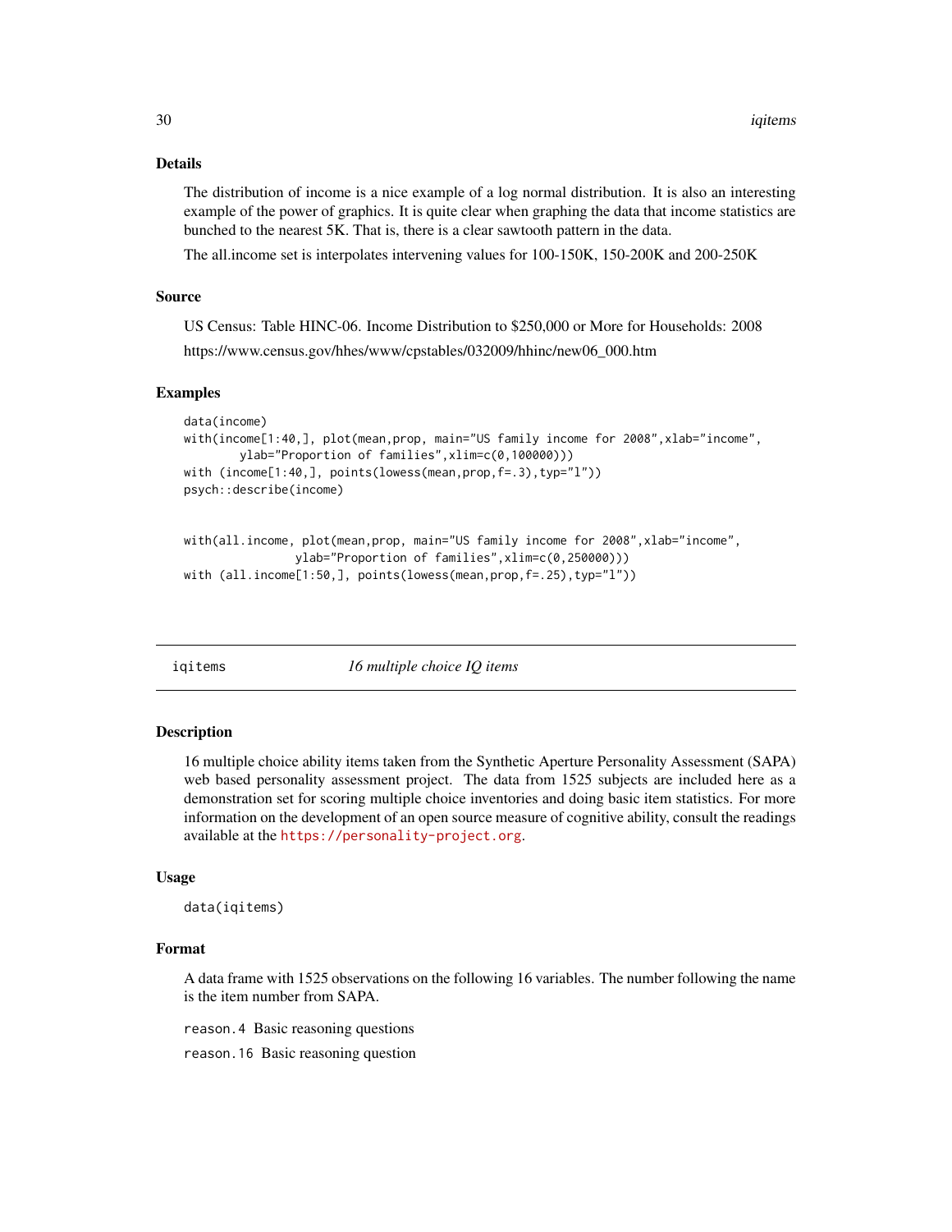## Details

The distribution of income is a nice example of a log normal distribution. It is also an interesting example of the power of graphics. It is quite clear when graphing the data that income statistics are bunched to the nearest 5K. That is, there is a clear sawtooth pattern in the data.

The all.income set is interpolates intervening values for 100-150K, 150-200K and 200-250K

## Source

US Census: Table HINC-06. Income Distribution to $250,000 or More for Households: 2008

https://www.census.gov/hhes/www/cpstables/032009/hhinc/new06_000.htm

## Examples

```
data(income)
with(income[1:40,], plot(mean,prop, main="US family income for 2008",xlab="income",
        ylab="Proportion of families",xlim=c(0,100000)))
with (income[1:40,], points(lowess(mean,prop,f=.3),typ="l"))
psych::describe(income)


with(all.income, plot(mean,prop, main="US family income for 2008",xlab="income",
                ylab="Proportion of families",xlim=c(0,250000)))
with (all.income[1:50,], points(lowess(mean,prop,f=.25),typ="l"))
```

---

# iqitems — *16 multiple choice IQ items*

## Description

16 multiple choice ability items taken from the Synthetic Aperture Personality Assessment (SAPA) web based personality assessment project. The data from 1525 subjects are included here as a demonstration set for scoring multiple choice inventories and doing basic item statistics. For more information on the development of an open source measure of cognitive ability, consult the readings available at the https://personality-project.org.

## Usage

```
data(iqitems)
```

## Format

A data frame with 1525 observations on the following 16 variables. The number following the name is the item number from SAPA.

`reason.4` Basic reasoning questions

`reason.16` Basic reasoning question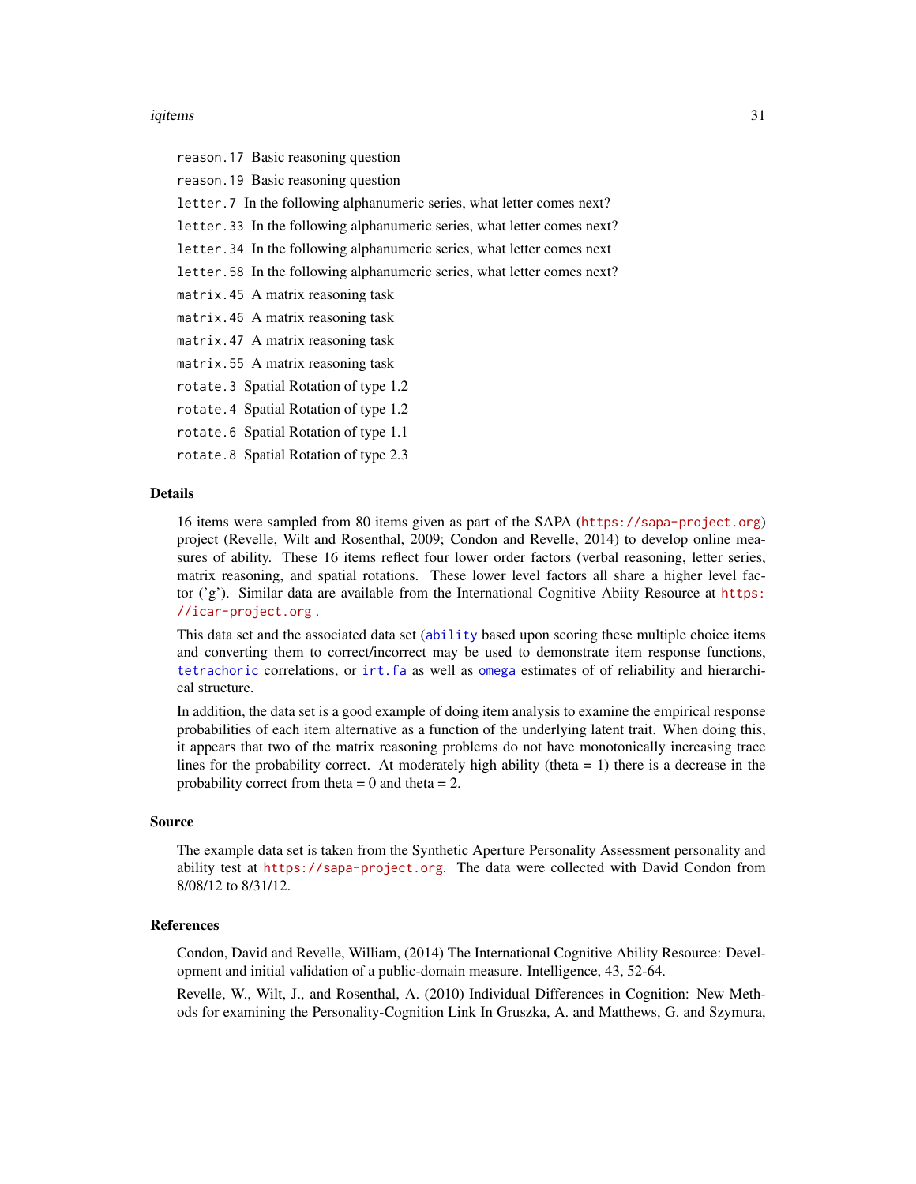`reason.17` Basic reasoning question

`reason.19` Basic reasoning question

`letter.7` In the following alphanumeric series, what letter comes next?

`letter.33` In the following alphanumeric series, what letter comes next?

`letter.34` In the following alphanumeric series, what letter comes next

`letter.58` In the following alphanumeric series, what letter comes next?

`matrix.45` A matrix reasoning task

`matrix.46` A matrix reasoning task

`matrix.47` A matrix reasoning task

`matrix.55` A matrix reasoning task

`rotate.3` Spatial Rotation of type 1.2

`rotate.4` Spatial Rotation of type 1.2

`rotate.6` Spatial Rotation of type 1.1

`rotate.8` Spatial Rotation of type 2.3

## Details

16 items were sampled from 80 items given as part of the SAPA (https://sapa-project.org) project (Revelle, Wilt and Rosenthal, 2009; Condon and Revelle, 2014) to develop online measures of ability. These 16 items reflect four lower order factors (verbal reasoning, letter series, matrix reasoning, and spatial rotations. These lower level factors all share a higher level factor ('g'). Similar data are available from the International Cognitive Abiity Resource at https://icar-project.org .

This data set and the associated data set (`ability` based upon scoring these multiple choice items and converting them to correct/incorrect may be used to demonstrate item response functions, `tetrachoric` correlations, or `irt.fa` as well as `omega` estimates of of reliability and hierarchical structure.

In addition, the data set is a good example of doing item analysis to examine the empirical response probabilities of each item alternative as a function of the underlying latent trait. When doing this, it appears that two of the matrix reasoning problems do not have monotonically increasing trace lines for the probability correct. At moderately high ability (theta = 1) there is a decrease in the probability correct from theta = 0 and theta = 2.

## Source

The example data set is taken from the Synthetic Aperture Personality Assessment personality and ability test at https://sapa-project.org. The data were collected with David Condon from 8/08/12 to 8/31/12.

## References

Condon, David and Revelle, William, (2014) The International Cognitive Ability Resource: Development and initial validation of a public-domain measure. Intelligence, 43, 52-64.

Revelle, W., Wilt, J., and Rosenthal, A. (2010) Individual Differences in Cognition: New Methods for examining the Personality-Cognition Link In Gruszka, A. and Matthews, G. and Szymura,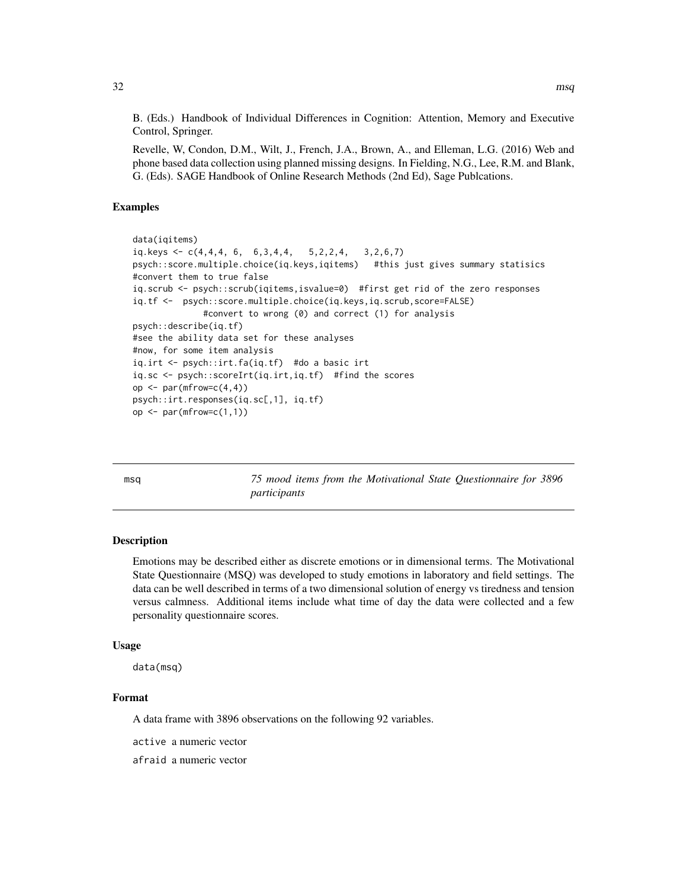B. (Eds.) Handbook of Individual Differences in Cognition: Attention, Memory and Executive Control, Springer.

Revelle, W, Condon, D.M., Wilt, J., French, J.A., Brown, A., and Elleman, L.G. (2016) Web and phone based data collection using planned missing designs. In Fielding, N.G., Lee, R.M. and Blank, G. (Eds). SAGE Handbook of Online Research Methods (2nd Ed), Sage Publcations.

### Examples

```
data(iqitems)
iq.keys <- c(4,4,4, 6,  6,3,4,4,   5,2,2,4,   3,2,6,7)
psych::score.multiple.choice(iq.keys,iqitems)   #this just gives summary statisics
#convert them to true false
iq.scrub <- psych::scrub(iqitems,isvalue=0)  #first get rid of the zero responses
iq.tf <-  psych::score.multiple.choice(iq.keys,iq.scrub,score=FALSE)
             #convert to wrong (0) and correct (1) for analysis
psych::describe(iq.tf)
#see the ability data set for these analyses
#now, for some item analysis
iq.irt <- psych::irt.fa(iq.tf)  #do a basic irt
iq.sc <- psych::scoreIrt(iq.irt,iq.tf)  #find the scores
op <- par(mfrow=c(4,4))
psych::irt.responses(iq.sc[,1], iq.tf)
op <- par(mfrow=c(1,1))
```

---

## msq — *75 mood items from the Motivational State Questionnaire for 3896 participants*

### Description

Emotions may be described either as discrete emotions or in dimensional terms. The Motivational State Questionnaire (MSQ) was developed to study emotions in laboratory and field settings. The data can be well described in terms of a two dimensional solution of energy vs tiredness and tension versus calmness. Additional items include what time of day the data were collected and a few personality questionnaire scores.

### Usage

```
data(msq)
```

### Format

A data frame with 3896 observations on the following 92 variables.

`active` a numeric vector

`afraid` a numeric vector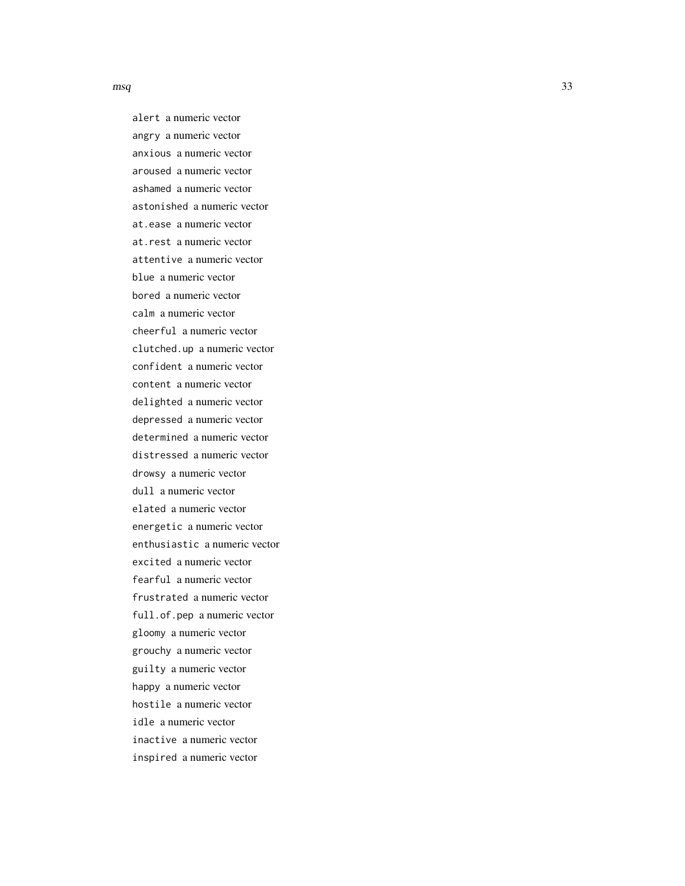`alert` a numeric vector

`angry` a numeric vector

`anxious` a numeric vector

`aroused` a numeric vector

`ashamed` a numeric vector

`astonished` a numeric vector

`at.ease` a numeric vector

`at.rest` a numeric vector

`attentive` a numeric vector

`blue` a numeric vector

`bored` a numeric vector

`calm` a numeric vector

`cheerful` a numeric vector

`clutched.up` a numeric vector

`confident` a numeric vector

`content` a numeric vector

`delighted` a numeric vector

`depressed` a numeric vector

`determined` a numeric vector

`distressed` a numeric vector

`drowsy` a numeric vector

`dull` a numeric vector

`elated` a numeric vector

`energetic` a numeric vector

`enthusiastic` a numeric vector

`excited` a numeric vector

`fearful` a numeric vector

`frustrated` a numeric vector

`full.of.pep` a numeric vector

`gloomy` a numeric vector

`grouchy` a numeric vector

`guilty` a numeric vector

`happy` a numeric vector

`hostile` a numeric vector

`idle` a numeric vector

`inactive` a numeric vector

`inspired` a numeric vector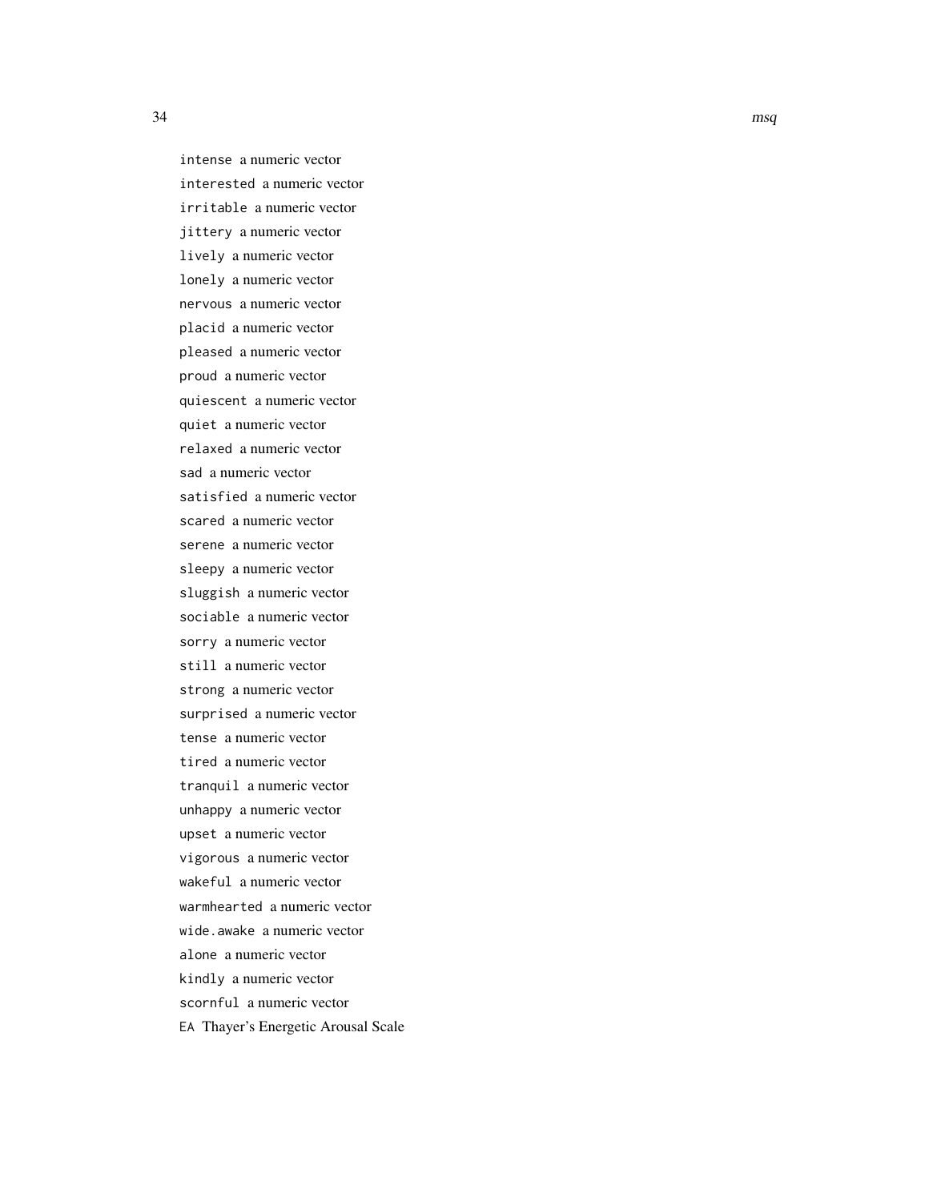`intense` a numeric vector

`interested` a numeric vector

`irritable` a numeric vector

`jittery` a numeric vector

`lively` a numeric vector

`lonely` a numeric vector

`nervous` a numeric vector

`placid` a numeric vector

`pleased` a numeric vector

`proud` a numeric vector

`quiescent` a numeric vector

`quiet` a numeric vector

`relaxed` a numeric vector

`sad` a numeric vector

`satisfied` a numeric vector

`scared` a numeric vector

`serene` a numeric vector

`sleepy` a numeric vector

`sluggish` a numeric vector

`sociable` a numeric vector

`sorry` a numeric vector

`still` a numeric vector

`strong` a numeric vector

`surprised` a numeric vector

`tense` a numeric vector

`tired` a numeric vector

`tranquil` a numeric vector

`unhappy` a numeric vector

`upset` a numeric vector

`vigorous` a numeric vector

`wakeful` a numeric vector

`warmhearted` a numeric vector

`wide.awake` a numeric vector

`alone` a numeric vector

`kindly` a numeric vector

`scornful` a numeric vector

`EA` Thayer's Energetic Arousal Scale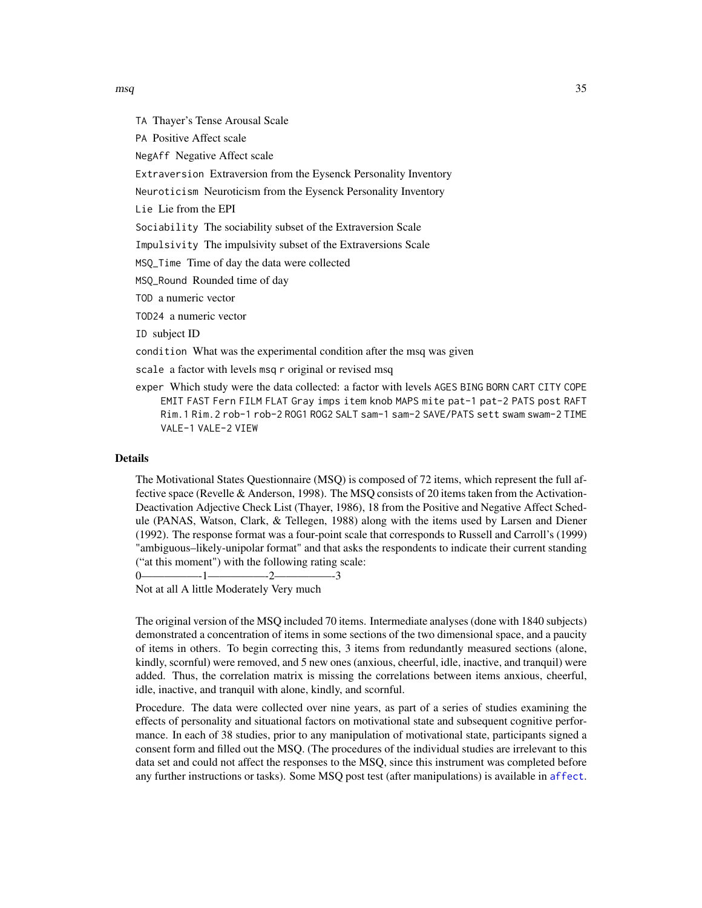TA Thayer's Tense Arousal Scale

PA Positive Affect scale

NegAff Negative Affect scale

Extraversion Extraversion from the Eysenck Personality Inventory

Neuroticism Neuroticism from the Eysenck Personality Inventory

Lie Lie from the EPI

Sociability The sociability subset of the Extraversion Scale

Impulsivity The impulsivity subset of the Extraversions Scale

MSQ_Time Time of day the data were collected

MSQ_Round Rounded time of day

TOD a numeric vector

TOD24 a numeric vector

ID subject ID

condition What was the experimental condition after the msq was given

scale a factor with levels msq r original or revised msq

exper Which study were the data collected: a factor with levels AGES BING BORN CART CITY COPE EMIT FAST Fern FILM FLAT Gray imps item knob MAPS mite pat-1 pat-2 PATS post RAFT Rim.1 Rim.2 rob-1 rob-2 ROG1 ROG2 SALT sam-1 sam-2 SAVE/PATS sett swam swam-2 TIME VALE-1 VALE-2 VIEW

## Details

The Motivational States Questionnaire (MSQ) is composed of 72 items, which represent the full affective space (Revelle & Anderson, 1998). The MSQ consists of 20 items taken from the Activation-Deactivation Adjective Check List (Thayer, 1986), 18 from the Positive and Negative Affect Schedule (PANAS, Watson, Clark, & Tellegen, 1988) along with the items used by Larsen and Diener (1992). The response format was a four-point scale that corresponds to Russell and Carroll's (1999) "ambiguous–likely-unipolar format" and that asks the respondents to indicate their current standing ("at this moment") with the following rating scale:
0——————1——————2——————3
Not at all A little Moderately Very much

The original version of the MSQ included 70 items. Intermediate analyses (done with 1840 subjects) demonstrated a concentration of items in some sections of the two dimensional space, and a paucity of items in others. To begin correcting this, 3 items from redundantly measured sections (alone, kindly, scornful) were removed, and 5 new ones (anxious, cheerful, idle, inactive, and tranquil) were added. Thus, the correlation matrix is missing the correlations between items anxious, cheerful, idle, inactive, and tranquil with alone, kindly, and scornful.

Procedure. The data were collected over nine years, as part of a series of studies examining the effects of personality and situational factors on motivational state and subsequent cognitive performance. In each of 38 studies, prior to any manipulation of motivational state, participants signed a consent form and filled out the MSQ. (The procedures of the individual studies are irrelevant to this data set and could not affect the responses to the MSQ, since this instrument was completed before any further instructions or tasks). Some MSQ post test (after manipulations) is available in affect.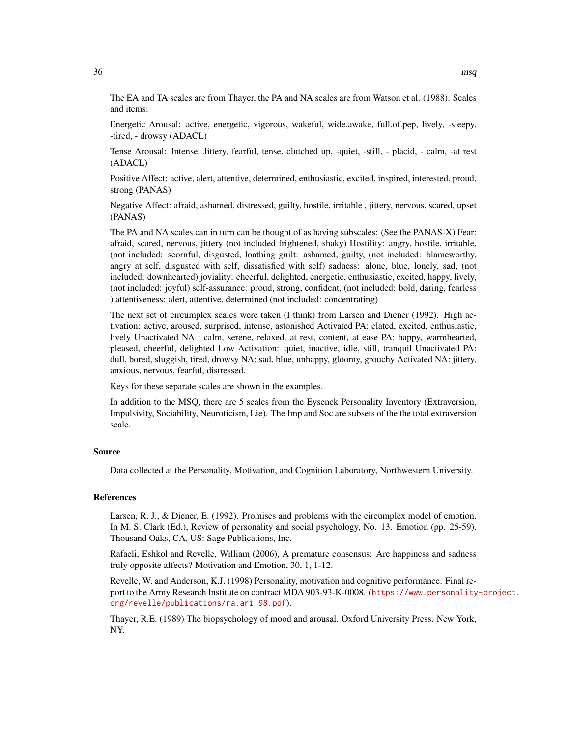The EA and TA scales are from Thayer, the PA and NA scales are from Watson et al. (1988). Scales and items:

Energetic Arousal: active, energetic, vigorous, wakeful, wide.awake, full.of.pep, lively, -sleepy, -tired, - drowsy (ADACL)

Tense Arousal: Intense, Jittery, fearful, tense, clutched up, -quiet, -still, - placid, - calm, -at rest (ADACL)

Positive Affect: active, alert, attentive, determined, enthusiastic, excited, inspired, interested, proud, strong (PANAS)

Negative Affect: afraid, ashamed, distressed, guilty, hostile, irritable , jittery, nervous, scared, upset (PANAS)

The PA and NA scales can in turn can be thought of as having subscales: (See the PANAS-X) Fear: afraid, scared, nervous, jittery (not included frightened, shaky) Hostility: angry, hostile, irritable, (not included: scornful, disgusted, loathing guilt: ashamed, guilty, (not included: blameworthy, angry at self, disgusted with self, dissatisfied with self) sadness: alone, blue, lonely, sad, (not included: downhearted) joviality: cheerful, delighted, energetic, enthusiastic, excited, happy, lively, (not included: joyful) self-assurance: proud, strong, confident, (not included: bold, daring, fearless ) attentiveness: alert, attentive, determined (not included: concentrating)

The next set of circumplex scales were taken (I think) from Larsen and Diener (1992). High activation: active, aroused, surprised, intense, astonished Activated PA: elated, excited, enthusiastic, lively Unactivated NA : calm, serene, relaxed, at rest, content, at ease PA: happy, warmhearted, pleased, cheerful, delighted Low Activation: quiet, inactive, idle, still, tranquil Unactivated PA: dull, bored, sluggish, tired, drowsy NA: sad, blue, unhappy, gloomy, grouchy Activated NA: jittery, anxious, nervous, fearful, distressed.

Keys for these separate scales are shown in the examples.

In addition to the MSQ, there are 5 scales from the Eysenck Personality Inventory (Extraversion, Impulsivity, Sociability, Neuroticism, Lie). The Imp and Soc are subsets of the the total extraversion scale.

### Source

Data collected at the Personality, Motivation, and Cognition Laboratory, Northwestern University.

### References

Larsen, R. J., & Diener, E. (1992). Promises and problems with the circumplex model of emotion. In M. S. Clark (Ed.), Review of personality and social psychology, No. 13. Emotion (pp. 25-59). Thousand Oaks, CA, US: Sage Publications, Inc.

Rafaeli, Eshkol and Revelle, William (2006), A premature consensus: Are happiness and sadness truly opposite affects? Motivation and Emotion, 30, 1, 1-12.

Revelle, W. and Anderson, K.J. (1998) Personality, motivation and cognitive performance: Final report to the Army Research Institute on contract MDA 903-93-K-0008. (https://www.personality-project.org/revelle/publications/ra.ari.98.pdf).

Thayer, R.E. (1989) The biopsychology of mood and arousal. Oxford University Press. New York, NY.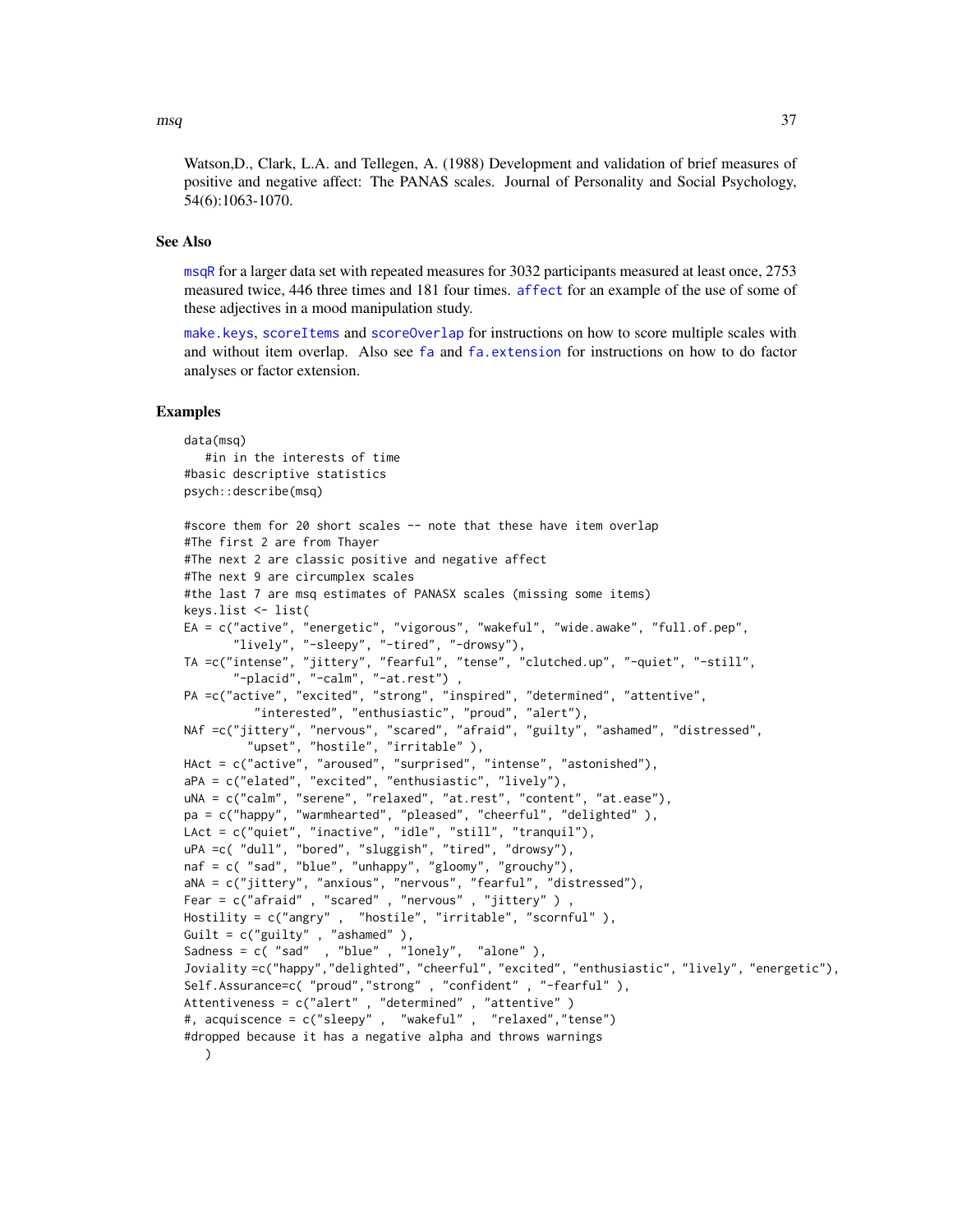Watson,D., Clark, L.A. and Tellegen, A. (1988) Development and validation of brief measures of positive and negative affect: The PANAS scales. Journal of Personality and Social Psychology, 54(6):1063-1070.

## See Also

msqR for a larger data set with repeated measures for 3032 participants measured at least once, 2753 measured twice, 446 three times and 181 four times. affect for an example of the use of some of these adjectives in a mood manipulation study.

make.keys, scoreItems and scoreOverlap for instructions on how to score multiple scales with and without item overlap. Also see fa and fa.extension for instructions on how to do factor analyses or factor extension.

## Examples

```
data(msq)
   #in in the interests of time
#basic descriptive statistics
psych::describe(msq)

#score them for 20 short scales -- note that these have item overlap
#The first 2 are from Thayer
#The next 2 are classic positive and negative affect
#The next 9 are circumplex scales
#the last 7 are msq estimates of PANASX scales (missing some items)
keys.list <- list(
EA = c("active", "energetic", "vigorous", "wakeful", "wide.awake", "full.of.pep",
       "lively", "-sleepy", "-tired", "-drowsy"),
TA =c("intense", "jittery", "fearful", "tense", "clutched.up", "-quiet", "-still",
       "-placid", "-calm", "-at.rest") ,
PA =c("active", "excited", "strong", "inspired", "determined", "attentive",
          "interested", "enthusiastic", "proud", "alert"),
NAf =c("jittery", "nervous", "scared", "afraid", "guilty", "ashamed", "distressed",
         "upset", "hostile", "irritable" ),
HAct = c("active", "aroused", "surprised", "intense", "astonished"),
aPA = c("elated", "excited", "enthusiastic", "lively"),
uNA = c("calm", "serene", "relaxed", "at.rest", "content", "at.ease"),
pa = c("happy", "warmhearted", "pleased", "cheerful", "delighted" ),
LAct = c("quiet", "inactive", "idle", "still", "tranquil"),
uPA =c( "dull", "bored", "sluggish", "tired", "drowsy"),
naf = c( "sad", "blue", "unhappy", "gloomy", "grouchy"),
aNA = c("jittery", "anxious", "nervous", "fearful", "distressed"),
Fear = c("afraid" , "scared" , "nervous" , "jittery" ) ,
Hostility = c("angry" ,  "hostile", "irritable", "scornful" ),
Guilt = c("guilty" , "ashamed" ),
Sadness = c( "sad"  , "blue" , "lonely",  "alone" ),
Joviality =c("happy","delighted", "cheerful", "excited", "enthusiastic", "lively", "energetic"),
Self.Assurance=c( "proud","strong" , "confident" , "-fearful" ),
Attentiveness = c("alert" , "determined" , "attentive" )
#, acquiscence = c("sleepy" ,  "wakeful" ,  "relaxed","tense")
#dropped because it has a negative alpha and throws warnings
   )
```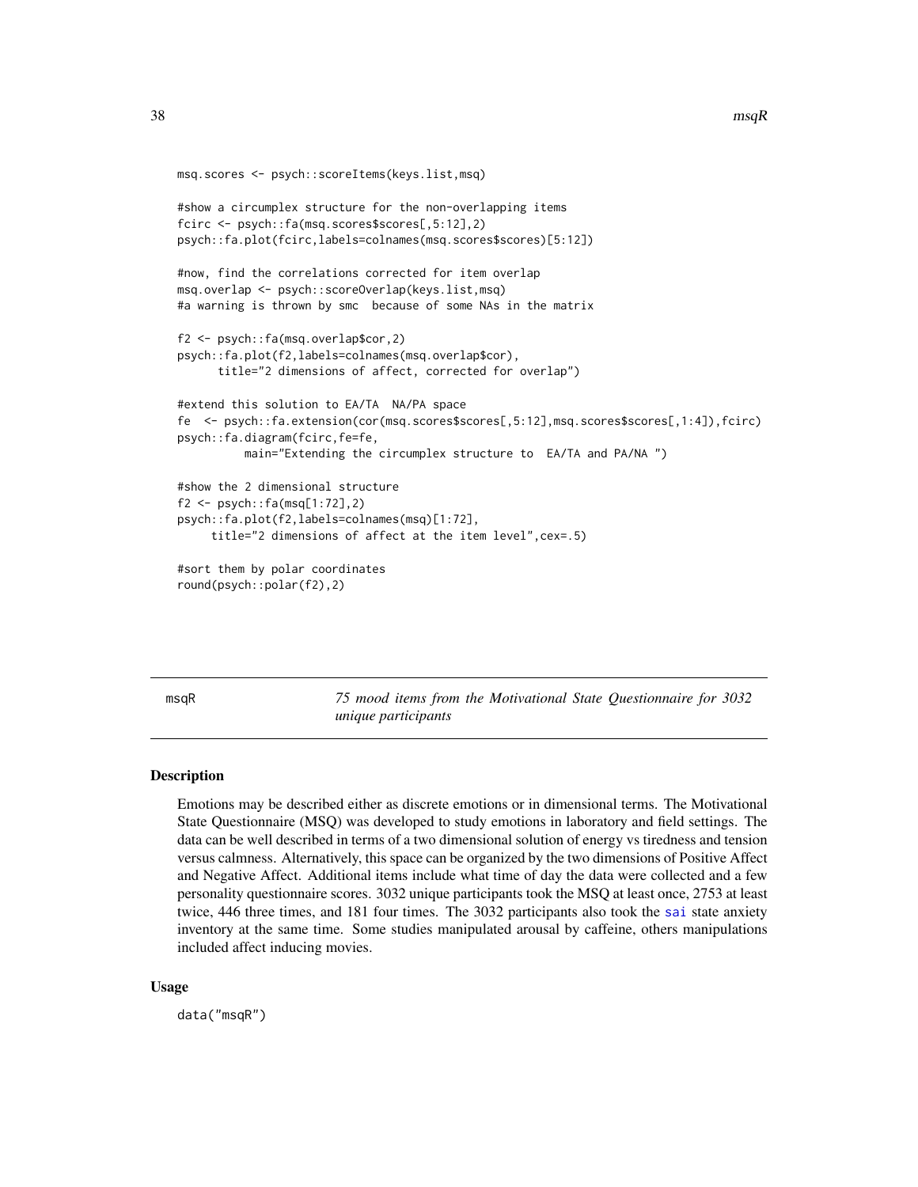```
msq.scores <- psych::scoreItems(keys.list,msq)

#show a circumplex structure for the non-overlapping items
fcirc <- psych::fa(msq.scores$scores[,5:12],2)
psych::fa.plot(fcirc,labels=colnames(msq.scores$scores)[5:12])

#now, find the correlations corrected for item overlap
msq.overlap <- psych::scoreOverlap(keys.list,msq)
#a warning is thrown by smc  because of some NAs in the matrix

f2 <- psych::fa(msq.overlap$cor,2)
psych::fa.plot(f2,labels=colnames(msq.overlap$cor),
      title="2 dimensions of affect, corrected for overlap")

#extend this solution to EA/TA  NA/PA space
fe  <- psych::fa.extension(cor(msq.scores$scores[,5:12],msq.scores$scores[,1:4]),fcirc)
psych::fa.diagram(fcirc,fe=fe,
          main="Extending the circumplex structure to  EA/TA and PA/NA ")

#show the 2 dimensional structure
f2 <- psych::fa(msq[1:72],2)
psych::fa.plot(f2,labels=colnames(msq)[1:72],
     title="2 dimensions of affect at the item level",cex=.5)

#sort them by polar coordinates
round(psych::polar(f2),2)
```

---

msqR — *75 mood items from the Motivational State Questionnaire for 3032 unique participants*

---

## Description

Emotions may be described either as discrete emotions or in dimensional terms. The Motivational State Questionnaire (MSQ) was developed to study emotions in laboratory and field settings. The data can be well described in terms of a two dimensional solution of energy vs tiredness and tension versus calmness. Alternatively, this space can be organized by the two dimensions of Positive Affect and Negative Affect. Additional items include what time of day the data were collected and a few personality questionnaire scores. 3032 unique participants took the MSQ at least once, 2753 at least twice, 446 three times, and 181 four times. The 3032 participants also took the sai state anxiety inventory at the same time. Some studies manipulated arousal by caffeine, others manipulations included affect inducing movies.

## Usage

```
data("msqR")
```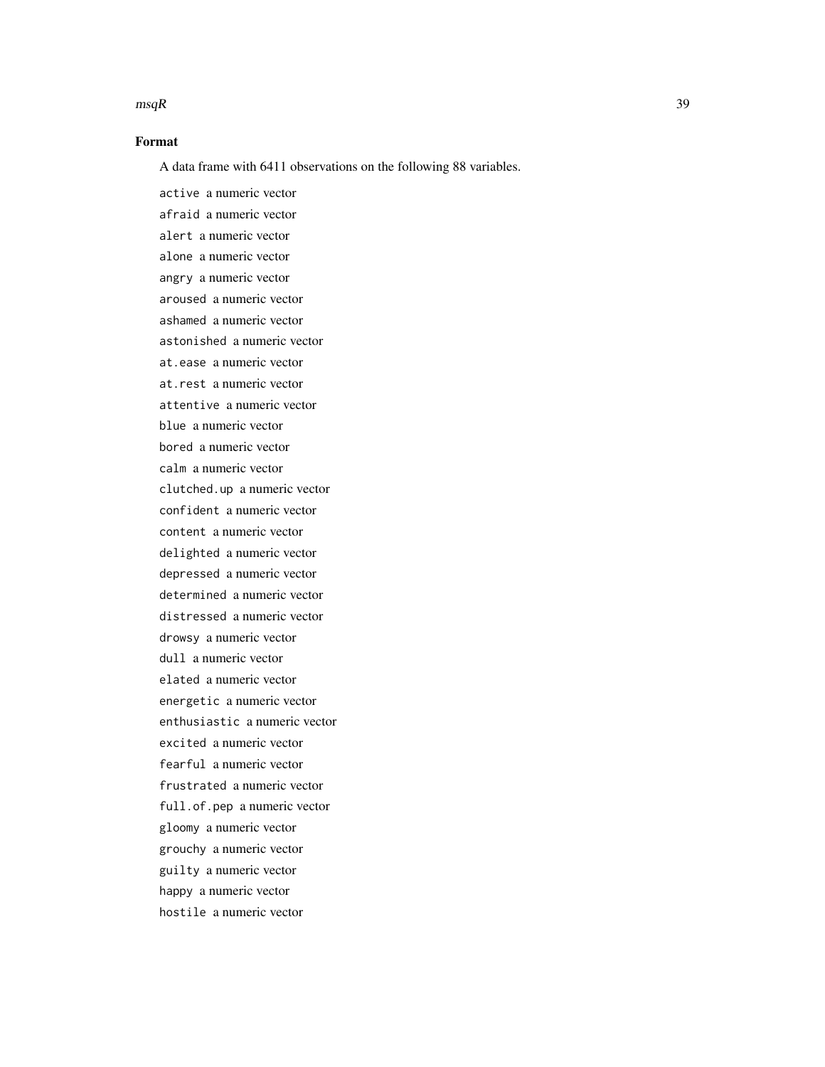## Format

A data frame with 6411 observations on the following 88 variables.

`active` a numeric vector

`afraid` a numeric vector

`alert` a numeric vector

`alone` a numeric vector

`angry` a numeric vector

`aroused` a numeric vector

`ashamed` a numeric vector

`astonished` a numeric vector

`at.ease` a numeric vector

`at.rest` a numeric vector

`attentive` a numeric vector

`blue` a numeric vector

`bored` a numeric vector

`calm` a numeric vector

`clutched.up` a numeric vector

`confident` a numeric vector

`content` a numeric vector

`delighted` a numeric vector

`depressed` a numeric vector

`determined` a numeric vector

`distressed` a numeric vector

`drowsy` a numeric vector

`dull` a numeric vector

`elated` a numeric vector

`energetic` a numeric vector

`enthusiastic` a numeric vector

`excited` a numeric vector

`fearful` a numeric vector

`frustrated` a numeric vector

`full.of.pep` a numeric vector

`gloomy` a numeric vector

`grouchy` a numeric vector

`guilty` a numeric vector

`happy` a numeric vector

`hostile` a numeric vector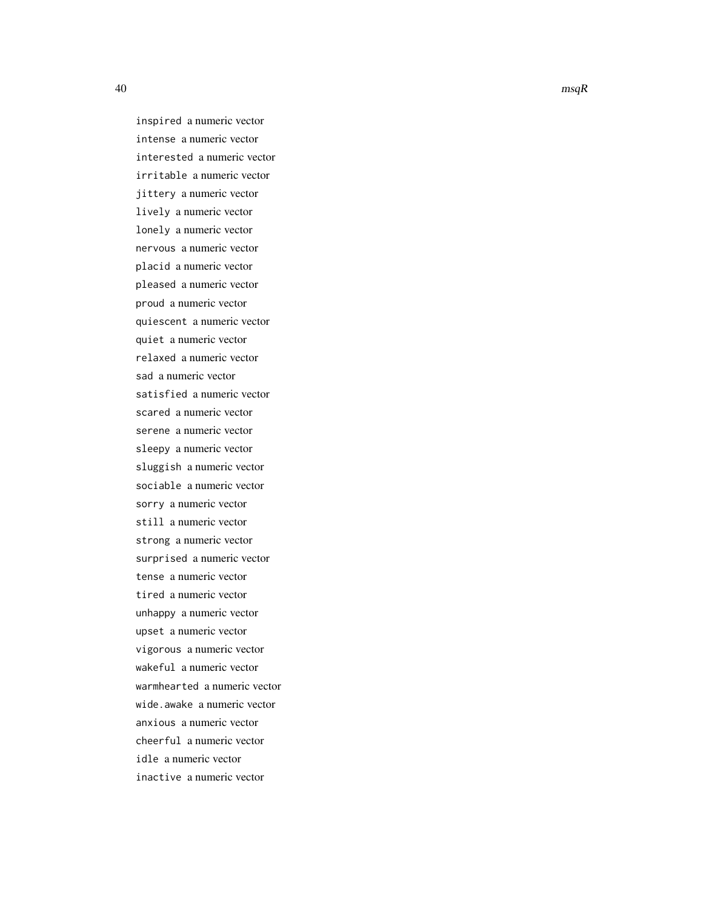`inspired` a numeric vector
`intense` a numeric vector
`interested` a numeric vector
`irritable` a numeric vector
`jittery` a numeric vector
`lively` a numeric vector
`lonely` a numeric vector
`nervous` a numeric vector
`placid` a numeric vector
`pleased` a numeric vector
`proud` a numeric vector
`quiescent` a numeric vector
`quiet` a numeric vector
`relaxed` a numeric vector
`sad` a numeric vector
`satisfied` a numeric vector
`scared` a numeric vector
`serene` a numeric vector
`sleepy` a numeric vector
`sluggish` a numeric vector
`sociable` a numeric vector
`sorry` a numeric vector
`still` a numeric vector
`strong` a numeric vector
`surprised` a numeric vector
`tense` a numeric vector
`tired` a numeric vector
`unhappy` a numeric vector
`upset` a numeric vector
`vigorous` a numeric vector
`wakeful` a numeric vector
`warmhearted` a numeric vector
`wide.awake` a numeric vector
`anxious` a numeric vector
`cheerful` a numeric vector
`idle` a numeric vector
`inactive` a numeric vector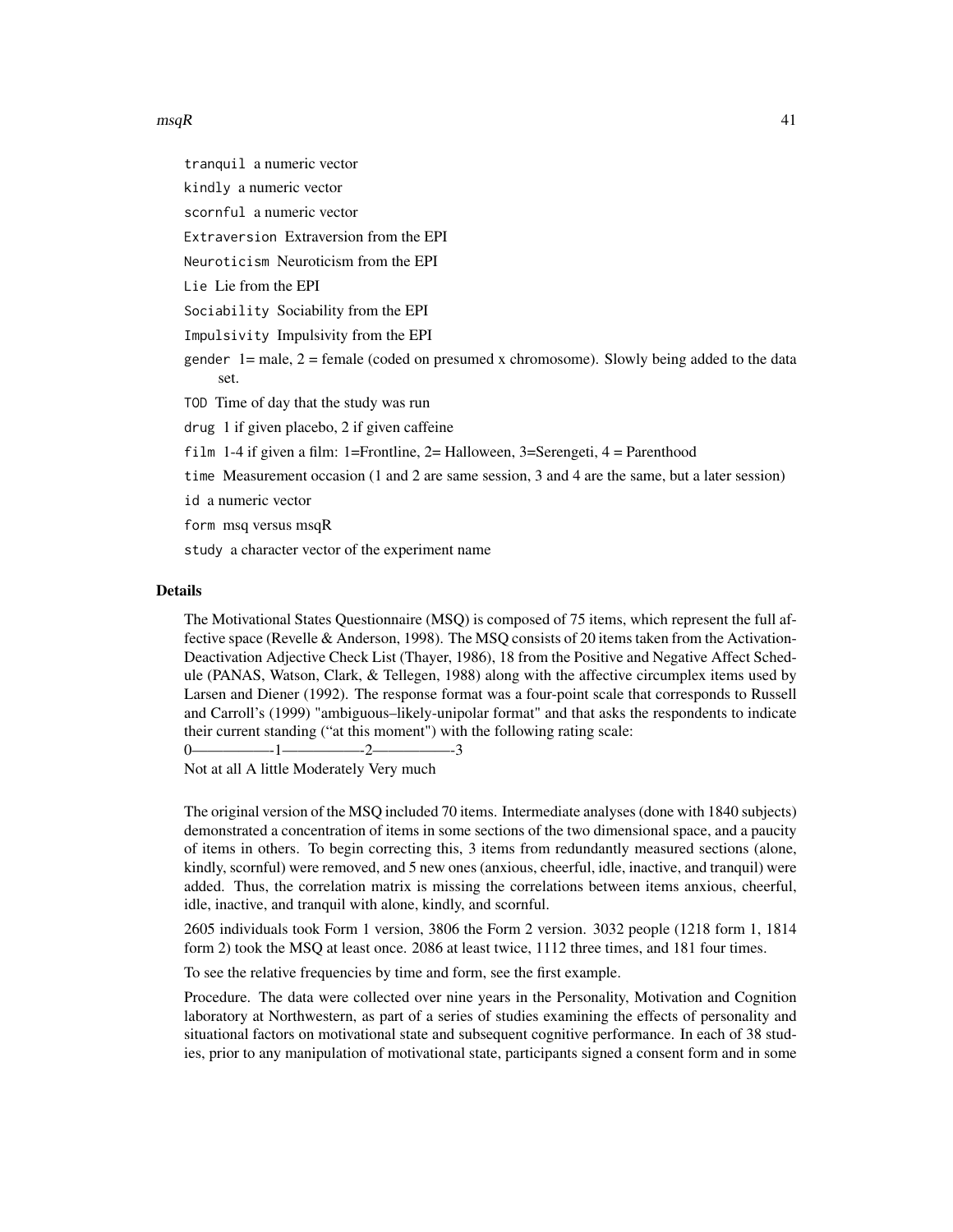`tranquil` a numeric vector

`kindly` a numeric vector

`scornful` a numeric vector

`Extraversion` Extraversion from the EPI

`Neuroticism` Neuroticism from the EPI

`Lie` Lie from the EPI

`Sociability` Sociability from the EPI

`Impulsivity` Impulsivity from the EPI

`gender` 1= male, 2 = female (coded on presumed x chromosome). Slowly being added to the data set.

`TOD` Time of day that the study was run

`drug` 1 if given placebo, 2 if given caffeine

`film` 1-4 if given a film: 1=Frontline, 2= Halloween, 3=Serengeti, 4 = Parenthood

`time` Measurement occasion (1 and 2 are same session, 3 and 4 are the same, but a later session)

`id` a numeric vector

`form` msq versus msqR

`study` a character vector of the experiment name

## Details

The Motivational States Questionnaire (MSQ) is composed of 75 items, which represent the full affective space (Revelle & Anderson, 1998). The MSQ consists of 20 items taken from the Activation-Deactivation Adjective Check List (Thayer, 1986), 18 from the Positive and Negative Affect Schedule (PANAS, Watson, Clark, & Tellegen, 1988) along with the affective circumplex items used by Larsen and Diener (1992). The response format was a four-point scale that corresponds to Russell and Carroll's (1999) "ambiguous–likely-unipolar format" and that asks the respondents to indicate their current standing ("at this moment") with the following rating scale:

0——————1——————2——————3

Not at all A little Moderately Very much

The original version of the MSQ included 70 items. Intermediate analyses (done with 1840 subjects) demonstrated a concentration of items in some sections of the two dimensional space, and a paucity of items in others. To begin correcting this, 3 items from redundantly measured sections (alone, kindly, scornful) were removed, and 5 new ones (anxious, cheerful, idle, inactive, and tranquil) were added. Thus, the correlation matrix is missing the correlations between items anxious, cheerful, idle, inactive, and tranquil with alone, kindly, and scornful.

2605 individuals took Form 1 version, 3806 the Form 2 version. 3032 people (1218 form 1, 1814 form 2) took the MSQ at least once. 2086 at least twice, 1112 three times, and 181 four times.

To see the relative frequencies by time and form, see the first example.

Procedure. The data were collected over nine years in the Personality, Motivation and Cognition laboratory at Northwestern, as part of a series of studies examining the effects of personality and situational factors on motivational state and subsequent cognitive performance. In each of 38 studies, prior to any manipulation of motivational state, participants signed a consent form and in some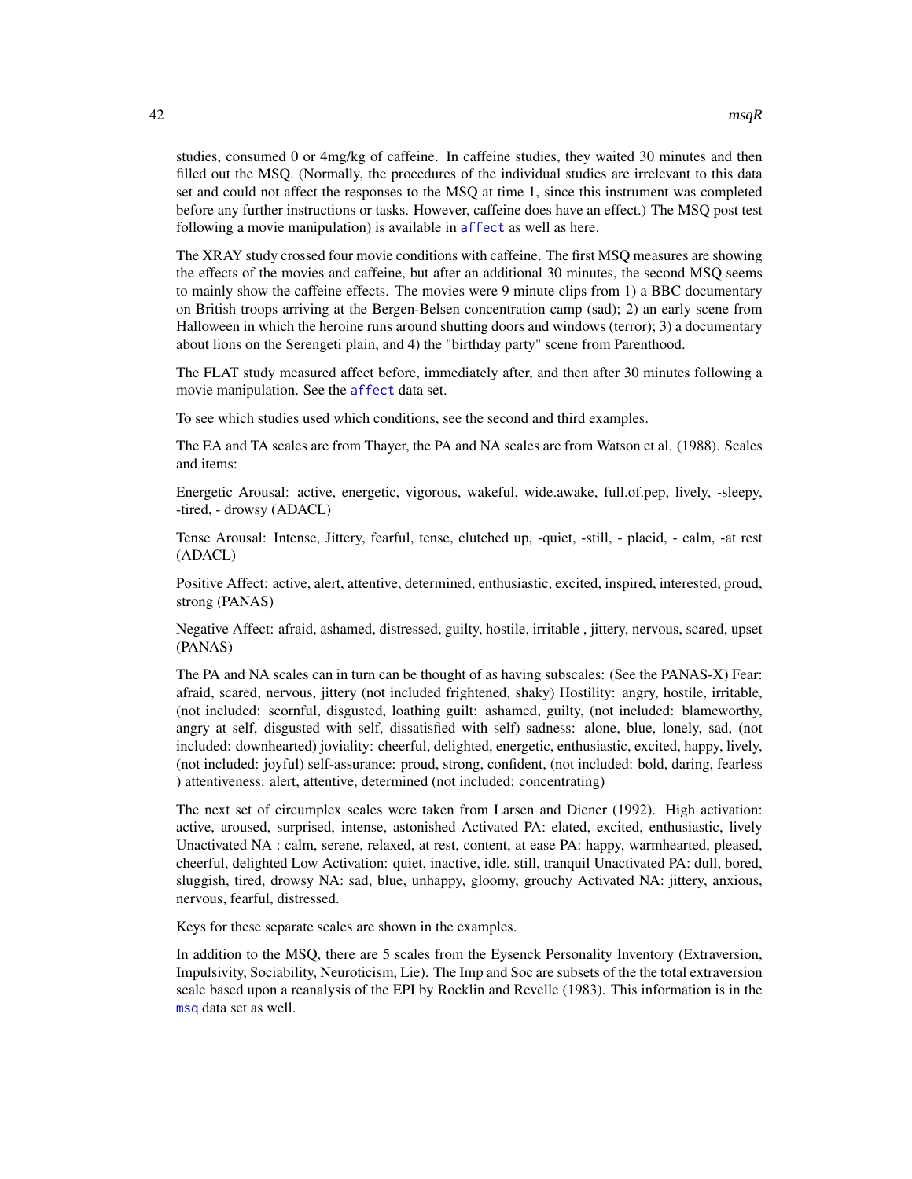studies, consumed 0 or 4mg/kg of caffeine. In caffeine studies, they waited 30 minutes and then filled out the MSQ. (Normally, the procedures of the individual studies are irrelevant to this data set and could not affect the responses to the MSQ at time 1, since this instrument was completed before any further instructions or tasks. However, caffeine does have an effect.) The MSQ post test following a movie manipulation) is available in `affect` as well as here.

The XRAY study crossed four movie conditions with caffeine. The first MSQ measures are showing the effects of the movies and caffeine, but after an additional 30 minutes, the second MSQ seems to mainly show the caffeine effects. The movies were 9 minute clips from 1) a BBC documentary on British troops arriving at the Bergen-Belsen concentration camp (sad); 2) an early scene from Halloween in which the heroine runs around shutting doors and windows (terror); 3) a documentary about lions on the Serengeti plain, and 4) the "birthday party" scene from Parenthood.

The FLAT study measured affect before, immediately after, and then after 30 minutes following a movie manipulation. See the `affect` data set.

To see which studies used which conditions, see the second and third examples.

The EA and TA scales are from Thayer, the PA and NA scales are from Watson et al. (1988). Scales and items:

Energetic Arousal: active, energetic, vigorous, wakeful, wide.awake, full.of.pep, lively, -sleepy, -tired, - drowsy (ADACL)

Tense Arousal: Intense, Jittery, fearful, tense, clutched up, -quiet, -still, - placid, - calm, -at rest (ADACL)

Positive Affect: active, alert, attentive, determined, enthusiastic, excited, inspired, interested, proud, strong (PANAS)

Negative Affect: afraid, ashamed, distressed, guilty, hostile, irritable , jittery, nervous, scared, upset (PANAS)

The PA and NA scales can in turn can be thought of as having subscales: (See the PANAS-X) Fear: afraid, scared, nervous, jittery (not included frightened, shaky) Hostility: angry, hostile, irritable, (not included: scornful, disgusted, loathing guilt: ashamed, guilty, (not included: blameworthy, angry at self, disgusted with self, dissatisfied with self) sadness: alone, blue, lonely, sad, (not included: downhearted) joviality: cheerful, delighted, energetic, enthusiastic, excited, happy, lively, (not included: joyful) self-assurance: proud, strong, confident, (not included: bold, daring, fearless ) attentiveness: alert, attentive, determined (not included: concentrating)

The next set of circumplex scales were taken from Larsen and Diener (1992). High activation: active, aroused, surprised, intense, astonished Activated PA: elated, excited, enthusiastic, lively Unactivated NA : calm, serene, relaxed, at rest, content, at ease PA: happy, warmhearted, pleased, cheerful, delighted Low Activation: quiet, inactive, idle, still, tranquil Unactivated PA: dull, bored, sluggish, tired, drowsy NA: sad, blue, unhappy, gloomy, grouchy Activated NA: jittery, anxious, nervous, fearful, distressed.

Keys for these separate scales are shown in the examples.

In addition to the MSQ, there are 5 scales from the Eysenck Personality Inventory (Extraversion, Impulsivity, Sociability, Neuroticism, Lie). The Imp and Soc are subsets of the the total extraversion scale based upon a reanalysis of the EPI by Rocklin and Revelle (1983). This information is in the `msq` data set as well.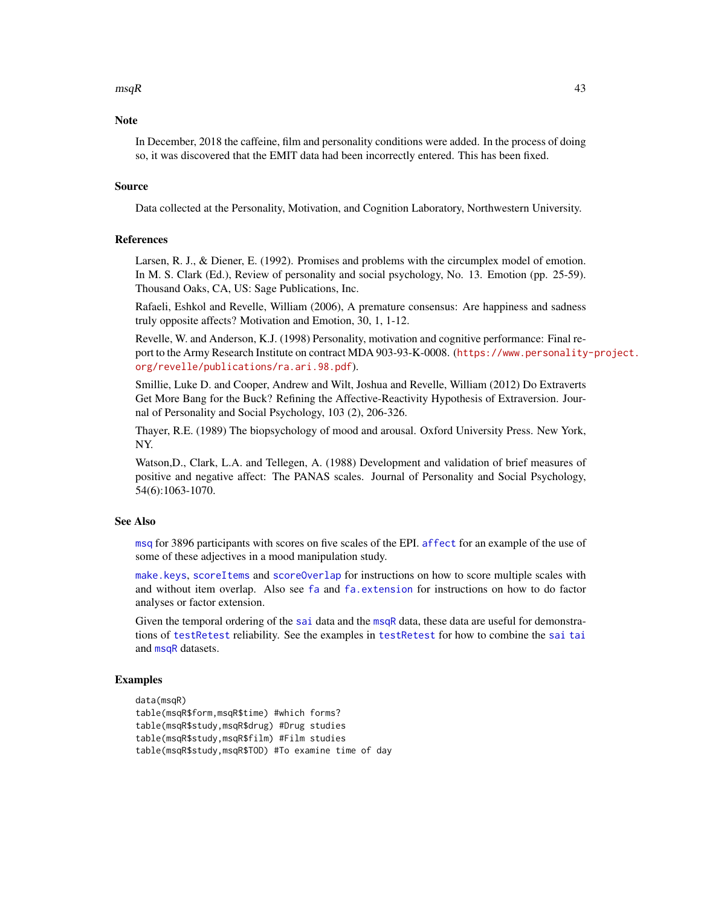## Note

In December, 2018 the caffeine, film and personality conditions were added. In the process of doing so, it was discovered that the EMIT data had been incorrectly entered. This has been fixed.

## Source

Data collected at the Personality, Motivation, and Cognition Laboratory, Northwestern University.

## References

Larsen, R. J., & Diener, E. (1992). Promises and problems with the circumplex model of emotion. In M. S. Clark (Ed.), Review of personality and social psychology, No. 13. Emotion (pp. 25-59). Thousand Oaks, CA, US: Sage Publications, Inc.

Rafaeli, Eshkol and Revelle, William (2006), A premature consensus: Are happiness and sadness truly opposite affects? Motivation and Emotion, 30, 1, 1-12.

Revelle, W. and Anderson, K.J. (1998) Personality, motivation and cognitive performance: Final report to the Army Research Institute on contract MDA 903-93-K-0008. (https://www.personality-project.org/revelle/publications/ra.ari.98.pdf).

Smillie, Luke D. and Cooper, Andrew and Wilt, Joshua and Revelle, William (2012) Do Extraverts Get More Bang for the Buck? Refining the Affective-Reactivity Hypothesis of Extraversion. Journal of Personality and Social Psychology, 103 (2), 206-326.

Thayer, R.E. (1989) The biopsychology of mood and arousal. Oxford University Press. New York, NY.

Watson,D., Clark, L.A. and Tellegen, A. (1988) Development and validation of brief measures of positive and negative affect: The PANAS scales. Journal of Personality and Social Psychology, 54(6):1063-1070.

## See Also

msq for 3896 participants with scores on five scales of the EPI. affect for an example of the use of some of these adjectives in a mood manipulation study.

make.keys, scoreItems and scoreOverlap for instructions on how to score multiple scales with and without item overlap. Also see fa and fa.extension for instructions on how to do factor analyses or factor extension.

Given the temporal ordering of the sai data and the msqR data, these data are useful for demonstrations of testRetest reliability. See the examples in testRetest for how to combine the sai tai and msqR datasets.

## Examples

```
data(msqR)
table(msqR$form,msqR$time) #which forms?
table(msqR$study,msqR$drug) #Drug studies
table(msqR$study,msqR$film) #Film studies
table(msqR$study,msqR$TOD) #To examine time of day
```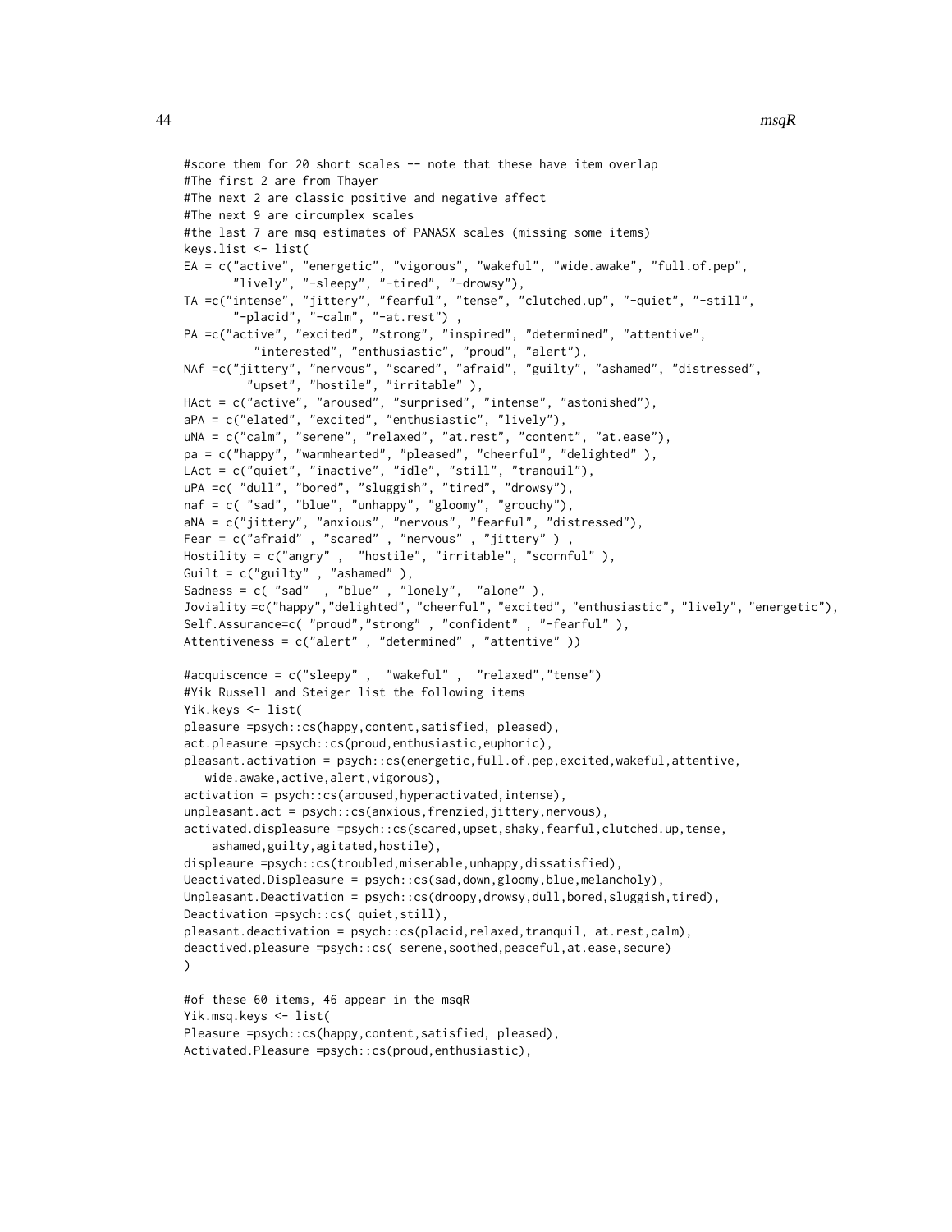```
#score them for 20 short scales -- note that these have item overlap
#The first 2 are from Thayer
#The next 2 are classic positive and negative affect
#The next 9 are circumplex scales
#the last 7 are msq estimates of PANASX scales (missing some items)
keys.list <- list(
EA = c("active", "energetic", "vigorous", "wakeful", "wide.awake", "full.of.pep",
       "lively", "-sleepy", "-tired", "-drowsy"),
TA =c("intense", "jittery", "fearful", "tense", "clutched.up", "-quiet", "-still",
       "-placid", "-calm", "-at.rest") ,
PA =c("active", "excited", "strong", "inspired", "determined", "attentive",
          "interested", "enthusiastic", "proud", "alert"),
NAf =c("jittery", "nervous", "scared", "afraid", "guilty", "ashamed", "distressed",
         "upset", "hostile", "irritable" ),
HAct = c("active", "aroused", "surprised", "intense", "astonished"),
aPA = c("elated", "excited", "enthusiastic", "lively"),
uNA = c("calm", "serene", "relaxed", "at.rest", "content", "at.ease"),
pa = c("happy", "warmhearted", "pleased", "cheerful", "delighted" ),
LAct = c("quiet", "inactive", "idle", "still", "tranquil"),
uPA =c( "dull", "bored", "sluggish", "tired", "drowsy"),
naf = c( "sad", "blue", "unhappy", "gloomy", "grouchy"),
aNA = c("jittery", "anxious", "nervous", "fearful", "distressed"),
Fear = c("afraid" , "scared" , "nervous" , "jittery" ) ,
Hostility = c("angry" ,  "hostile", "irritable", "scornful" ),
Guilt = c("guilty" , "ashamed" ),
Sadness = c( "sad"  , "blue" , "lonely",  "alone" ),
Joviality =c("happy","delighted", "cheerful", "excited", "enthusiastic", "lively", "energetic"),
Self.Assurance=c( "proud","strong" , "confident" , "-fearful" ),
Attentiveness = c("alert" , "determined" , "attentive" ))

#acquiscence = c("sleepy" ,  "wakeful" ,  "relaxed","tense")
#Yik Russell and Steiger list the following items
Yik.keys <- list(
pleasure =psych::cs(happy,content,satisfied, pleased),
act.pleasure =psych::cs(proud,enthusiastic,euphoric),
pleasant.activation = psych::cs(energetic,full.of.pep,excited,wakeful,attentive,
   wide.awake,active,alert,vigorous),
activation = psych::cs(aroused,hyperactivated,intense),
unpleasant.act = psych::cs(anxious,frenzied,jittery,nervous),
activated.displeasure =psych::cs(scared,upset,shaky,fearful,clutched.up,tense,
    ashamed,guilty,agitated,hostile),
displeaure =psych::cs(troubled,miserable,unhappy,dissatisfied),
Ueactivated.Displeasure = psych::cs(sad,down,gloomy,blue,melancholy),
Unpleasant.Deactivation = psych::cs(droopy,drowsy,dull,bored,sluggish,tired),
Deactivation =psych::cs( quiet,still),
pleasant.deactivation = psych::cs(placid,relaxed,tranquil, at.rest,calm),
deactived.pleasure =psych::cs( serene,soothed,peaceful,at.ease,secure)
)

#of these 60 items, 46 appear in the msqR
Yik.msq.keys <- list(
Pleasure =psych::cs(happy,content,satisfied, pleased),
Activated.Pleasure =psych::cs(proud,enthusiastic),
```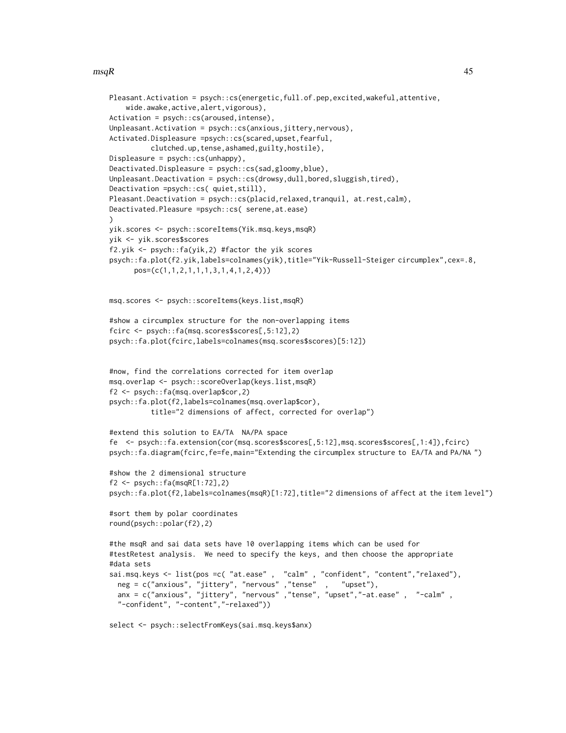```
Pleasant.Activation = psych::cs(energetic,full.of.pep,excited,wakeful,attentive,
    wide.awake,active,alert,vigorous),
Activation = psych::cs(aroused,intense),
Unpleasant.Activation = psych::cs(anxious,jittery,nervous),
Activated.Displeasure =psych::cs(scared,upset,fearful,
         clutched.up,tense,ashamed,guilty,hostile),
Displeasure = psych::cs(unhappy),
Deactivated.Displeasure = psych::cs(sad,gloomy,blue),
Unpleasant.Deactivation = psych::cs(drowsy,dull,bored,sluggish,tired),
Deactivation =psych::cs( quiet,still),
Pleasant.Deactivation = psych::cs(placid,relaxed,tranquil, at.rest,calm),
Deactivated.Pleasure =psych::cs( serene,at.ease)
)
yik.scores <- psych::scoreItems(Yik.msq.keys,msqR)
yik <- yik.scores$scores
f2.yik <- psych::fa(yik,2) #factor the yik scores
psych::fa.plot(f2.yik,labels=colnames(yik),title="Yik-Russell-Steiger circumplex",cex=.8,
      pos=(c(1,1,2,1,1,1,3,1,4,1,2,4)))


msq.scores <- psych::scoreItems(keys.list,msqR)

#show a circumplex structure for the non-overlapping items
fcirc <- psych::fa(msq.scores$scores[,5:12],2)
psych::fa.plot(fcirc,labels=colnames(msq.scores$scores)[5:12])


#now, find the correlations corrected for item overlap
msq.overlap <- psych::scoreOverlap(keys.list,msqR)
f2 <- psych::fa(msq.overlap$cor,2)
psych::fa.plot(f2,labels=colnames(msq.overlap$cor),
         title="2 dimensions of affect, corrected for overlap")

#extend this solution to EA/TA  NA/PA space
fe  <- psych::fa.extension(cor(msq.scores$scores[,5:12],msq.scores$scores[,1:4]),fcirc)
psych::fa.diagram(fcirc,fe=fe,main="Extending the circumplex structure to  EA/TA and PA/NA ")

#show the 2 dimensional structure
f2 <- psych::fa(msqR[1:72],2)
psych::fa.plot(f2,labels=colnames(msqR)[1:72],title="2 dimensions of affect at the item level")

#sort them by polar coordinates
round(psych::polar(f2),2)

#the msqR and sai data sets have 10 overlapping items which can be used for
#testRetest analysis.  We need to specify the keys, and then choose the appropriate
#data sets
sai.msq.keys <- list(pos =c( "at.ease" ,  "calm" , "confident", "content","relaxed"),
  neg = c("anxious", "jittery", "nervous" ,"tense"  ,   "upset"),
  anx = c("anxious", "jittery", "nervous" ,"tense", "upset","-at.ease" ,  "-calm" ,
  "-confident", "-content","-relaxed"))

select <- psych::selectFromKeys(sai.msq.keys$anx)
```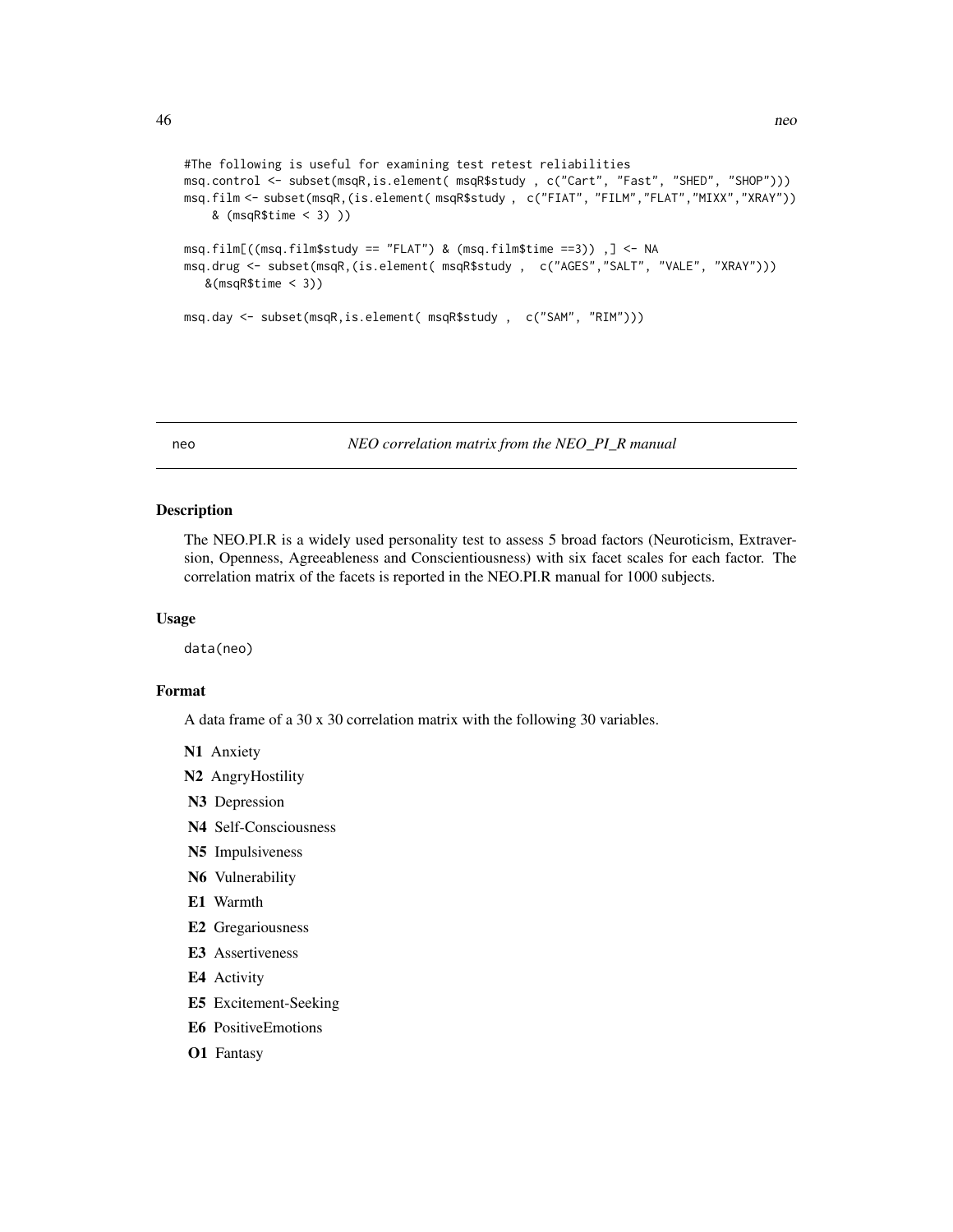```
#The following is useful for examining test retest reliabilities
msq.control <- subset(msqR,is.element( msqR$study , c("Cart", "Fast", "SHED", "SHOP")))
msq.film <- subset(msqR,(is.element( msqR$study , c("FIAT", "FILM","FLAT","MIXX","XRAY"))
    & (msqR$time < 3) ))

msq.film[((msq.film$study == "FLAT") & (msq.film$time ==3)) ,] <- NA
msq.drug <- subset(msqR,(is.element( msqR$study ,  c("AGES","SALT", "VALE", "XRAY")))
   &(msqR$time < 3))

msq.day <- subset(msqR,is.element( msqR$study ,  c("SAM", "RIM")))
```

---

## neo — *NEO correlation matrix from the NEO_PI_R manual*

---

### Description

The NEO.PI.R is a widely used personality test to assess 5 broad factors (Neuroticism, Extraversion, Openness, Agreeableness and Conscientiousness) with six facet scales for each factor. The correlation matrix of the facets is reported in the NEO.PI.R manual for 1000 subjects.

### Usage

```
data(neo)
```

### Format

A data frame of a 30 x 30 correlation matrix with the following 30 variables.

**N1** Anxiety

**N2** AngryHostility

**N3** Depression

**N4** Self-Consciousness

**N5** Impulsiveness

**N6** Vulnerability

**E1** Warmth

**E2** Gregariousness

**E3** Assertiveness

**E4** Activity

**E5** Excitement-Seeking

**E6** PositiveEmotions

**O1** Fantasy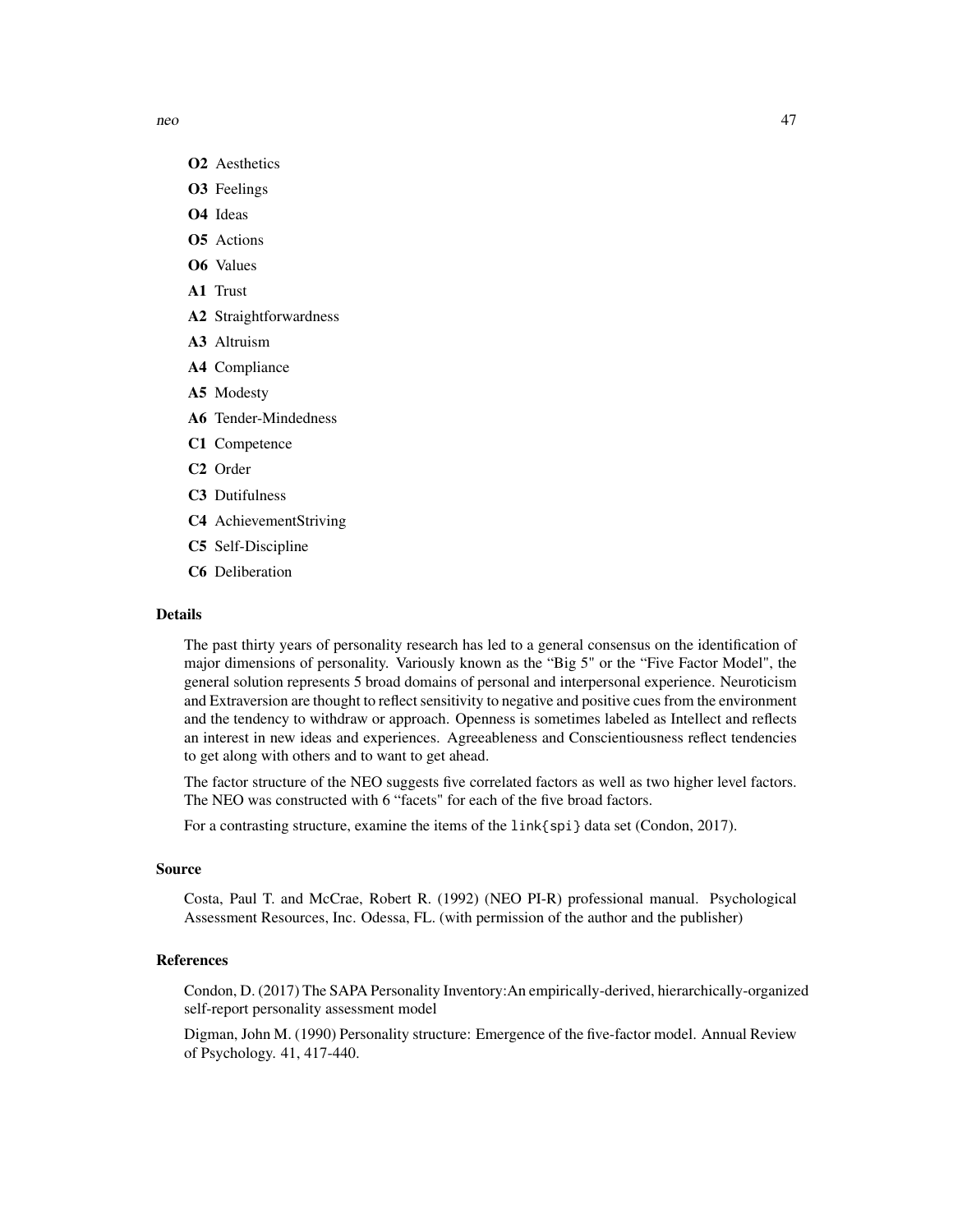**O2** Aesthetics

**O3** Feelings

**O4** Ideas

**O5** Actions

**O6** Values

**A1** Trust

**A2** Straightforwardness

**A3** Altruism

**A4** Compliance

**A5** Modesty

**A6** Tender-Mindedness

**C1** Competence

**C2** Order

**C3** Dutifulness

**C4** AchievementStriving

**C5** Self-Discipline

**C6** Deliberation

### Details

The past thirty years of personality research has led to a general consensus on the identification of major dimensions of personality. Variously known as the "Big 5" or the "Five Factor Model", the general solution represents 5 broad domains of personal and interpersonal experience. Neuroticism and Extraversion are thought to reflect sensitivity to negative and positive cues from the environment and the tendency to withdraw or approach. Openness is sometimes labeled as Intellect and reflects an interest in new ideas and experiences. Agreeableness and Conscientiousness reflect tendencies to get along with others and to want to get ahead.

The factor structure of the NEO suggests five correlated factors as well as two higher level factors. The NEO was constructed with 6 "facets" for each of the five broad factors.

For a contrasting structure, examine the items of the `link{spi}` data set (Condon, 2017).

### Source

Costa, Paul T. and McCrae, Robert R. (1992) (NEO PI-R) professional manual. Psychological Assessment Resources, Inc. Odessa, FL. (with permission of the author and the publisher)

### References

Condon, D. (2017) The SAPA Personality Inventory:An empirically-derived, hierarchically-organized self-report personality assessment model

Digman, John M. (1990) Personality structure: Emergence of the five-factor model. Annual Review of Psychology. 41, 417-440.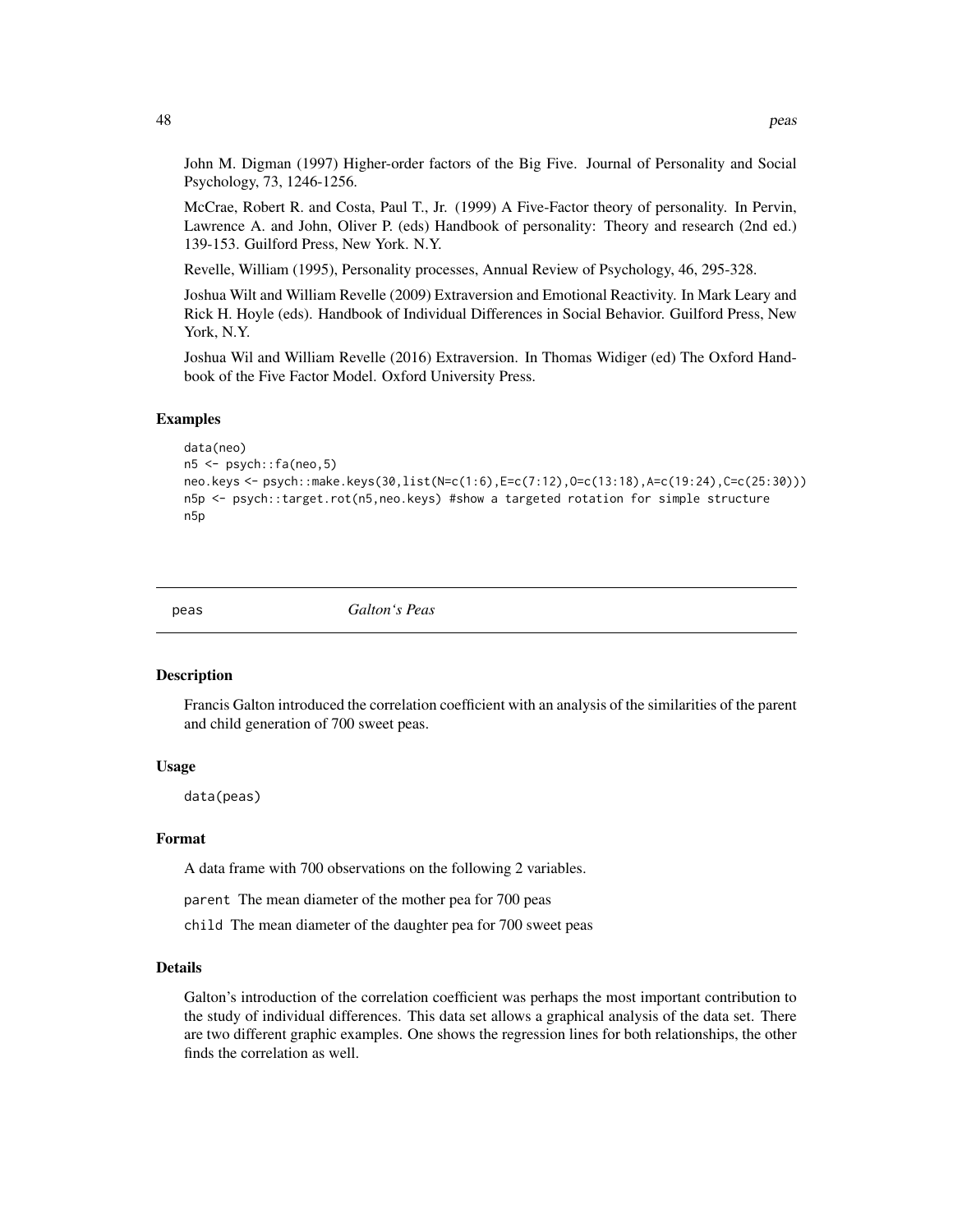John M. Digman (1997) Higher-order factors of the Big Five. Journal of Personality and Social Psychology, 73, 1246-1256.

McCrae, Robert R. and Costa, Paul T., Jr. (1999) A Five-Factor theory of personality. In Pervin, Lawrence A. and John, Oliver P. (eds) Handbook of personality: Theory and research (2nd ed.) 139-153. Guilford Press, New York. N.Y.

Revelle, William (1995), Personality processes, Annual Review of Psychology, 46, 295-328.

Joshua Wilt and William Revelle (2009) Extraversion and Emotional Reactivity. In Mark Leary and Rick H. Hoyle (eds). Handbook of Individual Differences in Social Behavior. Guilford Press, New York, N.Y.

Joshua Wil and William Revelle (2016) Extraversion. In Thomas Widiger (ed) The Oxford Handbook of the Five Factor Model. Oxford University Press.

### Examples

```
data(neo)
n5 <- psych::fa(neo,5)
neo.keys <- psych::make.keys(30,list(N=c(1:6),E=c(7:12),O=c(13:18),A=c(19:24),C=c(25:30)))
n5p <- psych::target.rot(n5,neo.keys) #show a targeted rotation for simple structure
n5p
```

---

## peas — *Galton's Peas*

---

### Description

Francis Galton introduced the correlation coefficient with an analysis of the similarities of the parent and child generation of 700 sweet peas.

### Usage

```
data(peas)
```

### Format

A data frame with 700 observations on the following 2 variables.

`parent` The mean diameter of the mother pea for 700 peas

`child` The mean diameter of the daughter pea for 700 sweet peas

### Details

Galton's introduction of the correlation coefficient was perhaps the most important contribution to the study of individual differences. This data set allows a graphical analysis of the data set. There are two different graphic examples. One shows the regression lines for both relationships, the other finds the correlation as well.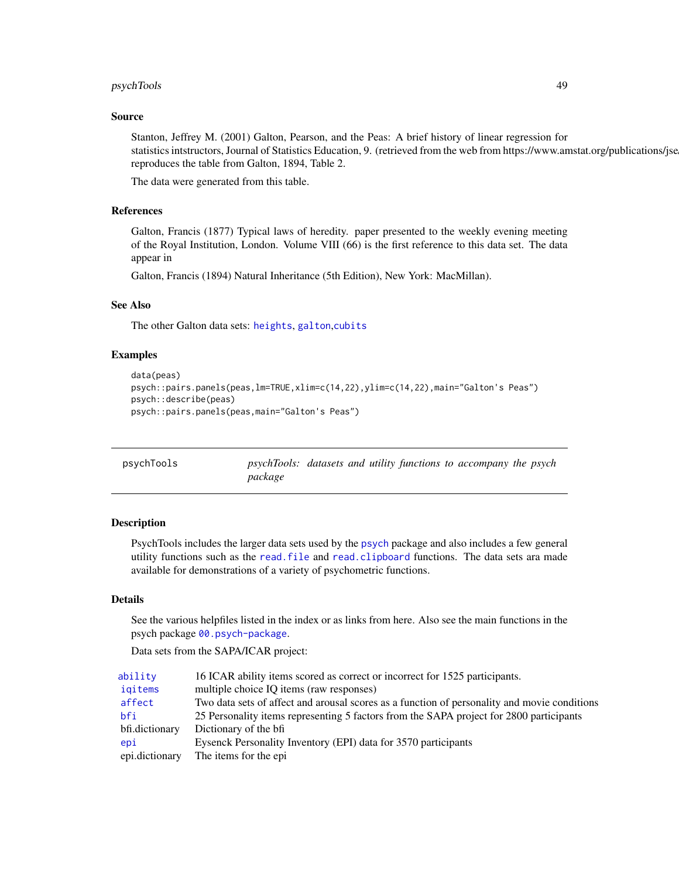### Source

Stanton, Jeffrey M. (2001) Galton, Pearson, and the Peas: A brief history of linear regression for statistics intstructors, Journal of Statistics Education, 9. (retrieved from the web from https://www.amstat.org/publications/jse reproduces the table from Galton, 1894, Table 2.

The data were generated from this table.

### References

Galton, Francis (1877) Typical laws of heredity. paper presented to the weekly evening meeting of the Royal Institution, London. Volume VIII (66) is the first reference to this data set. The data appear in

Galton, Francis (1894) Natural Inheritance (5th Edition), New York: MacMillan).

### See Also

The other Galton data sets: heights, galton,cubits

### Examples

```
data(peas)
psych::pairs.panels(peas,lm=TRUE,xlim=c(14,22),ylim=c(14,22),main="Galton's Peas")
psych::describe(peas)
psych::pairs.panels(peas,main="Galton's Peas")
```

---

## psychTools — *psychTools: datasets and utility functions to accompany the psych package*

---

### Description

PsychTools includes the larger data sets used by the psych package and also includes a few general utility functions such as the read.file and read.clipboard functions. The data sets ara made available for demonstrations of a variety of psychometric functions.

### Details

See the various helpfiles listed in the index or as links from here. Also see the main functions in the psych package 00.psych-package.

Data sets from the SAPA/ICAR project:

| | |
|---|---|
| ability | 16 ICAR ability items scored as correct or incorrect for 1525 participants. |
| iqitems | multiple choice IQ items (raw responses) |
| affect | Two data sets of affect and arousal scores as a function of personality and movie conditions |
| bfi | 25 Personality items representing 5 factors from the SAPA project for 2800 participants |
| bfi.dictionary | Dictionary of the bfi |
| epi | Eysenck Personality Inventory (EPI) data for 3570 participants |
| epi.dictionary | The items for the epi |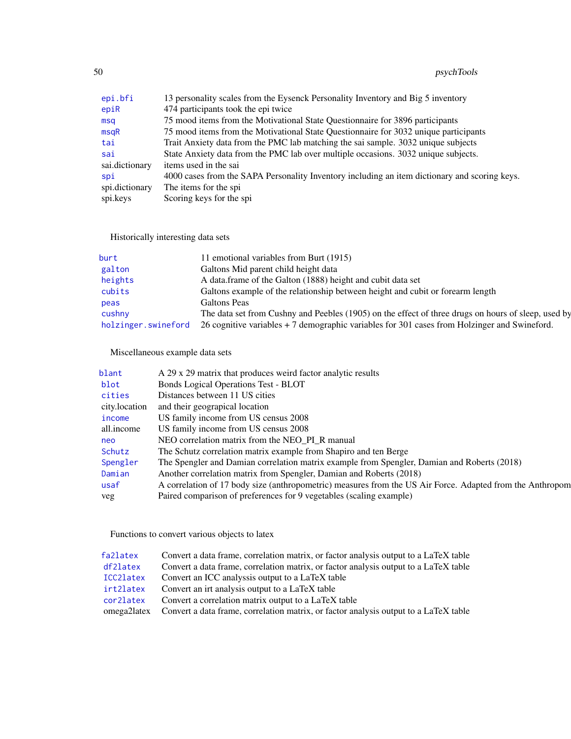| | |
|---|---|
| epi.bfi | 13 personality scales from the Eysenck Personality Inventory and Big 5 inventory |
| epiR | 474 participants took the epi twice |
| msq | 75 mood items from the Motivational State Questionnaire for 3896 participants |
| msqR | 75 mood items from the Motivational State Questionnaire for 3032 unique participants |
| tai | Trait Anxiety data from the PMC lab matching the sai sample. 3032 unique subjects |
| sai | State Anxiety data from the PMC lab over multiple occasions. 3032 unique subjects. |
| sai.dictionary | items used in the sai |
| spi | 4000 cases from the SAPA Personality Inventory including an item dictionary and scoring keys. |
| spi.dictionary | The items for the spi |
| spi.keys | Scoring keys for the spi |

Historically interesting data sets

| | |
|---|---|
| burt | 11 emotional variables from Burt (1915) |
| galton | Galtons Mid parent child height data |
| heights | A data.frame of the Galton (1888) height and cubit data set |
| cubits | Galtons example of the relationship between height and cubit or forearm length |
| peas | Galtons Peas |
| cushny | The data set from Cushny and Peebles (1905) on the effect of three drugs on hours of sleep, used by |
| holzinger.swineford | 26 cognitive variables + 7 demographic variables for 301 cases from Holzinger and Swineford. |

Miscellaneous example data sets

| | |
|---|---|
| blant | A 29 x 29 matrix that produces weird factor analytic results |
| blot | Bonds Logical Operations Test - BLOT |
| cities | Distances between 11 US cities |
| city.location | and their geographical location |
| income | US family income from US census 2008 |
| all.income | US family income from US census 2008 |
| neo | NEO correlation matrix from the NEO_PI_R manual |
| Schutz | The Schutz correlation matrix example from Shapiro and ten Berge |
| Spengler | The Spengler and Damian correlation matrix example from Spengler, Damian and Roberts (2018) |
| Damian | Another correlation matrix from Spengler, Damian and Roberts (2018) |
| usaf | A correlation of 17 body size (anthropometric) measures from the US Air Force. Adapted from the Anthropom |
| veg | Paired comparison of preferences for 9 vegetables (scaling example) |

Functions to convert various objects to latex

| | |
|---|---|
| fa2latex | Convert a data frame, correlation matrix, or factor analysis output to a LaTeX table |
| df2latex | Convert a data frame, correlation matrix, or factor analysis output to a LaTeX table |
| ICC2latex | Convert an ICC analyssis output to a LaTeX table |
| irt2latex | Convert an irt analysis output to a LaTeX table |
| cor2latex | Convert a correlation matrix output to a LaTeX table |
| omega2latex | Convert a data frame, correlation matrix, or factor analysis output to a LaTeX table |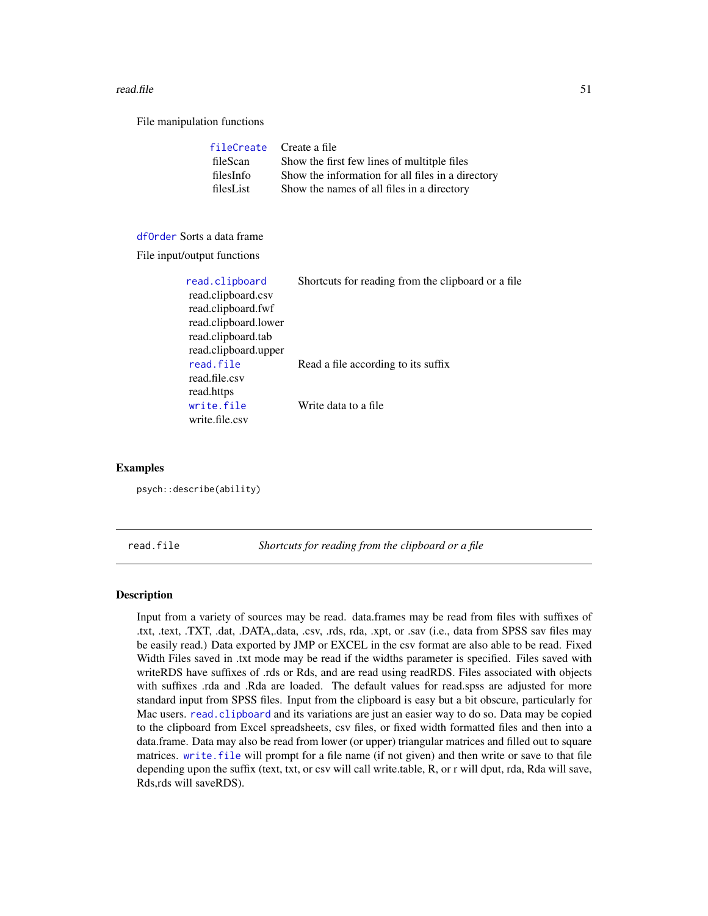File manipulation functions

| | |
|---|---|
| fileCreate | Create a file |
| fileScan | Show the first few lines of multitple files |
| filesInfo | Show the information for all files in a directory |
| filesList | Show the names of all files in a directory |

dfOrder Sorts a data frame

File input/output functions

| | |
|---|---|
| read.clipboard | Shortcuts for reading from the clipboard or a file |
| read.clipboard.csv | |
| read.clipboard.fwf | |
| read.clipboard.lower | |
| read.clipboard.tab | |
| read.clipboard.upper | |
| read.file | Read a file according to its suffix |
| read.file.csv | |
| read.https | |
| write.file | Write data to a file |
| write.file.csv | |

### Examples

```
psych::describe(ability)
```

---

## read.file — *Shortcuts for reading from the clipboard or a file*

### Description

Input from a variety of sources may be read. data.frames may be read from files with suffixes of .txt, .text, .TXT, .dat, .DATA,.data, .csv, .rds, rda, .xpt, or .sav (i.e., data from SPSS sav files may be easily read.) Data exported by JMP or EXCEL in the csv format are also able to be read. Fixed Width Files saved in .txt mode may be read if the widths parameter is specified. Files saved with writeRDS have suffixes of .rds or Rds, and are read using readRDS. Files associated with objects with suffixes .rda and .Rda are loaded. The default values for read.spss are adjusted for more standard input from SPSS files. Input from the clipboard is easy but a bit obscure, particularly for Mac users. read.clipboard and its variations are just an easier way to do so. Data may be copied to the clipboard from Excel spreadsheets, csv files, or fixed width formatted files and then into a data.frame. Data may also be read from lower (or upper) triangular matrices and filled out to square matrices. write.file will prompt for a file name (if not given) and then write or save to that file depending upon the suffix (text, txt, or csv will call write.table, R, or r will dput, rda, Rda will save, Rds,rds will saveRDS).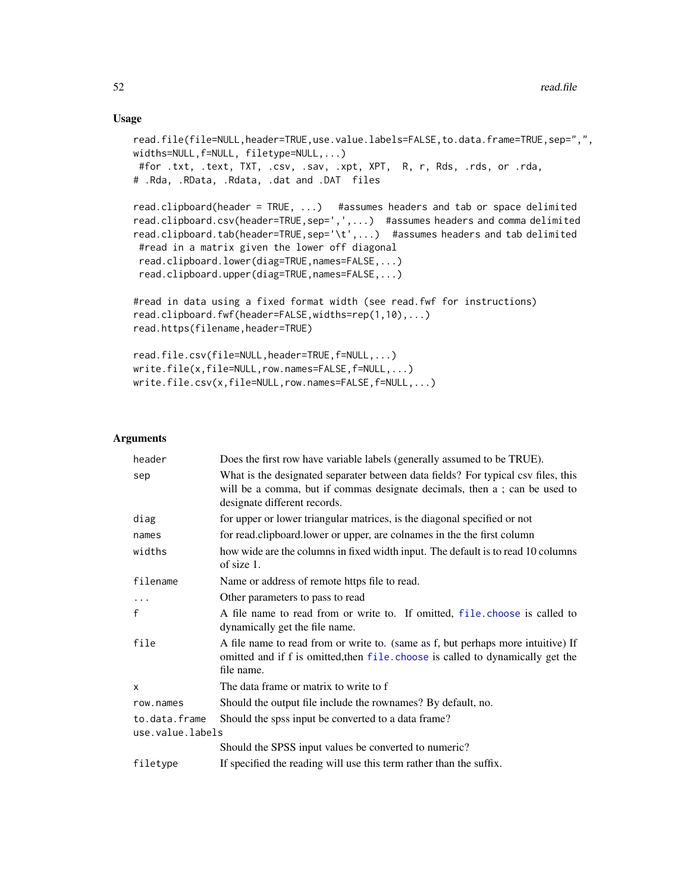## Usage

```
read.file(file=NULL,header=TRUE,use.value.labels=FALSE,to.data.frame=TRUE,sep=",",
widths=NULL,f=NULL, filetype=NULL,...)
 #for .txt, .text, TXT, .csv, .sav, .xpt, XPT,  R, r, Rds, .rds, or .rda,
# .Rda, .RData, .Rdata, .dat and .DAT  files

read.clipboard(header = TRUE, ...)   #assumes headers and tab or space delimited
read.clipboard.csv(header=TRUE,sep=',',...)  #assumes headers and comma delimited
read.clipboard.tab(header=TRUE,sep='\t',...)  #assumes headers and tab delimited
 #read in a matrix given the lower off diagonal
 read.clipboard.lower(diag=TRUE,names=FALSE,...)
 read.clipboard.upper(diag=TRUE,names=FALSE,...)

#read in data using a fixed format width (see read.fwf for instructions)
read.clipboard.fwf(header=FALSE,widths=rep(1,10),...)
read.https(filename,header=TRUE)

read.file.csv(file=NULL,header=TRUE,f=NULL,...)
write.file(x,file=NULL,row.names=FALSE,f=NULL,...)
write.file.csv(x,file=NULL,row.names=FALSE,f=NULL,...)
```

## Arguments

| | |
|---|---|
| header | Does the first row have variable labels (generally assumed to be TRUE). |
| sep | What is the designated separater between data fields? For typical csv files, this will be a comma, but if commas designate decimals, then a ; can be used to designate different records. |
| diag | for upper or lower triangular matrices, is the diagonal specified or not |
| names | for read.clipboard.lower or upper, are colnames in the the first column |
| widths | how wide are the columns in fixed width input. The default is to read 10 columns of size 1. |
| filename | Name or address of remote https file to read. |
| ... | Other parameters to pass to read |
| f | A file name to read from or write to. If omitted, file.choose is called to dynamically get the file name. |
| file | A file name to read from or write to. (same as f, but perhaps more intuitive) If omitted and if f is omitted,then file.choose is called to dynamically get the file name. |
| x | The data frame or matrix to write to f |
| row.names | Should the output file include the rownames? By default, no. |
| to.data.frame | Should the spss input be converted to a data frame? |
| use.value.labels | Should the SPSS input values be converted to numeric? |
| filetype | If specified the reading will use this term rather than the suffix. |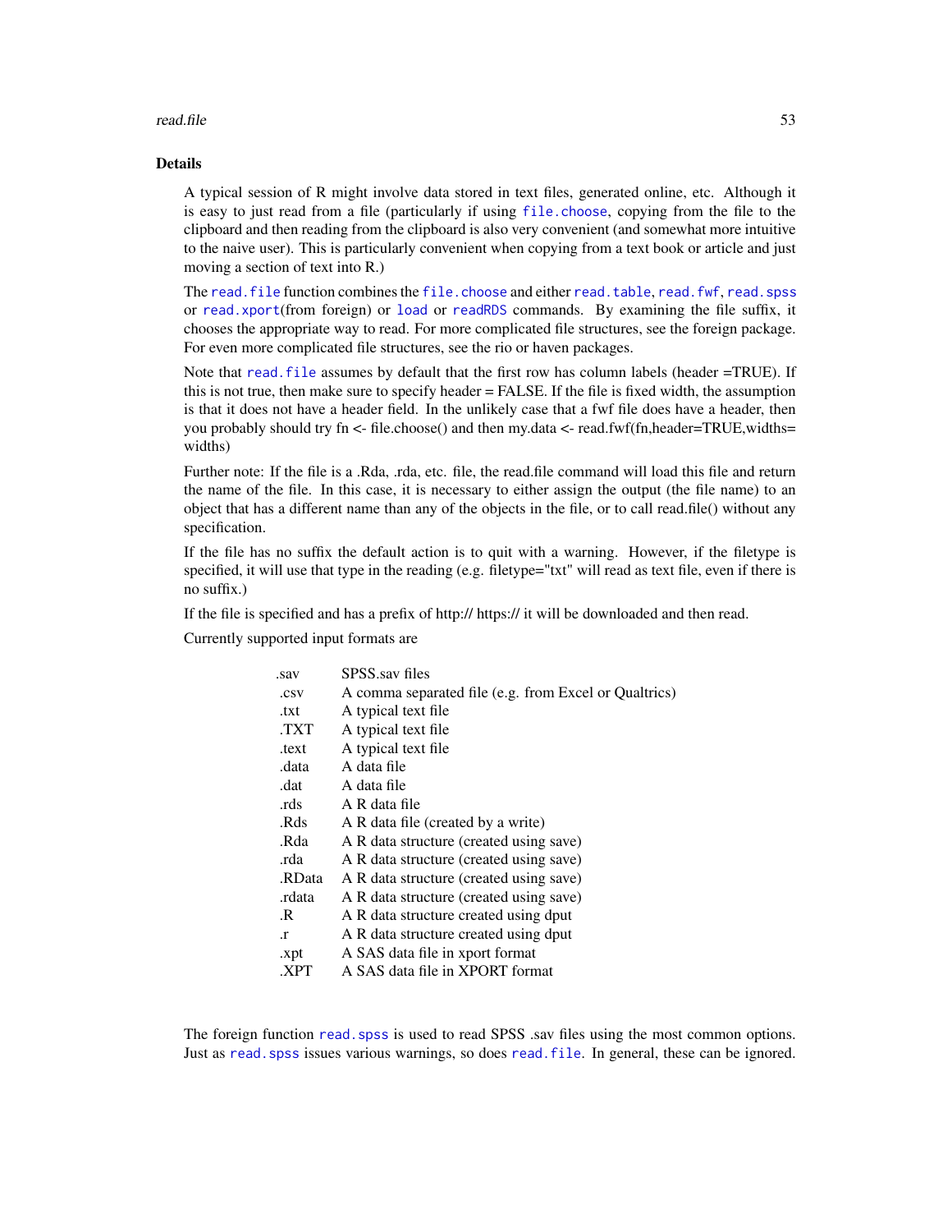## Details

A typical session of R might involve data stored in text files, generated online, etc. Although it is easy to just read from a file (particularly if using `file.choose`, copying from the file to the clipboard and then reading from the clipboard is also very convenient (and somewhat more intuitive to the naive user). This is particularly convenient when copying from a text book or article and just moving a section of text into R.)

The `read.file` function combines the `file.choose` and either `read.table`, `read.fwf`, `read.spss` or `read.xport`(from foreign) or `load` or `readRDS` commands. By examining the file suffix, it chooses the appropriate way to read. For more complicated file structures, see the foreign package. For even more complicated file structures, see the rio or haven packages.

Note that `read.file` assumes by default that the first row has column labels (header =TRUE). If this is not true, then make sure to specify header = FALSE. If the file is fixed width, the assumption is that it does not have a header field. In the unlikely case that a fwf file does have a header, then you probably should try fn <- file.choose() and then my.data <- read.fwf(fn,header=TRUE,widths= widths)

Further note: If the file is a .Rda, .rda, etc. file, the read.file command will load this file and return the name of the file. In this case, it is necessary to either assign the output (the file name) to an object that has a different name than any of the objects in the file, or to call read.file() without any specification.

If the file has no suffix the default action is to quit with a warning. However, if the filetype is specified, it will use that type in the reading (e.g. filetype="txt" will read as text file, even if there is no suffix.)

If the file is specified and has a prefix of http:// https:// it will be downloaded and then read.

Currently supported input formats are

| | |
|---|---|
| .sav | SPSS.sav files |
| .csv | A comma separated file (e.g. from Excel or Qualtrics) |
| .txt | A typical text file |
| .TXT | A typical text file |
| .text | A typical text file |
| .data | A data file |
| .dat | A data file |
| .rds | A R data file |
| .Rds | A R data file (created by a write) |
| .Rda | A R data structure (created using save) |
| .rda | A R data structure (created using save) |
| .RData | A R data structure (created using save) |
| .rdata | A R data structure (created using save) |
| .R | A R data structure created using dput |
| .r | A R data structure created using dput |
| .xpt | A SAS data file in xport format |
| .XPT | A SAS data file in XPORT format |

The foreign function `read.spss` is used to read SPSS .sav files using the most common options. Just as `read.spss` issues various warnings, so does `read.file`. In general, these can be ignored.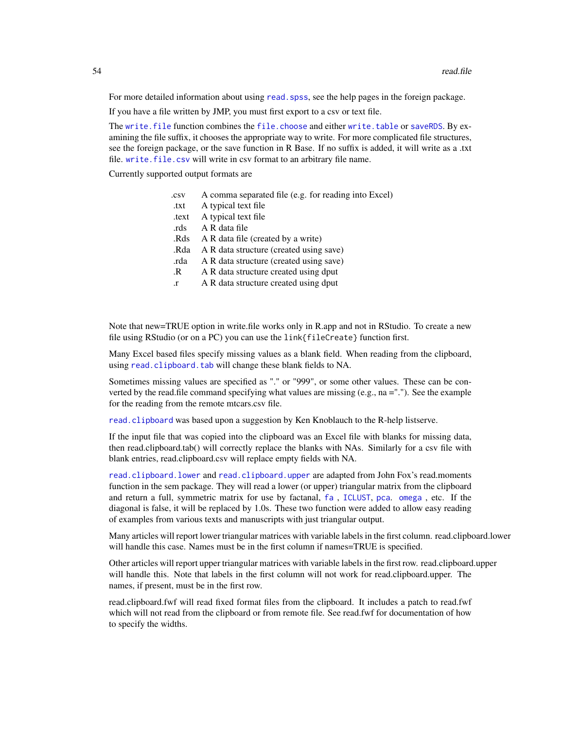For more detailed information about using `read.spss`, see the help pages in the foreign package.

If you have a file written by JMP, you must first export to a csv or text file.

The `write.file` function combines the `file.choose` and either `write.table` or `saveRDS`. By examining the file suffix, it chooses the appropriate way to write. For more complicated file structures, see the foreign package, or the save function in R Base. If no suffix is added, it will write as a .txt file. `write.file.csv` will write in csv format to an arbitrary file name.

Currently supported output formats are

| | |
|---|---|
| .csv | A comma separated file (e.g. for reading into Excel) |
| .txt | A typical text file |
| .text | A typical text file |
| .rds | A R data file |
| .Rds | A R data file (created by a write) |
| .Rda | A R data structure (created using save) |
| .rda | A R data structure (created using save) |
| .R | A R data structure created using dput |
| .r | A R data structure created using dput |

Note that new=TRUE option in write.file works only in R.app and not in RStudio. To create a new file using RStudio (or on a PC) you can use the `link{fileCreate}` function first.

Many Excel based files specify missing values as a blank field. When reading from the clipboard, using `read.clipboard.tab` will change these blank fields to NA.

Sometimes missing values are specified as "." or "999", or some other values. These can be converted by the read.file command specifying what values are missing (e.g., na ="."). See the example for the reading from the remote mtcars.csv file.

`read.clipboard` was based upon a suggestion by Ken Knoblauch to the R-help listserve.

If the input file that was copied into the clipboard was an Excel file with blanks for missing data, then read.clipboard.tab() will correctly replace the blanks with NAs. Similarly for a csv file with blank entries, read.clipboard.csv will replace empty fields with NA.

`read.clipboard.lower` and `read.clipboard.upper` are adapted from John Fox's read.moments function in the sem package. They will read a lower (or upper) triangular matrix from the clipboard and return a full, symmetric matrix for use by factanal, `fa` , `ICLUST`, `pca`. `omega` , etc. If the diagonal is false, it will be replaced by 1.0s. These two function were added to allow easy reading of examples from various texts and manuscripts with just triangular output.

Many articles will report lower triangular matrices with variable labels in the first column. read.clipboard.lower will handle this case. Names must be in the first column if names=TRUE is specified.

Other articles will report upper triangular matrices with variable labels in the first row. read.clipboard.upper will handle this. Note that labels in the first column will not work for read.clipboard.upper. The names, if present, must be in the first row.

read.clipboard.fwf will read fixed format files from the clipboard. It includes a patch to read.fwf which will not read from the clipboard or from remote file. See read.fwf for documentation of how to specify the widths.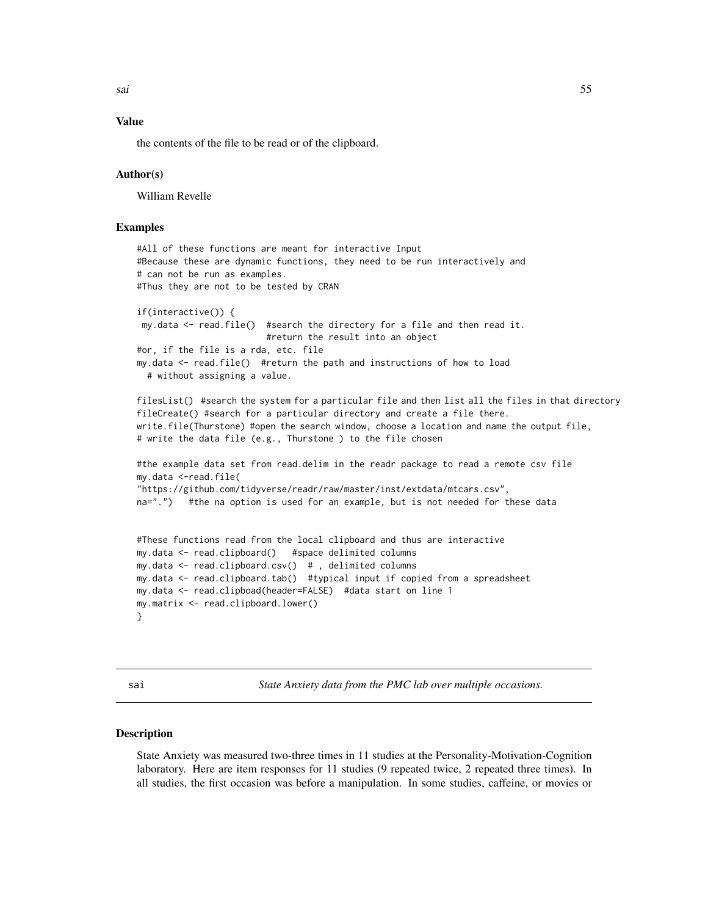## Value

the contents of the file to be read or of the clipboard.

## Author(s)

William Revelle

## Examples

```
#All of these functions are meant for interactive Input
#Because these are dynamic functions, they need to be run interactively and
# can not be run as examples.
#Thus they are not to be tested by CRAN

if(interactive()) {
 my.data <- read.file()  #search the directory for a file and then read it.
                         #return the result into an object
#or, if the file is a rda, etc. file
my.data <- read.file()  #return the path and instructions of how to load
  # without assigning a value.

filesList()  #search the system for a particular file and then list all the files in that directory
fileCreate() #search for a particular directory and create a file there.
write.file(Thurstone) #open the search window, choose a location and name the output file,
# write the data file (e.g., Thurstone ) to the file chosen

#the example data set from read.delim in the readr package to read a remote csv file
my.data <-read.file(
"https://github.com/tidyverse/readr/raw/master/inst/extdata/mtcars.csv",
na=".")   #the na option is used for an example, but is not needed for these data


#These functions read from the local clipboard and thus are interactive
my.data <- read.clipboard()   #space delimited columns
my.data <- read.clipboard.csv()  # , delimited columns
my.data <- read.clipboard.tab()  #typical input if copied from a spreadsheet
my.data <- read.clipboad(header=FALSE)  #data start on line 1
my.matrix <- read.clipboard.lower()
}
```

---

sai — *State Anxiety data from the PMC lab over multiple occasions.*

---

## Description

State Anxiety was measured two-three times in 11 studies at the Personality-Motivation-Cognition laboratory. Here are item responses for 11 studies (9 repeated twice, 2 repeated three times). In all studies, the first occasion was before a manipulation. In some studies, caffeine, or movies or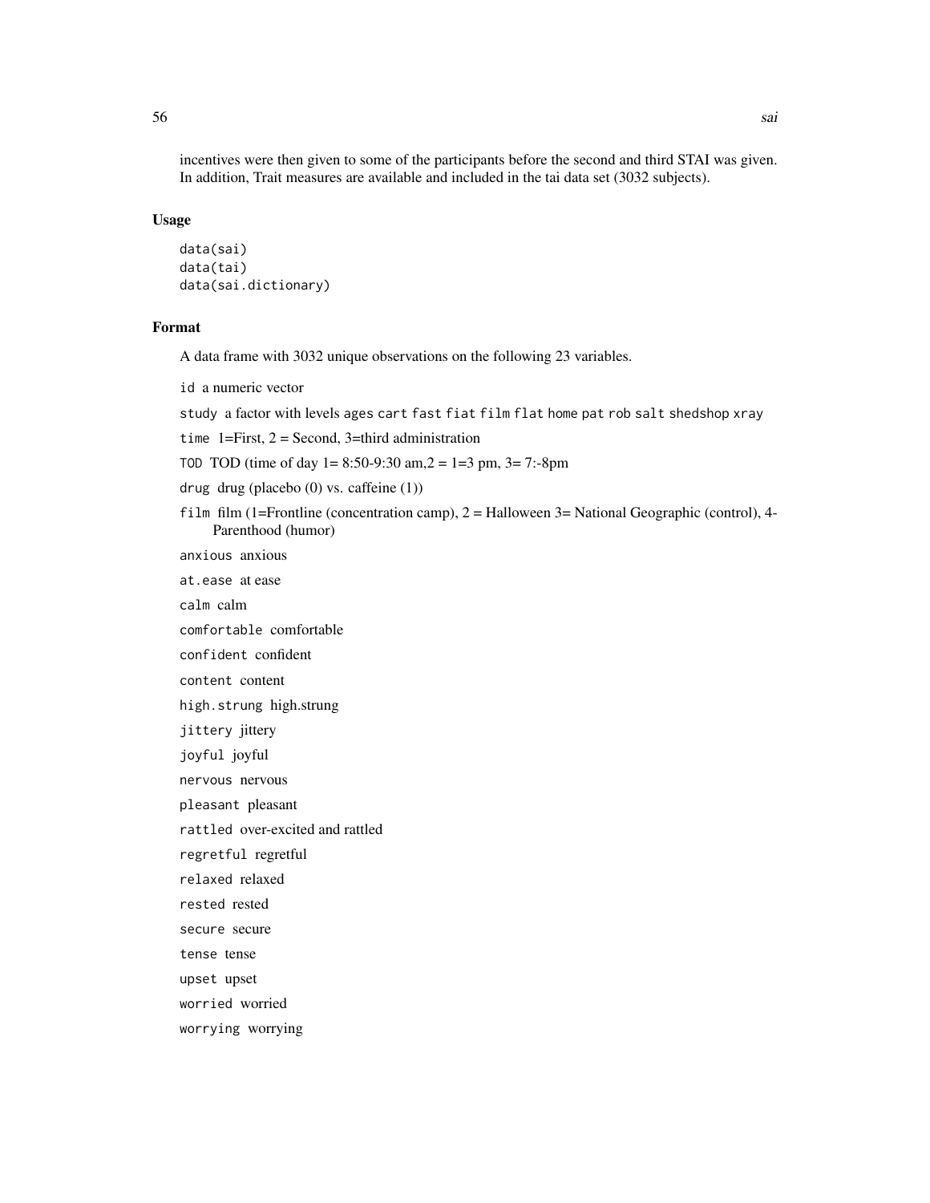incentives were then given to some of the participants before the second and third STAI was given. In addition, Trait measures are available and included in the tai data set (3032 subjects).

## Usage

```
data(sai)
data(tai)
data(sai.dictionary)
```

## Format

A data frame with 3032 unique observations on the following 23 variables.

`id` a numeric vector

`study` a factor with levels `ages` `cart` `fast` `fiat` `film` `flat` `home` `pat` `rob` `salt` `shedshop` `xray`

`time` 1=First, 2 = Second, 3=third administration

`TOD` TOD (time of day 1= 8:50-9:30 am,2 = 1=3 pm, 3= 7:-8pm

`drug` drug (placebo (0) vs. caffeine (1))

`film` film (1=Frontline (concentration camp), 2 = Halloween 3= National Geographic (control), 4- Parenthood (humor)

`anxious` anxious

`at.ease` at ease

`calm` calm

`comfortable` comfortable

`confident` confident

`content` content

`high.strung` high.strung

`jittery` jittery

`joyful` joyful

`nervous` nervous

`pleasant` pleasant

`rattled` over-excited and rattled

`regretful` regretful

`relaxed` relaxed

`rested` rested

`secure` secure

`tense` tense

`upset` upset

`worried` worried

`worrying` worrying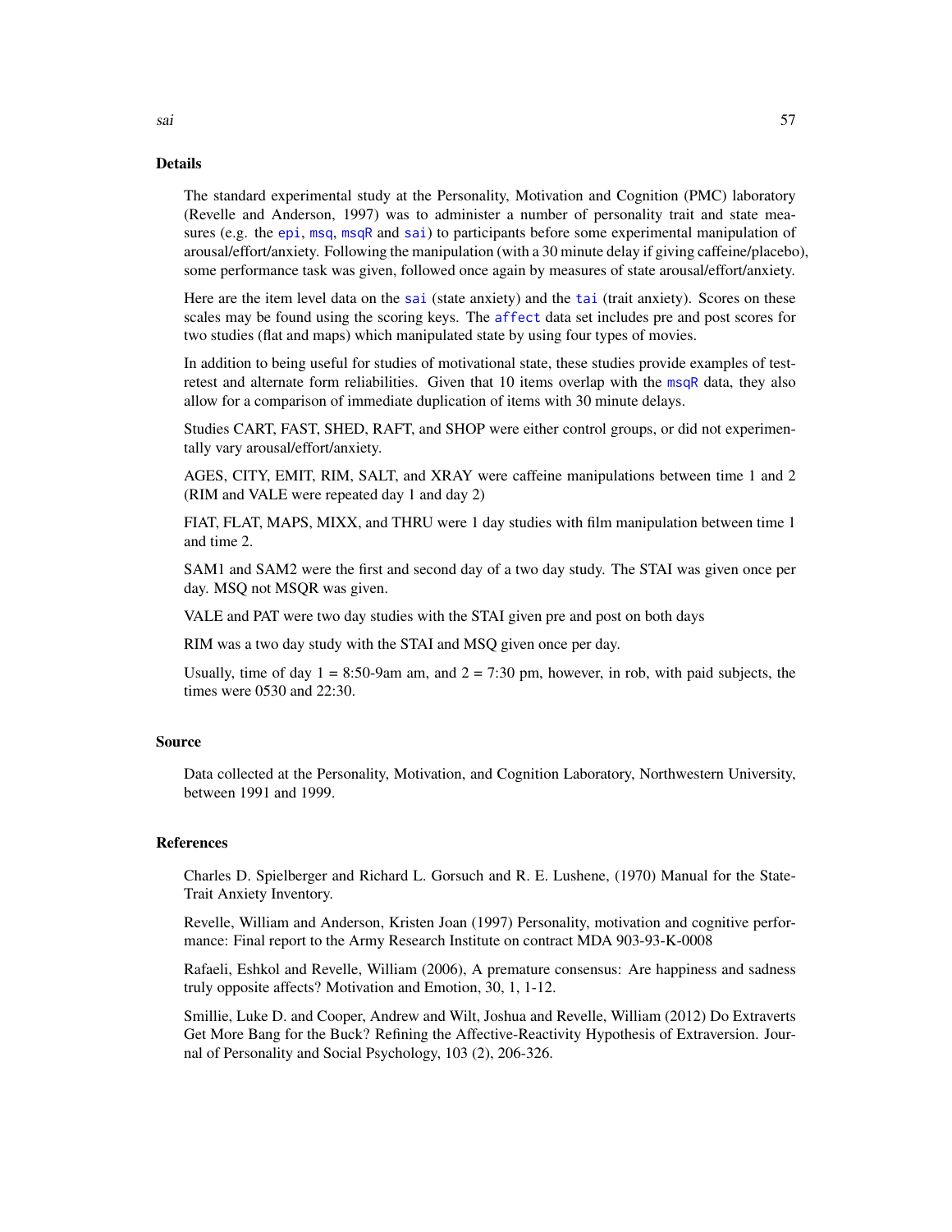## Details

The standard experimental study at the Personality, Motivation and Cognition (PMC) laboratory (Revelle and Anderson, 1997) was to administer a number of personality trait and state measures (e.g. the epi, msq, msqR and sai) to participants before some experimental manipulation of arousal/effort/anxiety. Following the manipulation (with a 30 minute delay if giving caffeine/placebo), some performance task was given, followed once again by measures of state arousal/effort/anxiety.

Here are the item level data on the sai (state anxiety) and the tai (trait anxiety). Scores on these scales may be found using the scoring keys. The affect data set includes pre and post scores for two studies (flat and maps) which manipulated state by using four types of movies.

In addition to being useful for studies of motivational state, these studies provide examples of test-retest and alternate form reliabilities. Given that 10 items overlap with the msqR data, they also allow for a comparison of immediate duplication of items with 30 minute delays.

Studies CART, FAST, SHED, RAFT, and SHOP were either control groups, or did not experimentally vary arousal/effort/anxiety.

AGES, CITY, EMIT, RIM, SALT, and XRAY were caffeine manipulations between time 1 and 2 (RIM and VALE were repeated day 1 and day 2)

FIAT, FLAT, MAPS, MIXX, and THRU were 1 day studies with film manipulation between time 1 and time 2.

SAM1 and SAM2 were the first and second day of a two day study. The STAI was given once per day. MSQ not MSQR was given.

VALE and PAT were two day studies with the STAI given pre and post on both days

RIM was a two day study with the STAI and MSQ given once per day.

Usually, time of day 1 = 8:50-9am am, and 2 = 7:30 pm, however, in rob, with paid subjects, the times were 0530 and 22:30.

## Source

Data collected at the Personality, Motivation, and Cognition Laboratory, Northwestern University, between 1991 and 1999.

## References

Charles D. Spielberger and Richard L. Gorsuch and R. E. Lushene, (1970) Manual for the State-Trait Anxiety Inventory.

Revelle, William and Anderson, Kristen Joan (1997) Personality, motivation and cognitive performance: Final report to the Army Research Institute on contract MDA 903-93-K-0008

Rafaeli, Eshkol and Revelle, William (2006), A premature consensus: Are happiness and sadness truly opposite affects? Motivation and Emotion, 30, 1, 1-12.

Smillie, Luke D. and Cooper, Andrew and Wilt, Joshua and Revelle, William (2012) Do Extraverts Get More Bang for the Buck? Refining the Affective-Reactivity Hypothesis of Extraversion. Journal of Personality and Social Psychology, 103 (2), 206-326.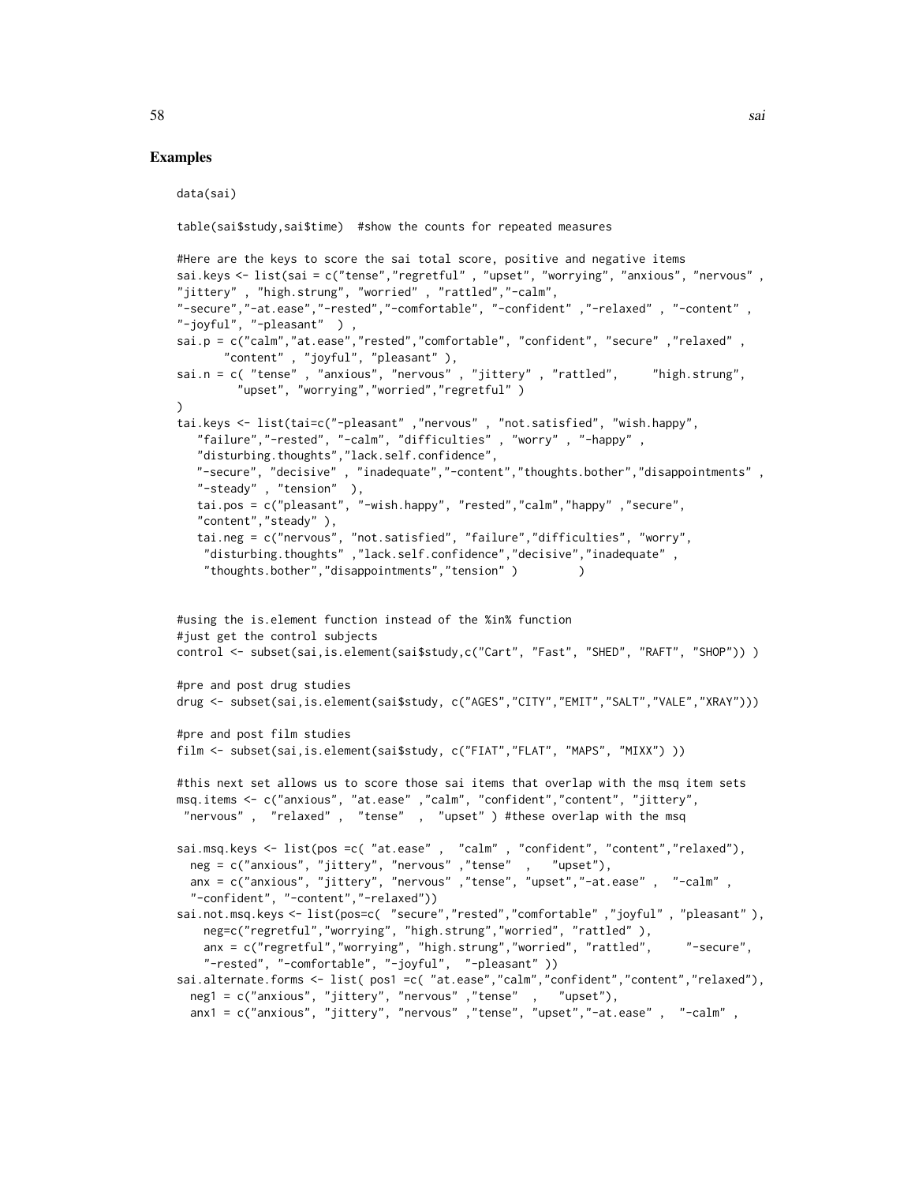## Examples

```
data(sai)

table(sai$study,sai$time)  #show the counts for repeated measures

#Here are the keys to score the sai total score, positive and negative items
sai.keys <- list(sai = c("tense","regretful" , "upset", "worrying", "anxious", "nervous" ,
"jittery" , "high.strung", "worried" , "rattled","-calm",
"-secure","-at.ease","-rested","-comfortable", "-confident" ,"-relaxed" , "-content" ,
"-joyful", "-pleasant"  ) ,
sai.p = c("calm","at.ease","rested","comfortable", "confident", "secure" ,"relaxed" ,
       "content" , "joyful", "pleasant" ),
sai.n = c( "tense" , "anxious", "nervous" , "jittery" , "rattled",     "high.strung",
         "upset", "worrying","worried","regretful" )
)
tai.keys <- list(tai=c("-pleasant" ,"nervous" , "not.satisfied", "wish.happy",
   "failure","-rested", "-calm", "difficulties" , "worry" , "-happy" ,
   "disturbing.thoughts","lack.self.confidence",
   "-secure", "decisive" , "inadequate","-content","thoughts.bother","disappointments" ,
   "-steady" , "tension"  ),
   tai.pos = c("pleasant", "-wish.happy", "rested","calm","happy" ,"secure",
   "content","steady" ),
   tai.neg = c("nervous", "not.satisfied", "failure","difficulties", "worry",
    "disturbing.thoughts" ,"lack.self.confidence","decisive","inadequate" ,
    "thoughts.bother","disappointments","tension" )         )


#using the is.element function instead of the %in% function
#just get the control subjects
control <- subset(sai,is.element(sai$study,c("Cart", "Fast", "SHED", "RAFT", "SHOP")) )

#pre and post drug studies
drug <- subset(sai,is.element(sai$study, c("AGES","CITY","EMIT","SALT","VALE","XRAY")))

#pre and post film studies
film <- subset(sai,is.element(sai$study, c("FIAT","FLAT", "MAPS", "MIXX") ))

#this next set allows us to score those sai items that overlap with the msq item sets
msq.items <- c("anxious", "at.ease" ,"calm", "confident","content", "jittery",
 "nervous" ,  "relaxed" ,  "tense"  ,  "upset" ) #these overlap with the msq

sai.msq.keys <- list(pos =c( "at.ease" ,  "calm" , "confident", "content","relaxed"),
  neg = c("anxious", "jittery", "nervous" ,"tense"  ,   "upset"),
  anx = c("anxious", "jittery", "nervous" ,"tense", "upset","-at.ease" ,  "-calm" ,
  "-confident", "-content","-relaxed"))
sai.not.msq.keys <- list(pos=c(  "secure","rested","comfortable" ,"joyful" , "pleasant" ),
    neg=c("regretful","worrying", "high.strung","worried", "rattled" ),
    anx = c("regretful","worrying", "high.strung","worried", "rattled",     "-secure",
    "-rested", "-comfortable", "-joyful",  "-pleasant" ))
sai.alternate.forms <- list( pos1 =c( "at.ease","calm","confident","content","relaxed"),
  neg1 = c("anxious", "jittery", "nervous" ,"tense"  ,   "upset"),
  anx1 = c("anxious", "jittery", "nervous" ,"tense", "upset","-at.ease" ,  "-calm" ,
```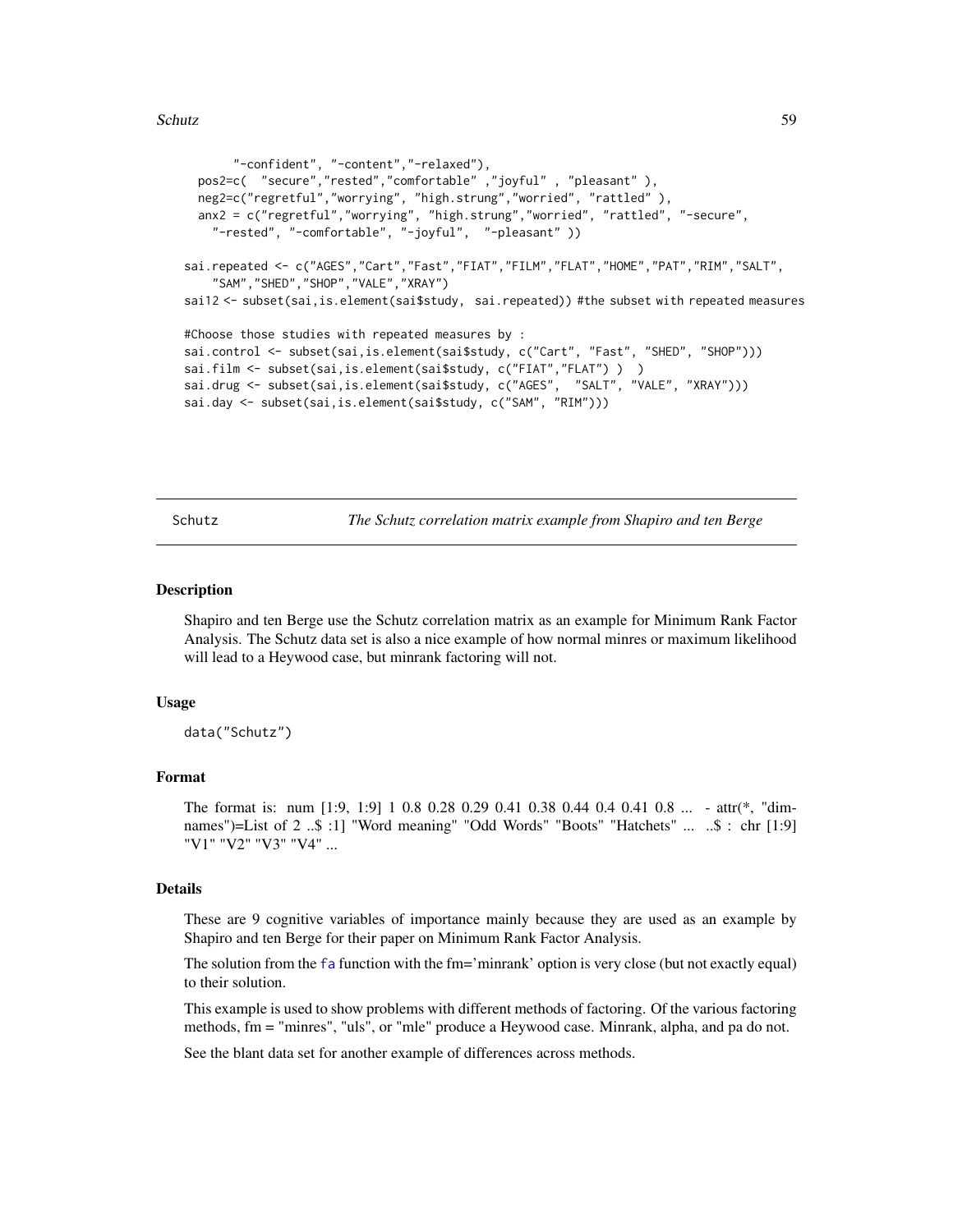```
       "-confident", "-content","-relaxed"),
  pos2=c(  "secure","rested","comfortable" ,"joyful" , "pleasant" ),
  neg2=c("regretful","worrying", "high.strung","worried", "rattled" ),
  anx2 = c("regretful","worrying", "high.strung","worried", "rattled", "-secure",
    "-rested", "-comfortable", "-joyful",  "-pleasant" ))

sai.repeated <- c("AGES","Cart","Fast","FIAT","FILM","FLAT","HOME","PAT","RIM","SALT",
    "SAM","SHED","SHOP","VALE","XRAY")
sai12 <- subset(sai,is.element(sai$study,  sai.repeated)) #the subset with repeated measures

#Choose those studies with repeated measures by :
sai.control <- subset(sai,is.element(sai$study, c("Cart", "Fast", "SHED", "SHOP")))
sai.film <- subset(sai,is.element(sai$study, c("FIAT","FLAT") )  )
sai.drug <- subset(sai,is.element(sai$study, c("AGES",  "SALT", "VALE", "XRAY")))
sai.day <- subset(sai,is.element(sai$study, c("SAM", "RIM")))
```

## Schutz — *The Schutz correlation matrix example from Shapiro and ten Berge*

### Description

Shapiro and ten Berge use the Schutz correlation matrix as an example for Minimum Rank Factor Analysis. The Schutz data set is also a nice example of how normal minres or maximum likelihood will lead to a Heywood case, but minrank factoring will not.

### Usage

```
data("Schutz")
```

### Format

The format is: num [1:9, 1:9] 1 0.8 0.28 0.29 0.41 0.38 0.44 0.4 0.41 0.8 ... - attr(*, "dimnames")=List of 2 ..$ :1] "Word meaning" "Odd Words" "Boots" "Hatchets" ... ..$ : chr [1:9] "V1" "V2" "V3" "V4" ...

### Details

These are 9 cognitive variables of importance mainly because they are used as an example by Shapiro and ten Berge for their paper on Minimum Rank Factor Analysis.

The solution from the fa function with the fm='minrank' option is very close (but not exactly equal) to their solution.

This example is used to show problems with different methods of factoring. Of the various factoring methods, fm = "minres", "uls", or "mle" produce a Heywood case. Minrank, alpha, and pa do not.

See the blant data set for another example of differences across methods.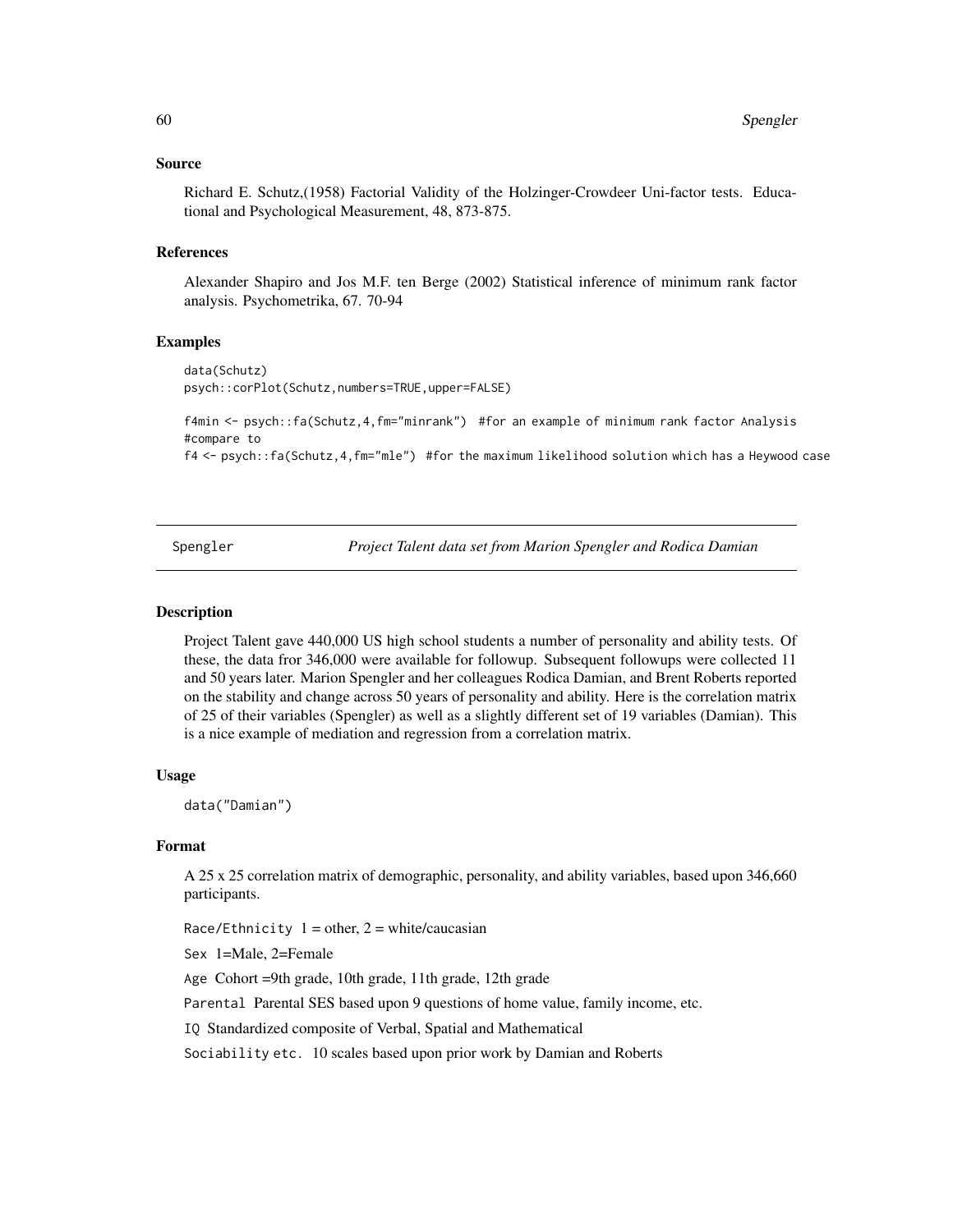### Source

Richard E. Schutz,(1958) Factorial Validity of the Holzinger-Crowdeer Uni-factor tests. Educational and Psychological Measurement, 48, 873-875.

### References

Alexander Shapiro and Jos M.F. ten Berge (2002) Statistical inference of minimum rank factor analysis. Psychometrika, 67. 70-94

### Examples

```
data(Schutz)
psych::corPlot(Schutz,numbers=TRUE,upper=FALSE)

f4min <- psych::fa(Schutz,4,fm="minrank")  #for an example of minimum rank factor Analysis
#compare to
f4 <- psych::fa(Schutz,4,fm="mle")  #for the maximum likelihood solution which has a Heywood case
```

---

## Spengler — *Project Talent data set from Marion Spengler and Rodica Damian*

### Description

Project Talent gave 440,000 US high school students a number of personality and ability tests. Of these, the data fror 346,000 were available for followup. Subsequent followups were collected 11 and 50 years later. Marion Spengler and her colleagues Rodica Damian, and Brent Roberts reported on the stability and change across 50 years of personality and ability. Here is the correlation matrix of 25 of their variables (Spengler) as well as a slightly different set of 19 variables (Damian). This is a nice example of mediation and regression from a correlation matrix.

### Usage

```
data("Damian")
```

### Format

A 25 x 25 correlation matrix of demographic, personality, and ability variables, based upon 346,660 participants.

`Race/Ethnicity` 1 = other, 2 = white/caucasian

`Sex` 1=Male, 2=Female

`Age` Cohort =9th grade, 10th grade, 11th grade, 12th grade

`Parental` Parental SES based upon 9 questions of home value, family income, etc.

`IQ` Standardized composite of Verbal, Spatial and Mathematical

`Sociability etc.` 10 scales based upon prior work by Damian and Roberts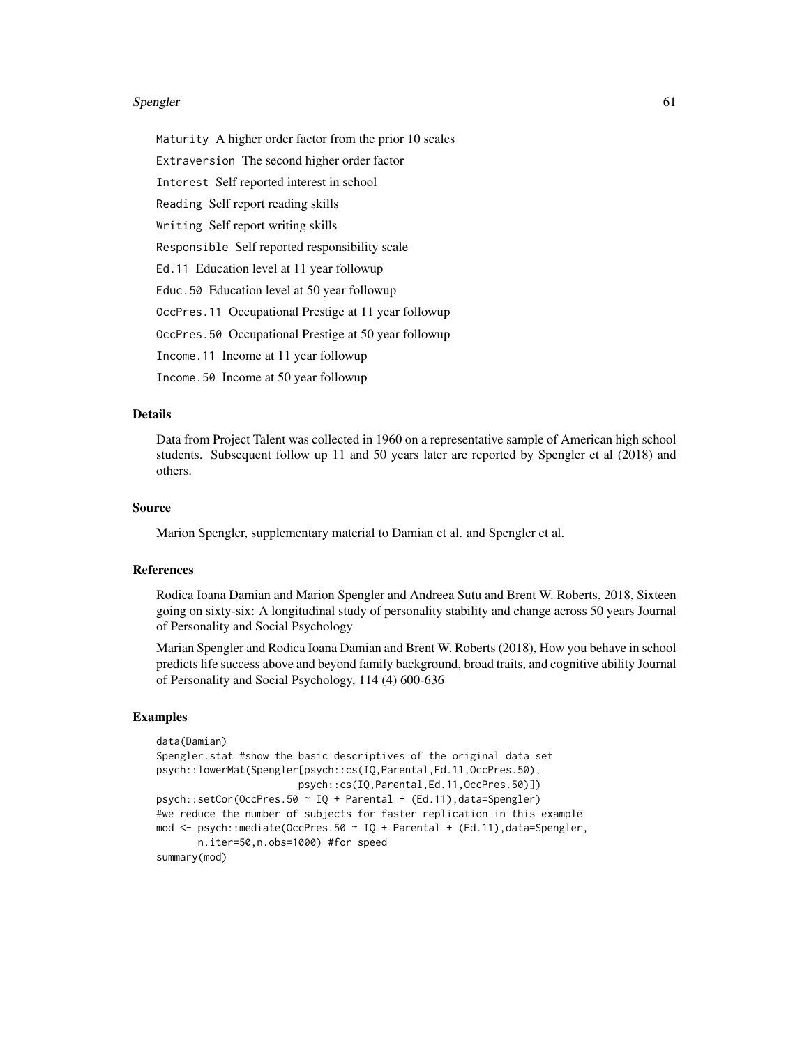`Maturity` A higher order factor from the prior 10 scales

`Extraversion` The second higher order factor

`Interest` Self reported interest in school

`Reading` Self report reading skills

`Writing` Self report writing skills

`Responsible` Self reported responsibility scale

`Ed.11` Education level at 11 year followup

`Educ.50` Education level at 50 year followup

`OccPres.11` Occupational Prestige at 11 year followup

`OccPres.50` Occupational Prestige at 50 year followup

`Income.11` Income at 11 year followup

`Income.50` Income at 50 year followup

### Details

Data from Project Talent was collected in 1960 on a representative sample of American high school students. Subsequent follow up 11 and 50 years later are reported by Spengler et al (2018) and others.

### Source

Marion Spengler, supplementary material to Damian et al. and Spengler et al.

### References

Rodica Ioana Damian and Marion Spengler and Andreea Sutu and Brent W. Roberts, 2018, Sixteen going on sixty-six: A longitudinal study of personality stability and change across 50 years Journal of Personality and Social Psychology

Marian Spengler and Rodica Ioana Damian and Brent W. Roberts (2018), How you behave in school predicts life success above and beyond family background, broad traits, and cognitive ability Journal of Personality and Social Psychology, 114 (4) 600-636

### Examples

```
data(Damian)
Spengler.stat #show the basic descriptives of the original data set
psych::lowerMat(Spengler[psych::cs(IQ,Parental,Ed.11,OccPres.50),
                         psych::cs(IQ,Parental,Ed.11,OccPres.50)])
psych::setCor(OccPres.50 ~ IQ + Parental + (Ed.11),data=Spengler)
#we reduce the number of subjects for faster replication in this example
mod <- psych::mediate(OccPres.50 ~ IQ + Parental + (Ed.11),data=Spengler,
       n.iter=50,n.obs=1000) #for speed
summary(mod)
```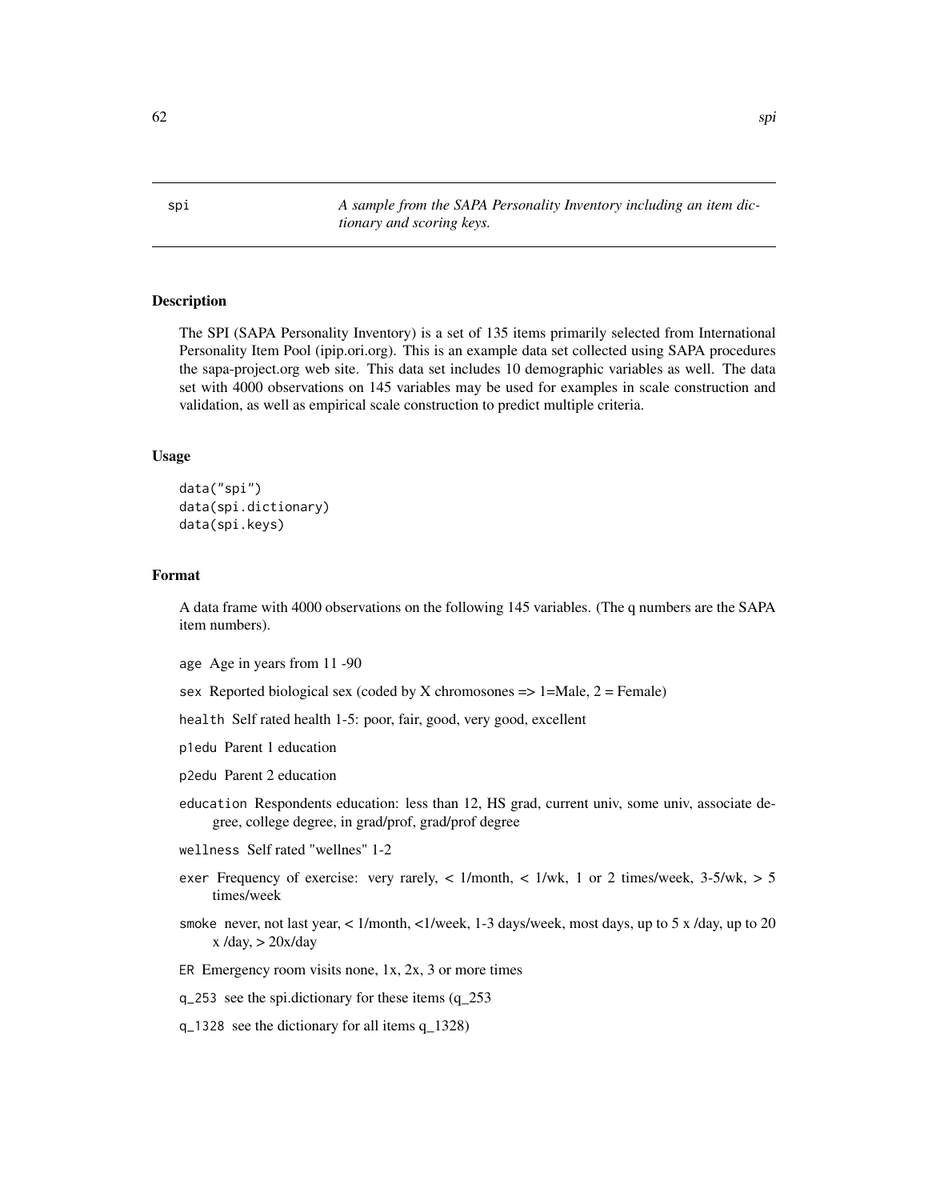spi — *A sample from the SAPA Personality Inventory including an item dictionary and scoring keys.*

## Description

The SPI (SAPA Personality Inventory) is a set of 135 items primarily selected from International Personality Item Pool (ipip.ori.org). This is an example data set collected using SAPA procedures the sapa-project.org web site. This data set includes 10 demographic variables as well. The data set with 4000 observations on 145 variables may be used for examples in scale construction and validation, as well as empirical scale construction to predict multiple criteria.

## Usage

```
data("spi")
data(spi.dictionary)
data(spi.keys)
```

## Format

A data frame with 4000 observations on the following 145 variables. (The q numbers are the SAPA item numbers).

- `age` Age in years from 11 -90
- `sex` Reported biological sex (coded by X chromosones => 1=Male, 2 = Female)
- `health` Self rated health 1-5: poor, fair, good, very good, excellent
- `p1edu` Parent 1 education
- `p2edu` Parent 2 education
- `education` Respondents education: less than 12, HS grad, current univ, some univ, associate degree, college degree, in grad/prof, grad/prof degree
- `wellness` Self rated "wellnes" 1-2
- `exer` Frequency of exercise: very rarely, < 1/month, < 1/wk, 1 or 2 times/week, 3-5/wk, > 5 times/week
- `smoke` never, not last year, < 1/month, <1/week, 1-3 days/week, most days, up to 5 x /day, up to 20 x /day, > 20x/day
- `ER` Emergency room visits none, 1x, 2x, 3 or more times
- `q_253` see the spi.dictionary for these items (q_253
- `q_1328` see the dictionary for all items q_1328)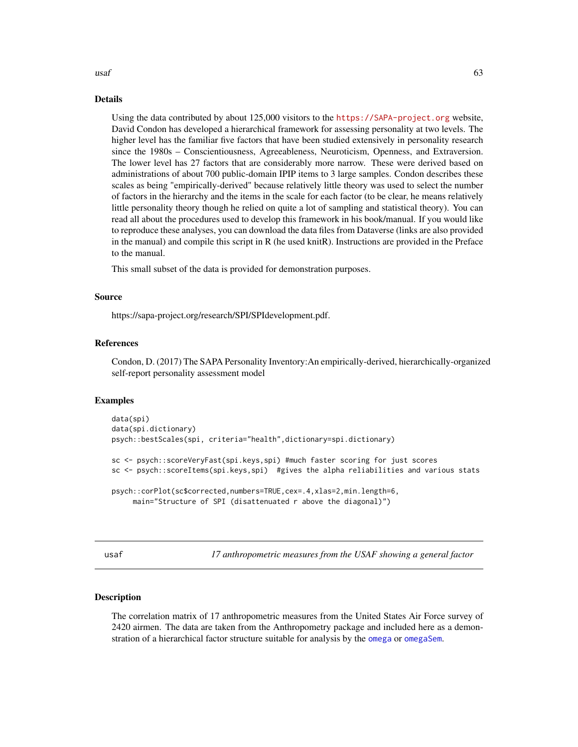## Details

Using the data contributed by about 125,000 visitors to the https://SAPA-project.org website, David Condon has developed a hierarchical framework for assessing personality at two levels. The higher level has the familiar five factors that have been studied extensively in personality research since the 1980s – Conscientiousness, Agreeableness, Neuroticism, Openness, and Extraversion. The lower level has 27 factors that are considerably more narrow. These were derived based on administrations of about 700 public-domain IPIP items to 3 large samples. Condon describes these scales as being "empirically-derived" because relatively little theory was used to select the number of factors in the hierarchy and the items in the scale for each factor (to be clear, he means relatively little personality theory though he relied on quite a lot of sampling and statistical theory). You can read all about the procedures used to develop this framework in his book/manual. If you would like to reproduce these analyses, you can download the data files from Dataverse (links are also provided in the manual) and compile this script in R (he used knitR). Instructions are provided in the Preface to the manual.

This small subset of the data is provided for demonstration purposes.

## Source

https://sapa-project.org/research/SPI/SPIdevelopment.pdf.

## References

Condon, D. (2017) The SAPA Personality Inventory:An empirically-derived, hierarchically-organized self-report personality assessment model

## Examples

```
data(spi)
data(spi.dictionary)
psych::bestScales(spi, criteria="health",dictionary=spi.dictionary)

sc <- psych::scoreVeryFast(spi.keys,spi) #much faster scoring for just scores
sc <- psych::scoreItems(spi.keys,spi)  #gives the alpha reliabilities and various stats

psych::corPlot(sc$corrected,numbers=TRUE,cex=.4,xlas=2,min.length=6,
     main="Structure of SPI (disattenuated r above the diagonal)")
```

---

# usaf — *17 anthropometric measures from the USAF showing a general factor*

## Description

The correlation matrix of 17 anthropometric measures from the United States Air Force survey of 2420 airmen. The data are taken from the Anthropometry package and included here as a demonstration of a hierarchical factor structure suitable for analysis by the omega or omegaSem.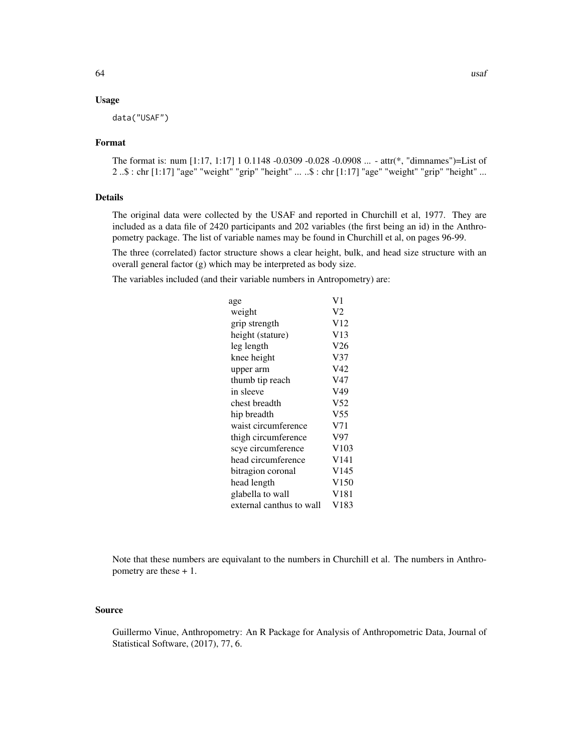## Usage

```
data("USAF")
```

## Format

The format is: num [1:17, 1:17] 1 0.1148 -0.0309 -0.028 -0.0908 ... - attr(*, "dimnames")=List of 2 ..$ : chr [1:17] "age" "weight" "grip" "height" ... ..$ : chr [1:17] "age" "weight" "grip" "height" ...

## Details

The original data were collected by the USAF and reported in Churchill et al, 1977. They are included as a data file of 2420 participants and 202 variables (the first being an id) in the Anthropometry package. The list of variable names may be found in Churchill et al, on pages 96-99.

The three (correlated) factor structure shows a clear height, bulk, and head size structure with an overall general factor (g) which may be interpreted as body size.

The variables included (and their variable numbers in Antropometry) are:

| | |
|---|---|
| age | V1 |
| weight | V2 |
| grip strength | V12 |
| height (stature) | V13 |
| leg length | V26 |
| knee height | V37 |
| upper arm | V42 |
| thumb tip reach | V47 |
| in sleeve | V49 |
| chest breadth | V52 |
| hip breadth | V55 |
| waist circumference | V71 |
| thigh circumference | V97 |
| scye circumference | V103 |
| head circumference | V141 |
| bitragion coronal | V145 |
| head length | V150 |
| glabella to wall | V181 |
| external canthus to wall | V183 |

Note that these numbers are equivalant to the numbers in Churchill et al. The numbers in Anthropometry are these + 1.

## Source

Guillermo Vinue, Anthropometry: An R Package for Analysis of Anthropometric Data, Journal of Statistical Software, (2017), 77, 6.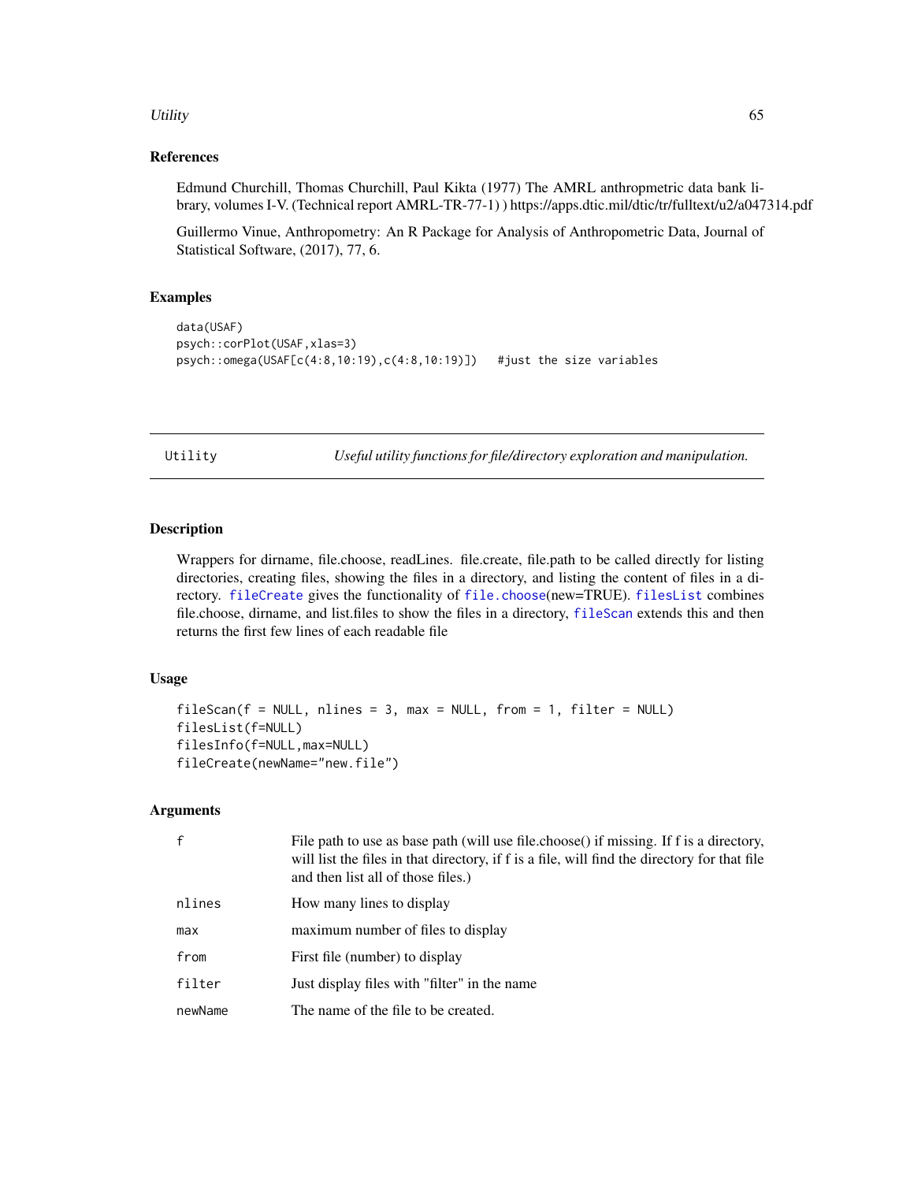### References

Edmund Churchill, Thomas Churchill, Paul Kikta (1977) The AMRL anthropmetric data bank library, volumes I-V. (Technical report AMRL-TR-77-1) ) https://apps.dtic.mil/dtic/tr/fulltext/u2/a047314.pdf

Guillermo Vinue, Anthropometry: An R Package for Analysis of Anthropometric Data, Journal of Statistical Software, (2017), 77, 6.

### Examples

```
data(USAF)
psych::corPlot(USAF,xlas=3)
psych::omega(USAF[c(4:8,10:19),c(4:8,10:19)])   #just the size variables
```

---

## Utility — *Useful utility functions for file/directory exploration and manipulation.*

---

### Description

Wrappers for dirname, file.choose, readLines. file.create, file.path to be called directly for listing directories, creating files, showing the files in a directory, and listing the content of files in a directory. fileCreate gives the functionality of file.choose(new=TRUE). filesList combines file.choose, dirname, and list.files to show the files in a directory, fileScan extends this and then returns the first few lines of each readable file

### Usage

```
fileScan(f = NULL, nlines = 3, max = NULL, from = 1, filter = NULL)
filesList(f=NULL)
filesInfo(f=NULL,max=NULL)
fileCreate(newName="new.file")
```

### Arguments

| | |
|---|---|
| f | File path to use as base path (will use file.choose() if missing. If f is a directory, will list the files in that directory, if f is a file, will find the directory for that file and then list all of those files.) |
| nlines | How many lines to display |
| max | maximum number of files to display |
| from | First file (number) to display |
| filter | Just display files with "filter" in the name |
| newName | The name of the file to be created. |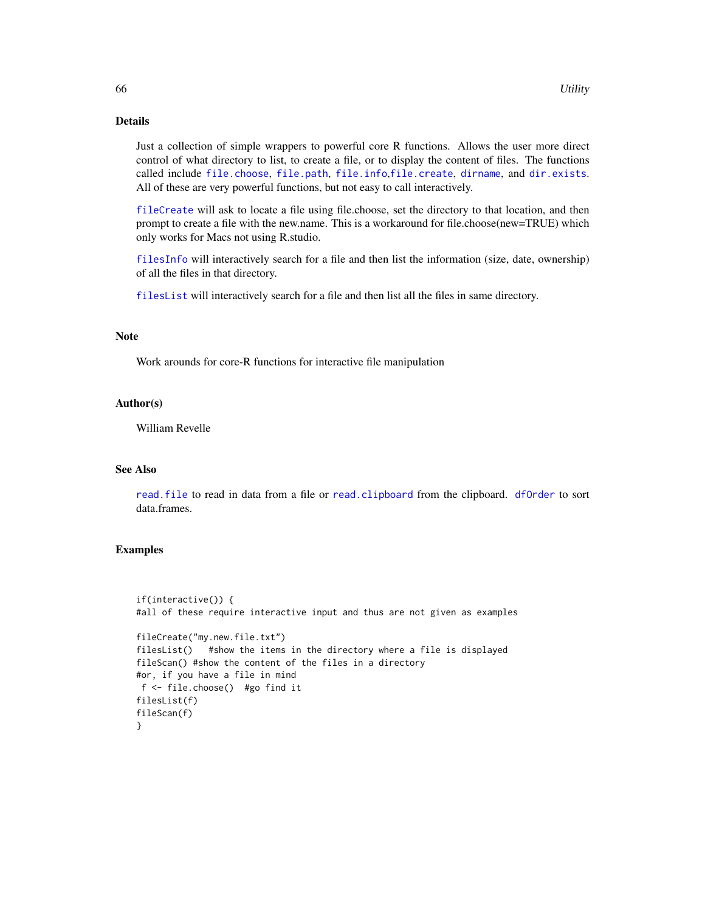## Details

Just a collection of simple wrappers to powerful core R functions. Allows the user more direct control of what directory to list, to create a file, or to display the content of files. The functions called include `file.choose`, `file.path`, `file.info`,`file.create`, `dirname`, and `dir.exists`. All of these are very powerful functions, but not easy to call interactively.

`fileCreate` will ask to locate a file using file.choose, set the directory to that location, and then prompt to create a file with the new.name. This is a workaround for file.choose(new=TRUE) which only works for Macs not using R.studio.

`filesInfo` will interactively search for a file and then list the information (size, date, ownership) of all the files in that directory.

`filesList` will interactively search for a file and then list all the files in same directory.

## Note

Work arounds for core-R functions for interactive file manipulation

## Author(s)

William Revelle

## See Also

`read.file` to read in data from a file or `read.clipboard` from the clipboard. `dfOrder` to sort data.frames.

## Examples

```
if(interactive()) {
#all of these require interactive input and thus are not given as examples

fileCreate("my.new.file.txt")
filesList()   #show the items in the directory where a file is displayed
fileScan() #show the content of the files in a directory
#or, if you have a file in mind
 f <- file.choose()  #go find it
filesList(f)
fileScan(f)
}
```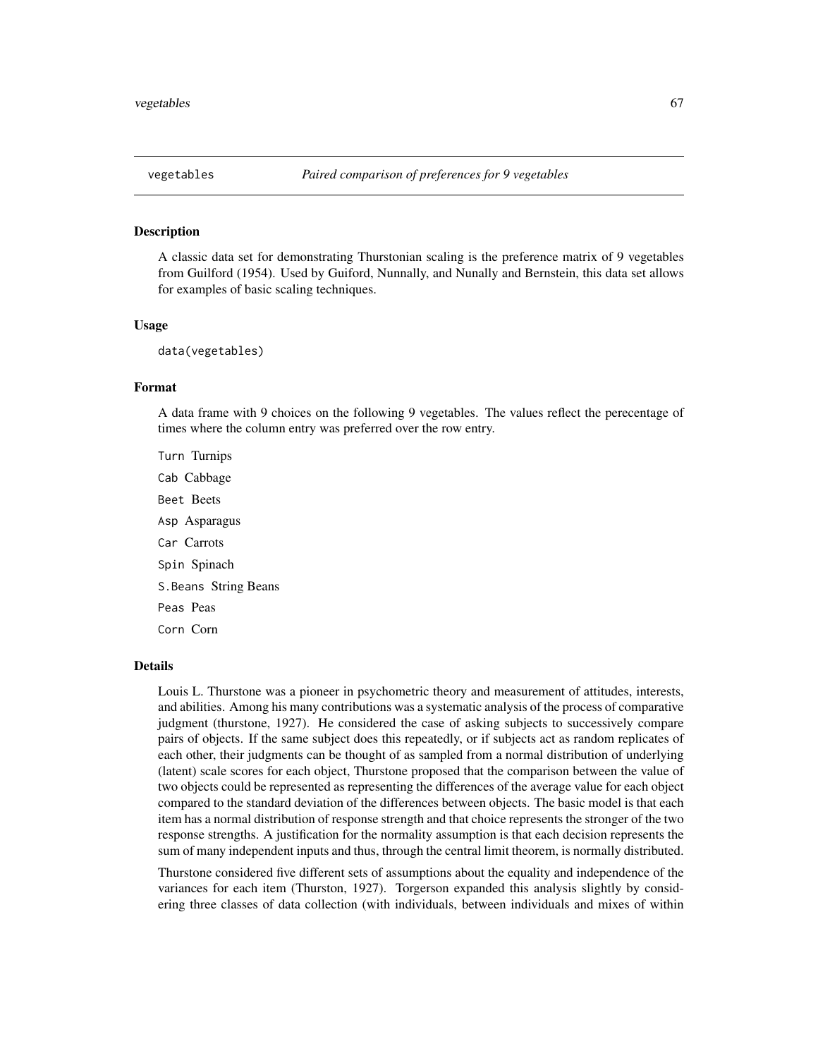## vegetables — *Paired comparison of preferences for 9 vegetables*

### Description

A classic data set for demonstrating Thurstonian scaling is the preference matrix of 9 vegetables from Guilford (1954). Used by Guiford, Nunnally, and Nunally and Bernstein, this data set allows for examples of basic scaling techniques.

### Usage

```
data(vegetables)
```

### Format

A data frame with 9 choices on the following 9 vegetables. The values reflect the perecentage of times where the column entry was preferred over the row entry.

- `Turn` Turnips
- `Cab` Cabbage
- `Beet` Beets
- `Asp` Asparagus
- `Car` Carrots
- `Spin` Spinach
- `S.Beans` String Beans
- `Peas` Peas
- `Corn` Corn

### Details

Louis L. Thurstone was a pioneer in psychometric theory and measurement of attitudes, interests, and abilities. Among his many contributions was a systematic analysis of the process of comparative judgment (thurstone, 1927). He considered the case of asking subjects to successively compare pairs of objects. If the same subject does this repeatedly, or if subjects act as random replicates of each other, their judgments can be thought of as sampled from a normal distribution of underlying (latent) scale scores for each object, Thurstone proposed that the comparison between the value of two objects could be represented as representing the differences of the average value for each object compared to the standard deviation of the differences between objects. The basic model is that each item has a normal distribution of response strength and that choice represents the stronger of the two response strengths. A justification for the normality assumption is that each decision represents the sum of many independent inputs and thus, through the central limit theorem, is normally distributed.

Thurstone considered five different sets of assumptions about the equality and independence of the variances for each item (Thurston, 1927). Torgerson expanded this analysis slightly by considering three classes of data collection (with individuals, between individuals and mixes of within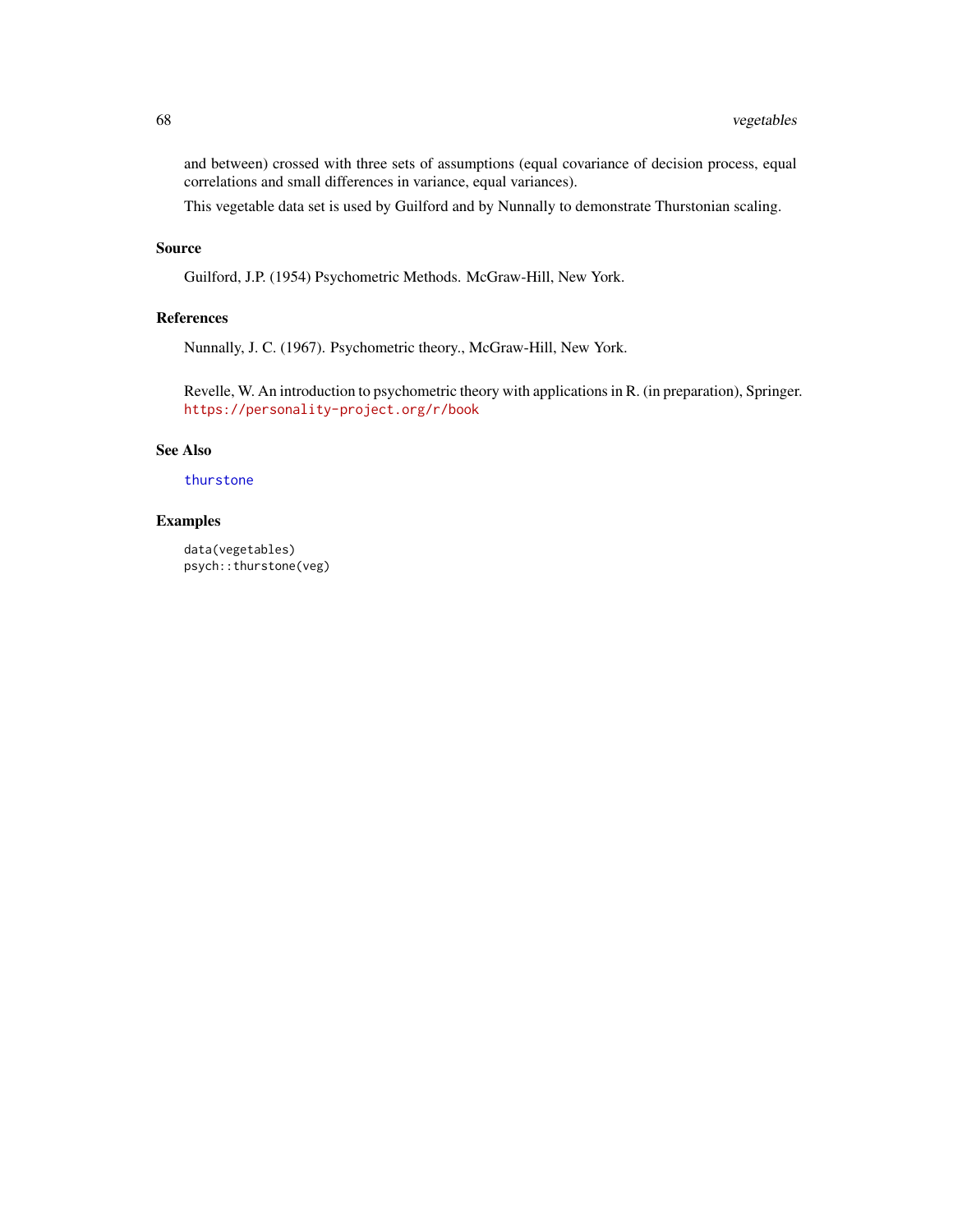and between) crossed with three sets of assumptions (equal covariance of decision process, equal correlations and small differences in variance, equal variances).

This vegetable data set is used by Guilford and by Nunnally to demonstrate Thurstonian scaling.

## Source

Guilford, J.P. (1954) Psychometric Methods. McGraw-Hill, New York.

## References

Nunnally, J. C. (1967). Psychometric theory., McGraw-Hill, New York.

Revelle, W. An introduction to psychometric theory with applications in R. (in preparation), Springer. https://personality-project.org/r/book

## See Also

thurstone

## Examples

```
data(vegetables)
psych::thurstone(veg)
```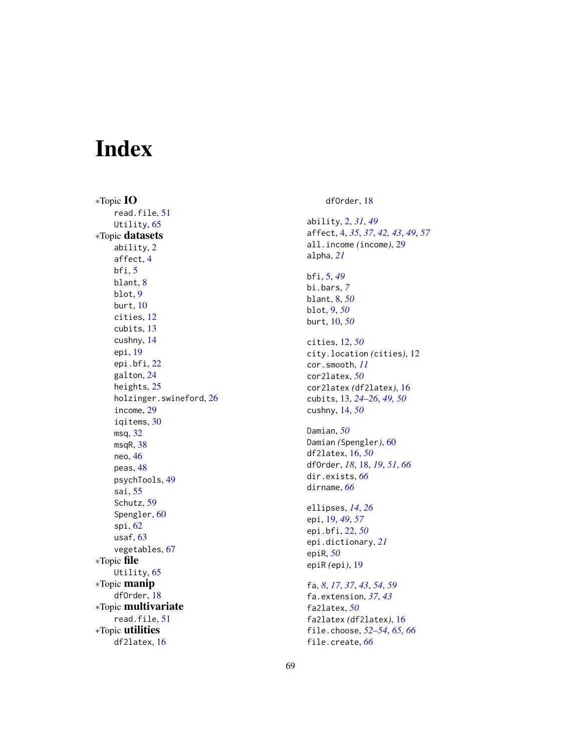# Index

*Topic **IO**

- read.file, 51
- Utility, 65

*Topic **datasets**

- ability, 2
- affect, 4
- bfi, 5
- blant, 8
- blot, 9
- burt, 10
- cities, 12
- cubits, 13
- cushny, 14
- epi, 19
- epi.bfi, 22
- galton, 24
- heights, 25
- holzinger.swineford, 26
- income, 29
- iqitems, 30
- msq, 32
- msqR, 38
- neo, 46
- peas, 48
- psychTools, 49
- sai, 55
- Schutz, 59
- Spengler, 60
- spi, 62
- usaf, 63
- vegetables, 67

*Topic **file**

- Utility, 65

*Topic **manip**

- dfOrder, 18

*Topic **multivariate**

- read.file, 51

*Topic **utilities**

- df2latex, 16
- dfOrder, 18

ability, 2, *31*, *49*
affect, 4, *35*, *37*, *42, 43*, *49*, *57*
all.income (income), 29
alpha, *21*

bfi, 5, *49*
bi.bars, *7*
blant, 8, *50*
blot, 9, *50*
burt, 10, *50*

cities, 12, *50*
city.location (cities), 12
cor.smooth, *11*
cor2latex, *50*
cor2latex (df2latex), 16
cubits, 13, *24–26*, *49, 50*
cushny, 14, *50*

Damian, *50*
Damian (Spengler), 60
df2latex, 16, *50*
dfOrder, *18*, 18, *19*, *51*, *66*
dir.exists, *66*
dirname, *66*

ellipses, *14*, *26*
epi, 19, *49*, *57*
epi.bfi, 22, *50*
epi.dictionary, *21*
epiR, *50*
epiR (epi), 19

fa, *8*, *17*, *37*, *43*, *54*, *59*
fa.extension, *37*, *43*
fa2latex, *50*
fa2latex (df2latex), 16
file.choose, *52–54*, *65, 66*
file.create, *66*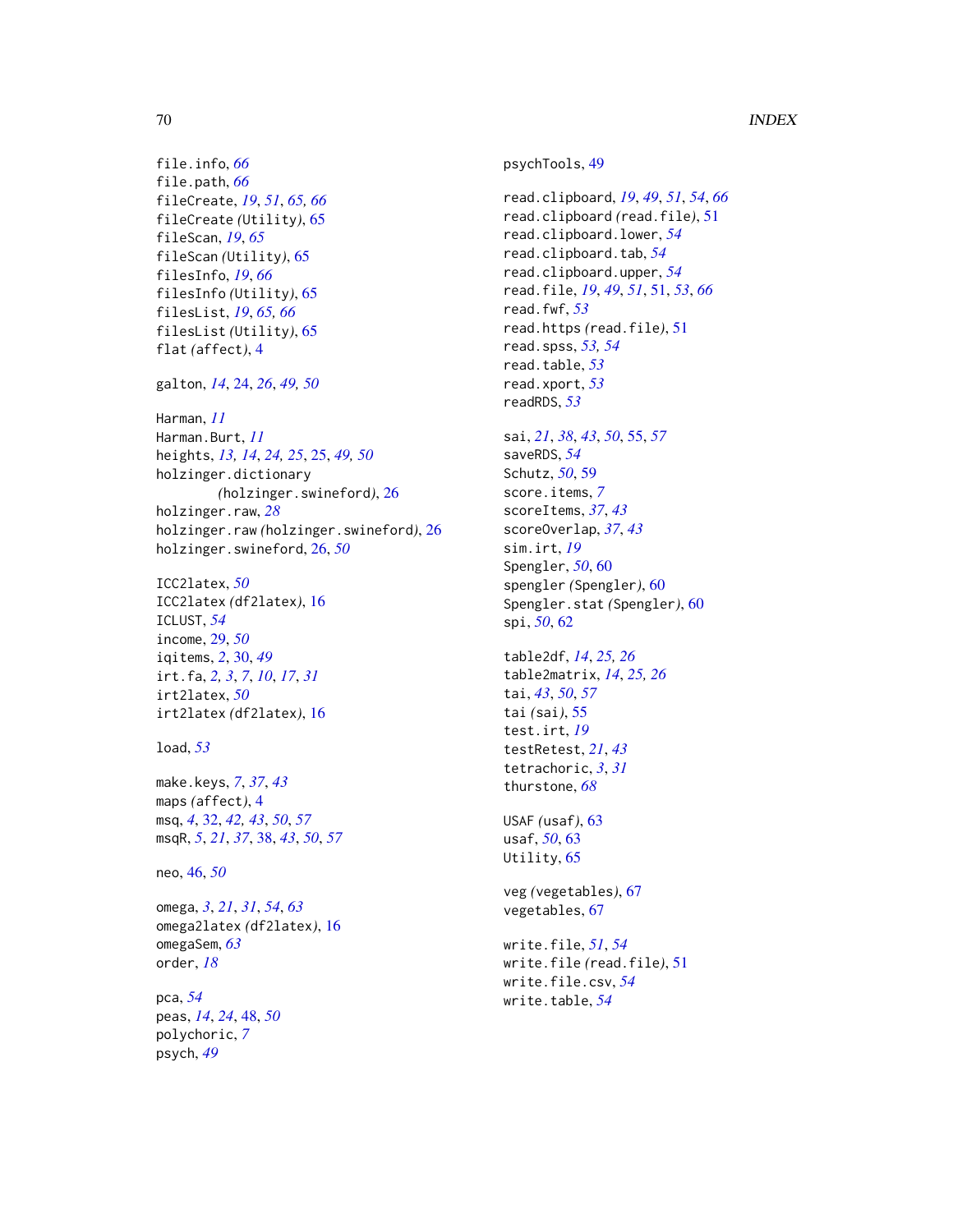file.info, *66*
file.path, *66*
fileCreate, *19*, *51*, *65, 66*
fileCreate *(*Utility*)*, 65
fileScan, *19*, *65*
fileScan *(*Utility*)*, 65
filesInfo, *19*, *66*
filesInfo *(*Utility*)*, 65
filesList, *19*, *65, 66*
filesList *(*Utility*)*, 65
flat *(*affect*)*, 4

galton, *14*, 24, *26*, *49, 50*

Harman, *11*
Harman.Burt, *11*
heights, *13, 14*, *24, 25*, 25, *49, 50*
holzinger.dictionary
    *(*holzinger.swineford*)*, 26
holzinger.raw, *28*
holzinger.raw *(*holzinger.swineford*)*, 26
holzinger.swineford, 26, *50*

ICC2latex, *50*
ICC2latex *(*df2latex*)*, 16
ICLUST, *54*
income, 29, *50*
iqitems, *2*, 30, *49*
irt.fa, *2, 3*, *7*, *10*, *17*, *31*
irt2latex, *50*
irt2latex *(*df2latex*)*, 16

load, *53*

make.keys, *7*, *37*, *43*
maps *(*affect*)*, 4
msq, *4*, 32, *42, 43*, *50*, *57*
msqR, *5*, *21*, *37*, 38, *43*, *50*, *57*

neo, 46, *50*

omega, *3*, *21*, *31*, *54*, *63*
omega2latex *(*df2latex*)*, 16
omegaSem, *63*
order, *18*

pca, *54*
peas, *14*, *24*, 48, *50*
polychoric, *7*
psych, *49*
psychTools, 49

read.clipboard, *19*, *49*, *51*, *54*, *66*
read.clipboard *(*read.file*)*, 51
read.clipboard.lower, *54*
read.clipboard.tab, *54*
read.clipboard.upper, *54*
read.file, *19*, *49*, *51*, 51, *53*, *66*
read.fwf, *53*
read.https *(*read.file*)*, 51
read.spss, *53, 54*
read.table, *53*
read.xport, *53*
readRDS, *53*

sai, *21*, *38*, *43*, *50*, 55, *57*
saveRDS, *54*
Schutz, *50*, 59
score.items, *7*
scoreItems, *37*, *43*
scoreOverlap, *37*, *43*
sim.irt, *19*
Spengler, *50*, 60
spengler *(*Spengler*)*, 60
Spengler.stat *(*Spengler*)*, 60
spi, *50*, 62

table2df, *14*, *25, 26*
table2matrix, *14*, *25, 26*
tai, *43*, *50*, *57*
tai *(*sai*)*, 55
test.irt, *19*
testRetest, *21*, *43*
tetrachoric, *3*, *31*
thurstone, *68*

USAF *(*usaf*)*, 63
usaf, *50*, 63
Utility, 65

veg *(*vegetables*)*, 67
vegetables, 67

write.file, *51*, *54*
write.file *(*read.file*)*, 51
write.file.csv, *54*
write.table, *54*